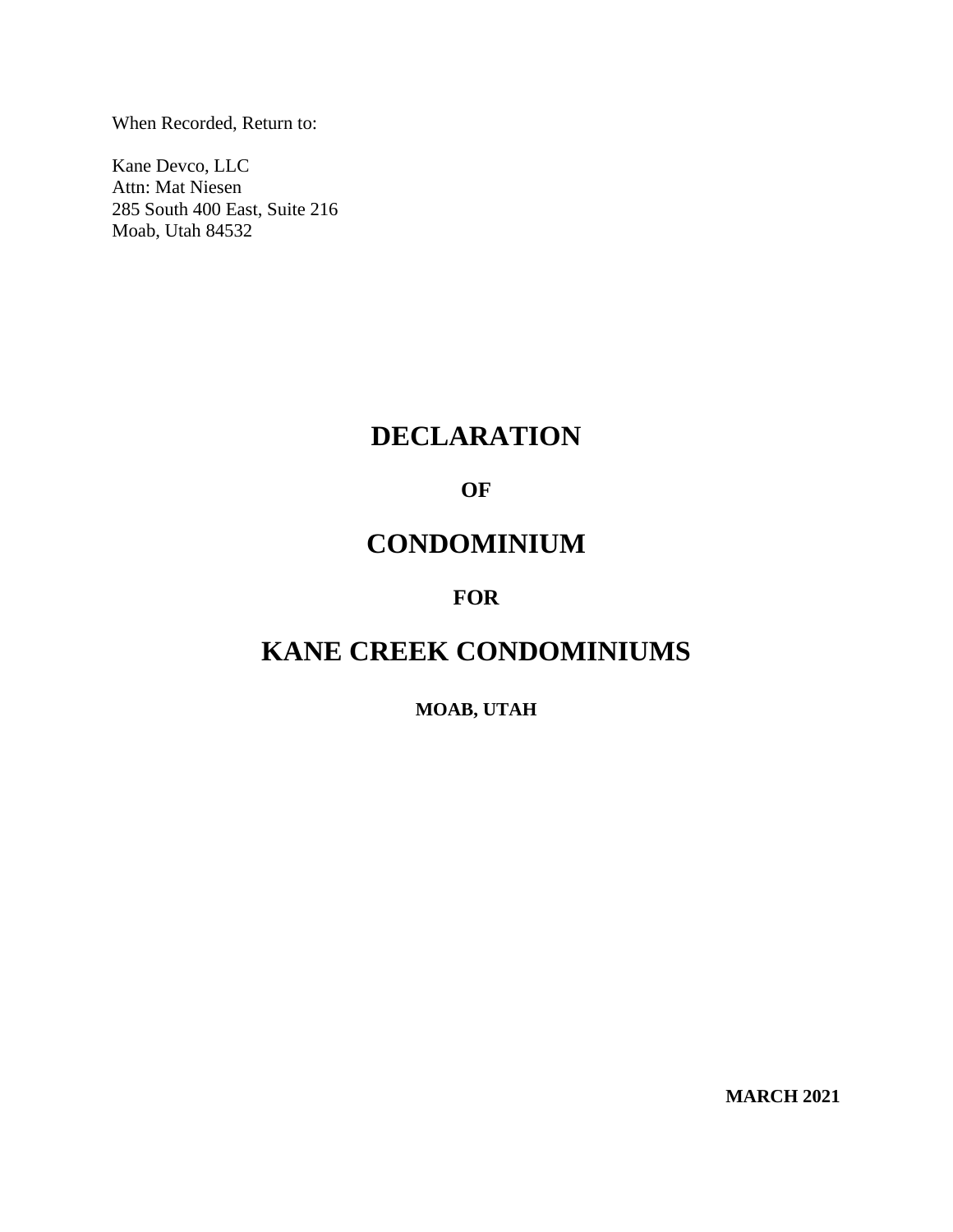When Recorded, Return to:

Kane Devco, LLC
Attn: Mat Niesen
285 South 400 East, Suite 216
Moab, Utah 84532

# DECLARATION

## OF

# CONDOMINIUM

## FOR

# KANE CREEK CONDOMINIUMS

**MOAB, UTAH**

**MARCH 2021**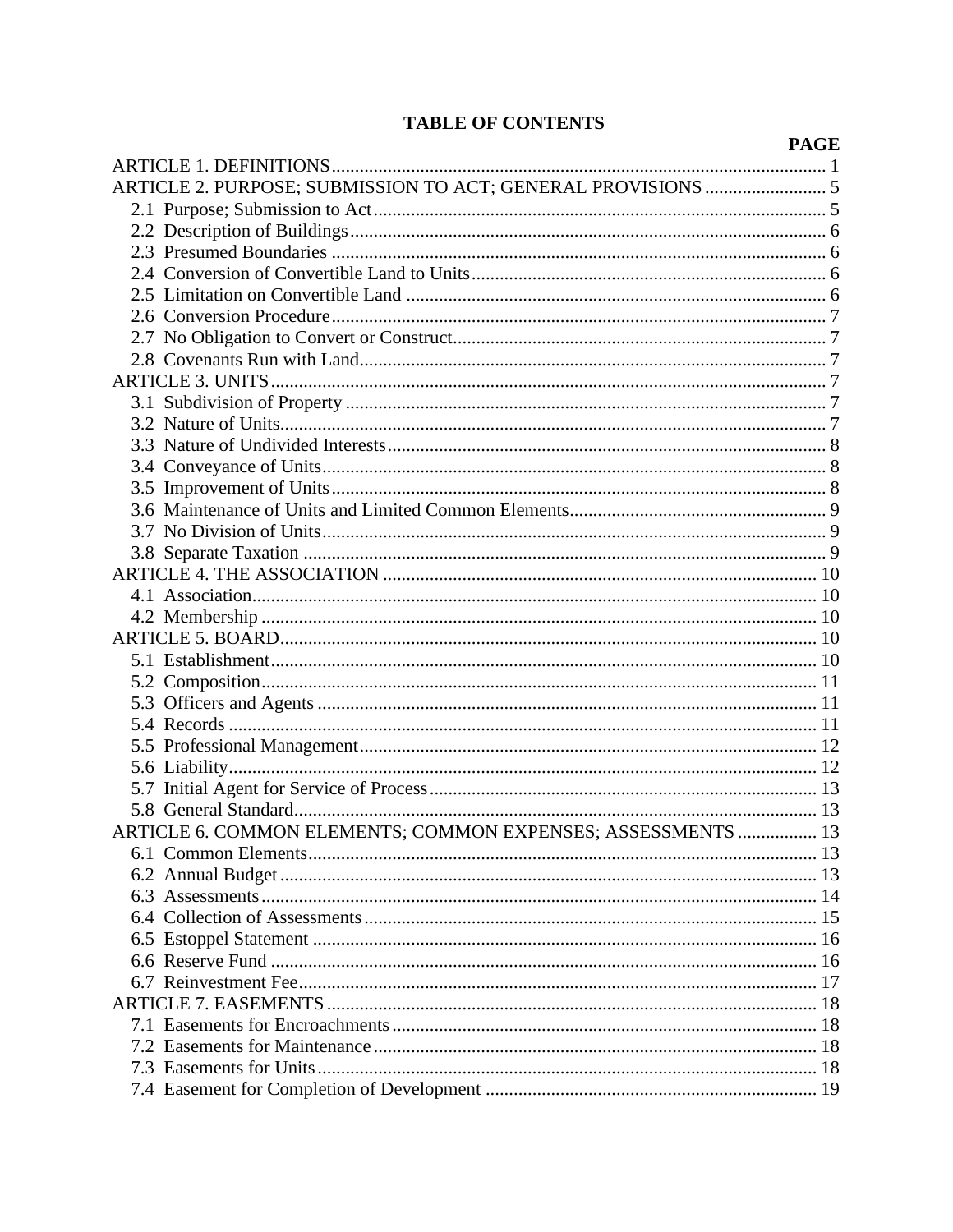**TABLE OF CONTENTS**

| | PAGE |
|---|---|
| ARTICLE 1. DEFINITIONS | 1 |
| ARTICLE 2. PURPOSE; SUBMISSION TO ACT; GENERAL PROVISIONS | 5 |
| 2.1 Purpose; Submission to Act | 5 |
| 2.2 Description of Buildings | 6 |
| 2.3 Presumed Boundaries | 6 |
| 2.4 Conversion of Convertible Land to Units | 6 |
| 2.5 Limitation on Convertible Land | 6 |
| 2.6 Conversion Procedure | 7 |
| 2.7 No Obligation to Convert or Construct | 7 |
| 2.8 Covenants Run with Land | 7 |
| ARTICLE 3. UNITS | 7 |
| 3.1 Subdivision of Property | 7 |
| 3.2 Nature of Units | 7 |
| 3.3 Nature of Undivided Interests | 8 |
| 3.4 Conveyance of Units | 8 |
| 3.5 Improvement of Units | 8 |
| 3.6 Maintenance of Units and Limited Common Elements | 9 |
| 3.7 No Division of Units | 9 |
| 3.8 Separate Taxation | 9 |
| ARTICLE 4. THE ASSOCIATION | 10 |
| 4.1 Association | 10 |
| 4.2 Membership | 10 |
| ARTICLE 5. BOARD | 10 |
| 5.1 Establishment | 10 |
| 5.2 Composition | 11 |
| 5.3 Officers and Agents | 11 |
| 5.4 Records | 11 |
| 5.5 Professional Management | 12 |
| 5.6 Liability | 12 |
| 5.7 Initial Agent for Service of Process | 13 |
| 5.8 General Standard | 13 |
| ARTICLE 6. COMMON ELEMENTS; COMMON EXPENSES; ASSESSMENTS | 13 |
| 6.1 Common Elements | 13 |
| 6.2 Annual Budget | 13 |
| 6.3 Assessments | 14 |
| 6.4 Collection of Assessments | 15 |
| 6.5 Estoppel Statement | 16 |
| 6.6 Reserve Fund | 16 |
| 6.7 Reinvestment Fee | 17 |
| ARTICLE 7. EASEMENTS | 18 |
| 7.1 Easements for Encroachments | 18 |
| 7.2 Easements for Maintenance | 18 |
| 7.3 Easements for Units | 18 |
| 7.4 Easement for Completion of Development | 19 |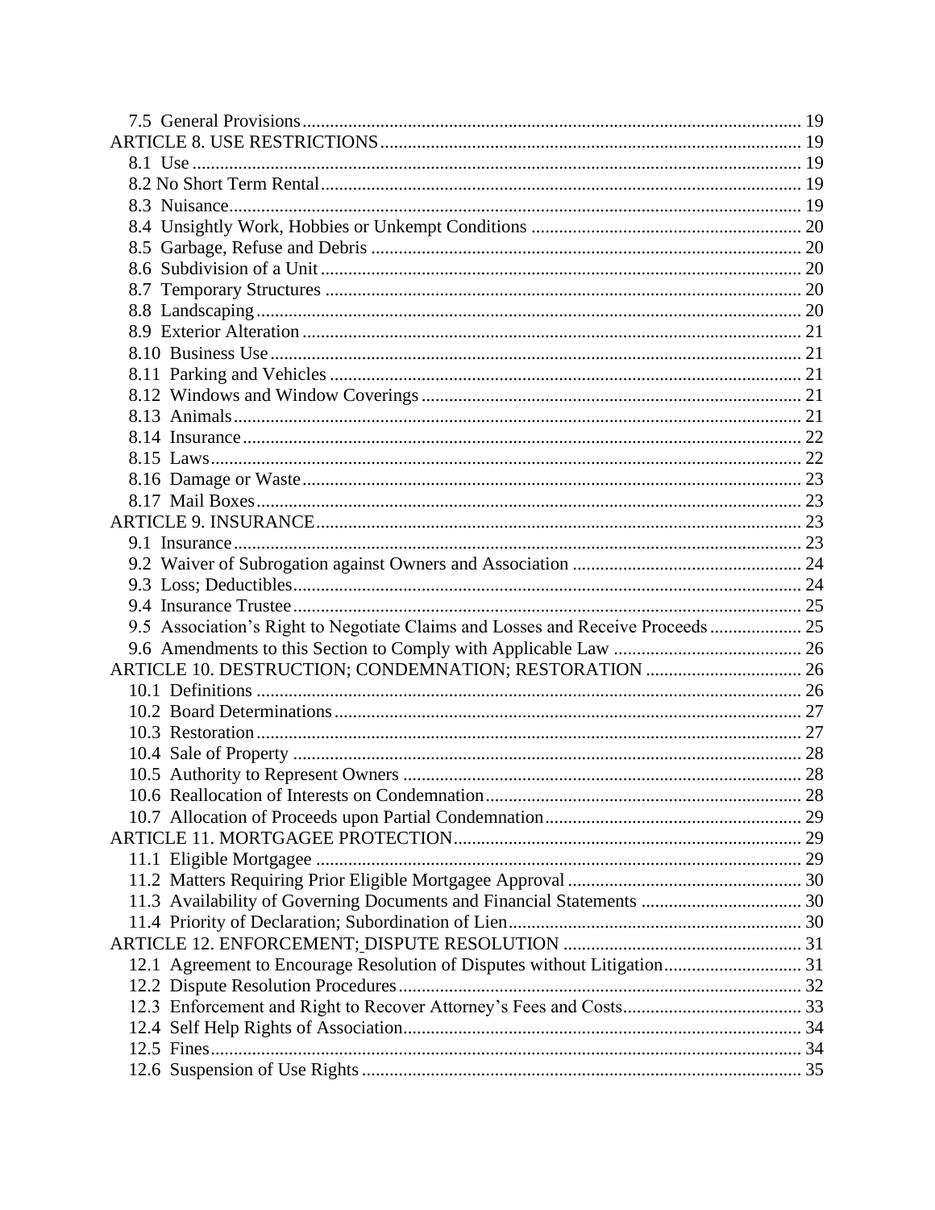7.5 General Provisions ........ 19

ARTICLE 8. USE RESTRICTIONS ........ 19

8.1 Use ........ 19

8.2 No Short Term Rental ........ 19

8.3 Nuisance ........ 19

8.4 Unsightly Work, Hobbies or Unkempt Conditions ........ 20

8.5 Garbage, Refuse and Debris ........ 20

8.6 Subdivision of a Unit ........ 20

8.7 Temporary Structures ........ 20

8.8 Landscaping ........ 20

8.9 Exterior Alteration ........ 21

8.10 Business Use ........ 21

8.11 Parking and Vehicles ........ 21

8.12 Windows and Window Coverings ........ 21

8.13 Animals ........ 21

8.14 Insurance ........ 22

8.15 Laws ........ 22

8.16 Damage or Waste ........ 23

8.17 Mail Boxes ........ 23

ARTICLE 9. INSURANCE ........ 23

9.1 Insurance ........ 23

9.2 Waiver of Subrogation against Owners and Association ........ 24

9.3 Loss; Deductibles ........ 24

9.4 Insurance Trustee ........ 25

9.5 Association's Right to Negotiate Claims and Losses and Receive Proceeds ........ 25

9.6 Amendments to this Section to Comply with Applicable Law ........ 26

ARTICLE 10. DESTRUCTION; CONDEMNATION; RESTORATION ........ 26

10.1 Definitions ........ 26

10.2 Board Determinations ........ 27

10.3 Restoration ........ 27

10.4 Sale of Property ........ 28

10.5 Authority to Represent Owners ........ 28

10.6 Reallocation of Interests on Condemnation ........ 28

10.7 Allocation of Proceeds upon Partial Condemnation ........ 29

ARTICLE 11. MORTGAGEE PROTECTION ........ 29

11.1 Eligible Mortgagee ........ 29

11.2 Matters Requiring Prior Eligible Mortgagee Approval ........ 30

11.3 Availability of Governing Documents and Financial Statements ........ 30

11.4 Priority of Declaration; Subordination of Lien ........ 30

ARTICLE 12. ENFORCEMENT; DISPUTE RESOLUTION ........ 31

12.1 Agreement to Encourage Resolution of Disputes without Litigation ........ 31

12.2 Dispute Resolution Procedures ........ 32

12.3 Enforcement and Right to Recover Attorney's Fees and Costs ........ 33

12.4 Self Help Rights of Association ........ 34

12.5 Fines ........ 34

12.6 Suspension of Use Rights ........ 35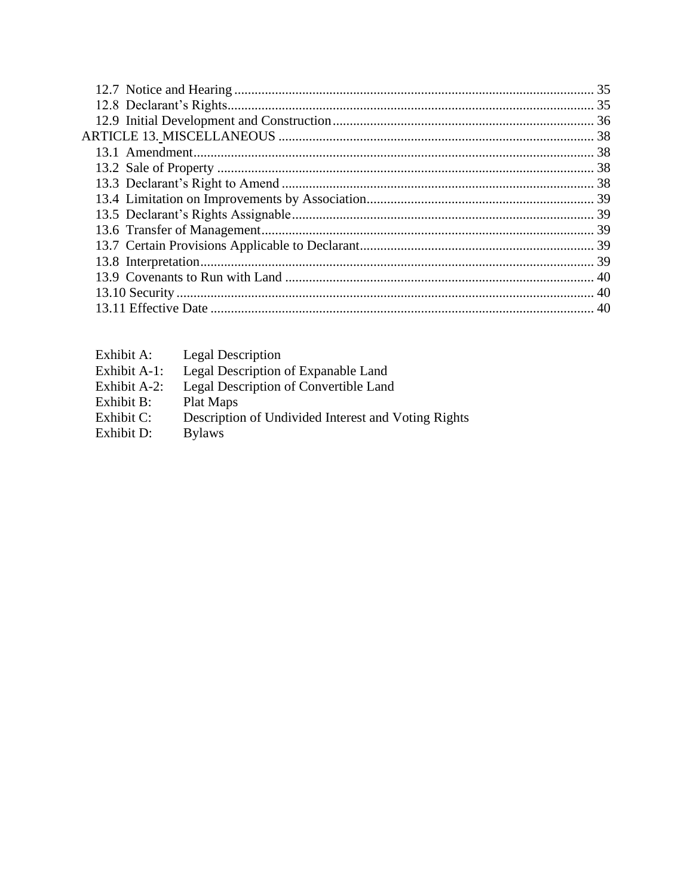12.7 Notice and Hearing ........................................................................................................ 35
12.8 Declarant's Rights.............................................................................................................. 35
12.9 Initial Development and Construction.............................................................................. 36

ARTICLE 13. MISCELLANEOUS ............................................................................................ 38
13.1 Amendment........................................................................................................................ 38
13.2 Sale of Property ................................................................................................................. 38
13.3 Declarant's Right to Amend .............................................................................................. 38
13.4 Limitation on Improvements by Association.................................................................... 39
13.5 Declarant's Rights Assignable........................................................................................... 39
13.6 Transfer of Management.................................................................................................... 39
13.7 Certain Provisions Applicable to Declarant...................................................................... 39
13.8 Interpretation...................................................................................................................... 39
13.9 Covenants to Run with Land ............................................................................................ 40
13.10 Security............................................................................................................................ 40
13.11 Effective Date ................................................................................................................. 40

Exhibit A: Legal Description
Exhibit A-1: Legal Description of Expanable Land
Exhibit A-2: Legal Description of Convertible Land
Exhibit B: Plat Maps
Exhibit C: Description of Undivided Interest and Voting Rights
Exhibit D: Bylaws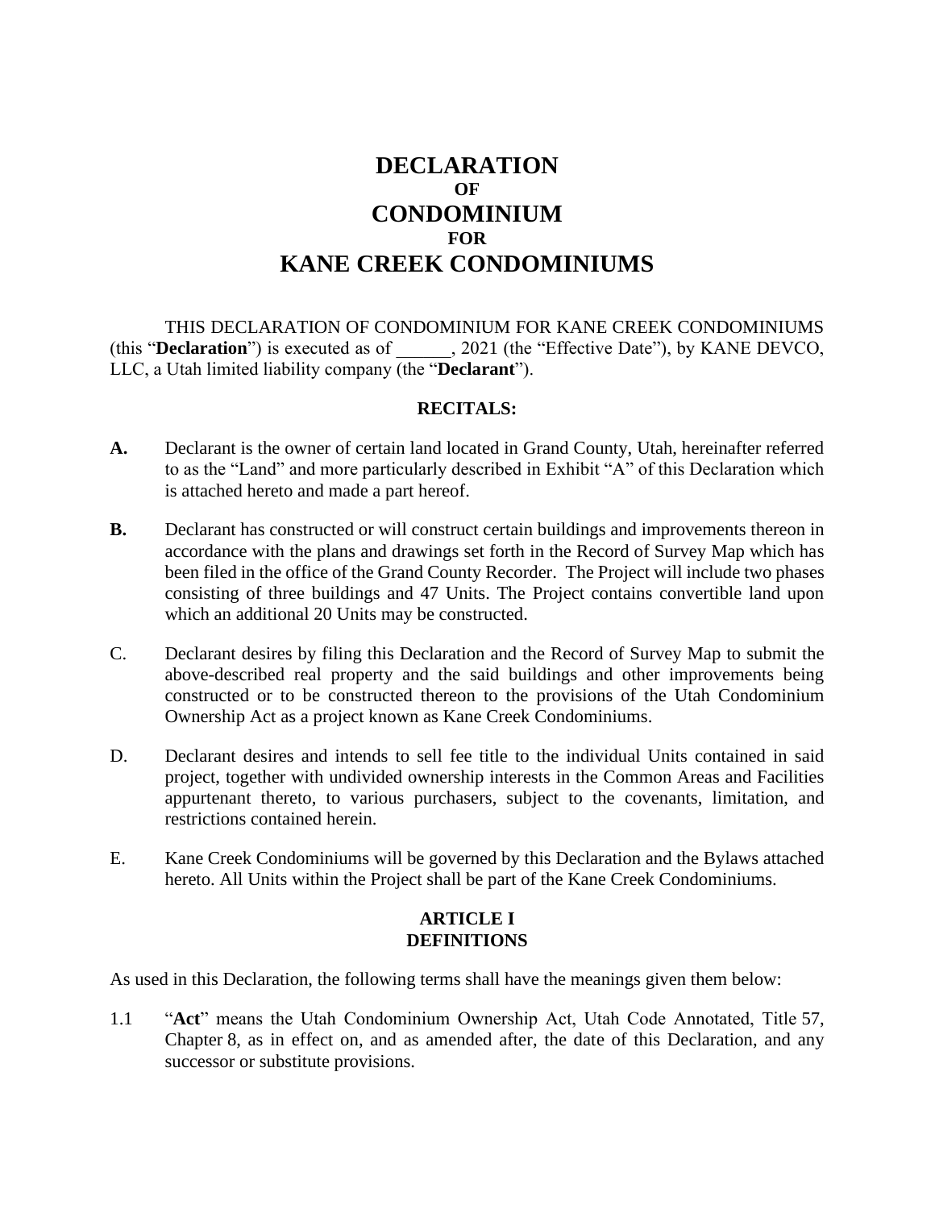# DECLARATION
## OF
# CONDOMINIUM
## FOR
# KANE CREEK CONDOMINIUMS

THIS DECLARATION OF CONDOMINIUM FOR KANE CREEK CONDOMINIUMS (this "**Declaration**") is executed as of ______, 2021 (the "Effective Date"), by KANE DEVCO, LLC, a Utah limited liability company (the "**Declarant**").

**RECITALS:**

**A.** Declarant is the owner of certain land located in Grand County, Utah, hereinafter referred to as the "Land" and more particularly described in Exhibit "A" of this Declaration which is attached hereto and made a part hereof.

**B.** Declarant has constructed or will construct certain buildings and improvements thereon in accordance with the plans and drawings set forth in the Record of Survey Map which has been filed in the office of the Grand County Recorder. The Project will include two phases consisting of three buildings and 47 Units. The Project contains convertible land upon which an additional 20 Units may be constructed.

C. Declarant desires by filing this Declaration and the Record of Survey Map to submit the above-described real property and the said buildings and other improvements being constructed or to be constructed thereon to the provisions of the Utah Condominium Ownership Act as a project known as Kane Creek Condominiums.

D. Declarant desires and intends to sell fee title to the individual Units contained in said project, together with undivided ownership interests in the Common Areas and Facilities appurtenant thereto, to various purchasers, subject to the covenants, limitation, and restrictions contained herein.

E. Kane Creek Condominiums will be governed by this Declaration and the Bylaws attached hereto. All Units within the Project shall be part of the Kane Creek Condominiums.

**ARTICLE I**
**DEFINITIONS**

As used in this Declaration, the following terms shall have the meanings given them below:

1.1 "**Act**" means the Utah Condominium Ownership Act, Utah Code Annotated, Title 57, Chapter 8, as in effect on, and as amended after, the date of this Declaration, and any successor or substitute provisions.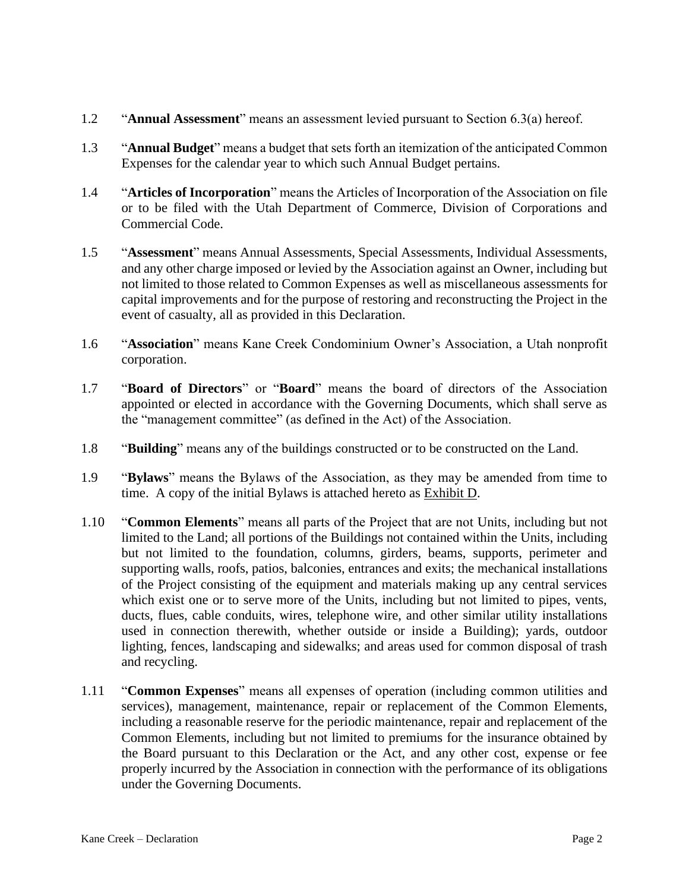1.2 "**Annual Assessment**" means an assessment levied pursuant to Section 6.3(a) hereof.

1.3 "**Annual Budget**" means a budget that sets forth an itemization of the anticipated Common Expenses for the calendar year to which such Annual Budget pertains.

1.4 "**Articles of Incorporation**" means the Articles of Incorporation of the Association on file or to be filed with the Utah Department of Commerce, Division of Corporations and Commercial Code.

1.5 "**Assessment**" means Annual Assessments, Special Assessments, Individual Assessments, and any other charge imposed or levied by the Association against an Owner, including but not limited to those related to Common Expenses as well as miscellaneous assessments for capital improvements and for the purpose of restoring and reconstructing the Project in the event of casualty, all as provided in this Declaration.

1.6 "**Association**" means Kane Creek Condominium Owner's Association, a Utah nonprofit corporation.

1.7 "**Board of Directors**" or "**Board**" means the board of directors of the Association appointed or elected in accordance with the Governing Documents, which shall serve as the "management committee" (as defined in the Act) of the Association.

1.8 "**Building**" means any of the buildings constructed or to be constructed on the Land.

1.9 "**Bylaws**" means the Bylaws of the Association, as they may be amended from time to time. A copy of the initial Bylaws is attached hereto as Exhibit D.

1.10 "**Common Elements**" means all parts of the Project that are not Units, including but not limited to the Land; all portions of the Buildings not contained within the Units, including but not limited to the foundation, columns, girders, beams, supports, perimeter and supporting walls, roofs, patios, balconies, entrances and exits; the mechanical installations of the Project consisting of the equipment and materials making up any central services which exist one or to serve more of the Units, including but not limited to pipes, vents, ducts, flues, cable conduits, wires, telephone wire, and other similar utility installations used in connection therewith, whether outside or inside a Building); yards, outdoor lighting, fences, landscaping and sidewalks; and areas used for common disposal of trash and recycling.

1.11 "**Common Expenses**" means all expenses of operation (including common utilities and services), management, maintenance, repair or replacement of the Common Elements, including a reasonable reserve for the periodic maintenance, repair and replacement of the Common Elements, including but not limited to premiums for the insurance obtained by the Board pursuant to this Declaration or the Act, and any other cost, expense or fee properly incurred by the Association in connection with the performance of its obligations under the Governing Documents.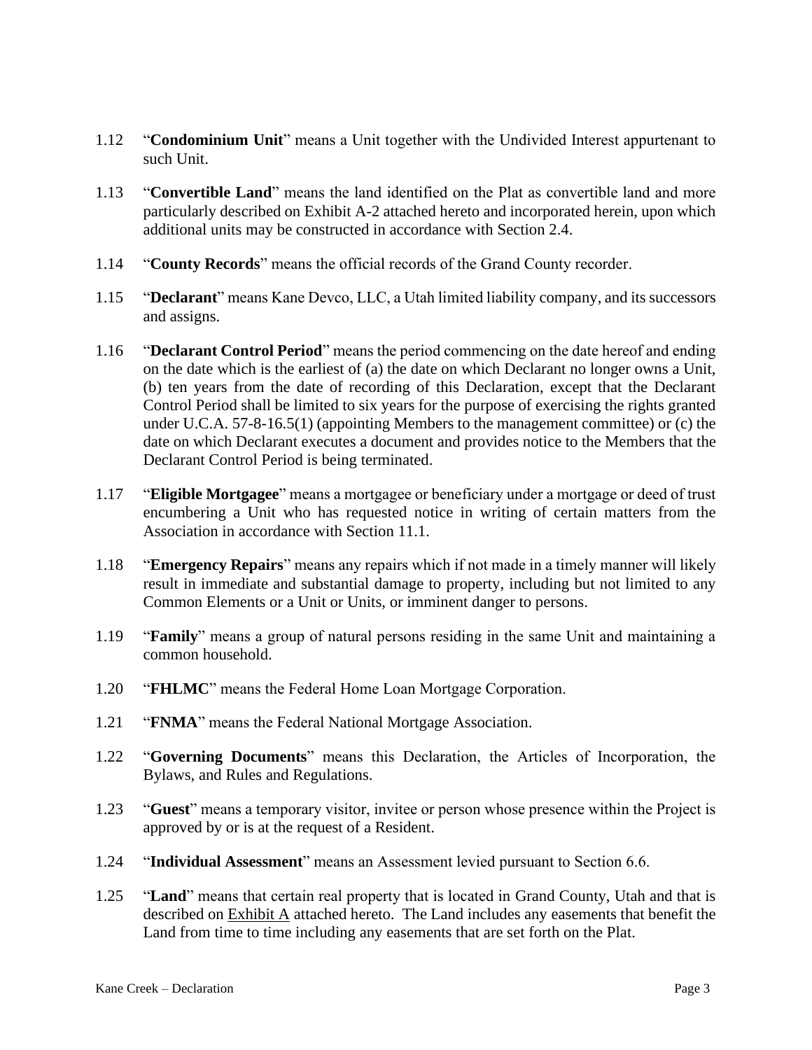1.12 "**Condominium Unit**" means a Unit together with the Undivided Interest appurtenant to such Unit.

1.13 "**Convertible Land**" means the land identified on the Plat as convertible land and more particularly described on Exhibit A-2 attached hereto and incorporated herein, upon which additional units may be constructed in accordance with Section 2.4.

1.14 "**County Records**" means the official records of the Grand County recorder.

1.15 "**Declarant**" means Kane Devco, LLC, a Utah limited liability company, and its successors and assigns.

1.16 "**Declarant Control Period**" means the period commencing on the date hereof and ending on the date which is the earliest of (a) the date on which Declarant no longer owns a Unit, (b) ten years from the date of recording of this Declaration, except that the Declarant Control Period shall be limited to six years for the purpose of exercising the rights granted under U.C.A. 57-8-16.5(1) (appointing Members to the management committee) or (c) the date on which Declarant executes a document and provides notice to the Members that the Declarant Control Period is being terminated.

1.17 "**Eligible Mortgagee**" means a mortgagee or beneficiary under a mortgage or deed of trust encumbering a Unit who has requested notice in writing of certain matters from the Association in accordance with Section 11.1.

1.18 "**Emergency Repairs**" means any repairs which if not made in a timely manner will likely result in immediate and substantial damage to property, including but not limited to any Common Elements or a Unit or Units, or imminent danger to persons.

1.19 "**Family**" means a group of natural persons residing in the same Unit and maintaining a common household.

1.20 "**FHLMC**" means the Federal Home Loan Mortgage Corporation.

1.21 "**FNMA**" means the Federal National Mortgage Association.

1.22 "**Governing Documents**" means this Declaration, the Articles of Incorporation, the Bylaws, and Rules and Regulations.

1.23 "**Guest**" means a temporary visitor, invitee or person whose presence within the Project is approved by or is at the request of a Resident.

1.24 "**Individual Assessment**" means an Assessment levied pursuant to Section 6.6.

1.25 "**Land**" means that certain real property that is located in Grand County, Utah and that is described on Exhibit A attached hereto. The Land includes any easements that benefit the Land from time to time including any easements that are set forth on the Plat.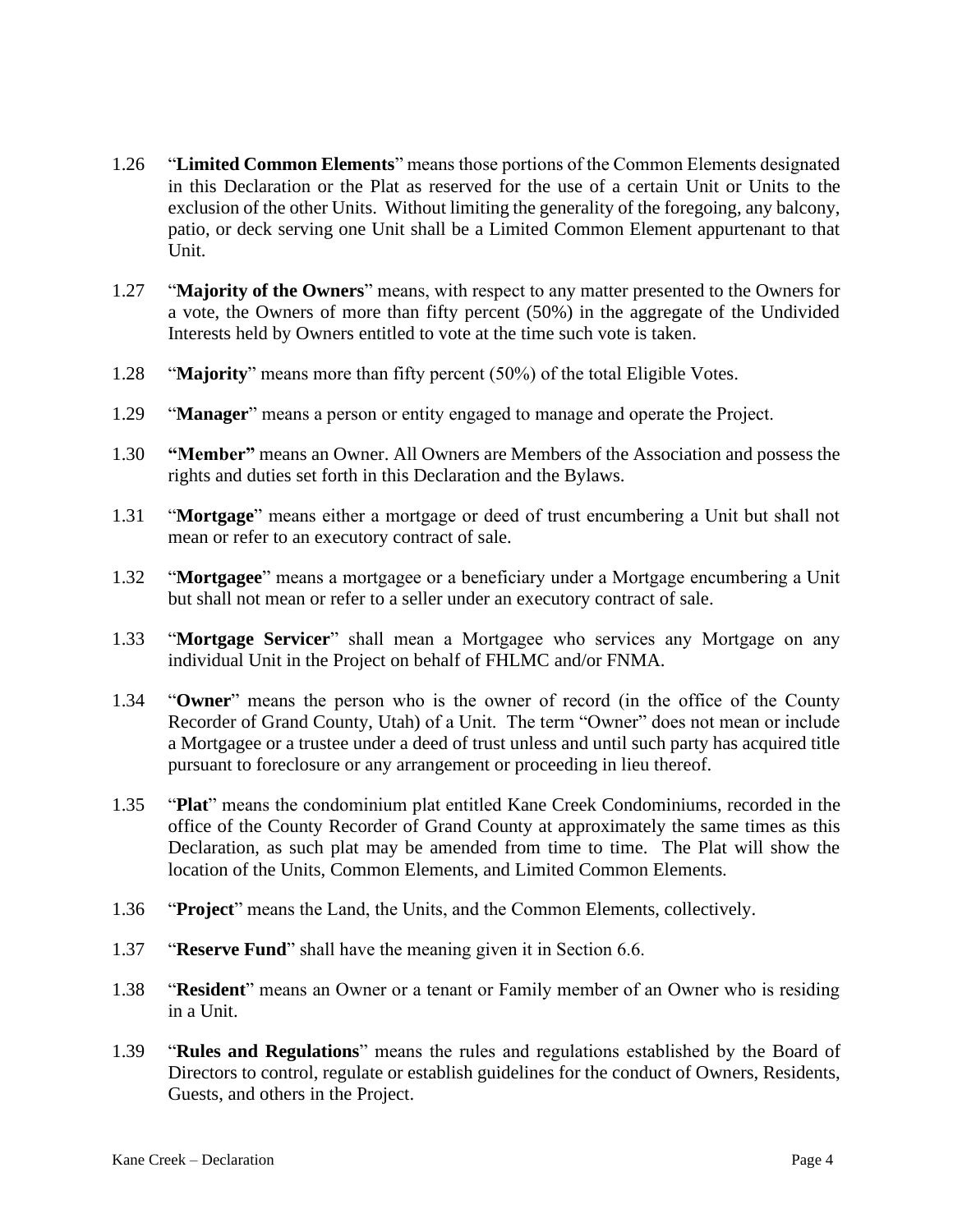1.26 "**Limited Common Elements**" means those portions of the Common Elements designated in this Declaration or the Plat as reserved for the use of a certain Unit or Units to the exclusion of the other Units. Without limiting the generality of the foregoing, any balcony, patio, or deck serving one Unit shall be a Limited Common Element appurtenant to that Unit.

1.27 "**Majority of the Owners**" means, with respect to any matter presented to the Owners for a vote, the Owners of more than fifty percent (50%) in the aggregate of the Undivided Interests held by Owners entitled to vote at the time such vote is taken.

1.28 "**Majority**" means more than fifty percent (50%) of the total Eligible Votes.

1.29 "**Manager**" means a person or entity engaged to manage and operate the Project.

1.30 **"Member"** means an Owner. All Owners are Members of the Association and possess the rights and duties set forth in this Declaration and the Bylaws.

1.31 "**Mortgage**" means either a mortgage or deed of trust encumbering a Unit but shall not mean or refer to an executory contract of sale.

1.32 "**Mortgagee**" means a mortgagee or a beneficiary under a Mortgage encumbering a Unit but shall not mean or refer to a seller under an executory contract of sale.

1.33 "**Mortgage Servicer**" shall mean a Mortgagee who services any Mortgage on any individual Unit in the Project on behalf of FHLMC and/or FNMA.

1.34 "**Owner**" means the person who is the owner of record (in the office of the County Recorder of Grand County, Utah) of a Unit. The term "Owner" does not mean or include a Mortgagee or a trustee under a deed of trust unless and until such party has acquired title pursuant to foreclosure or any arrangement or proceeding in lieu thereof.

1.35 "**Plat**" means the condominium plat entitled Kane Creek Condominiums, recorded in the office of the County Recorder of Grand County at approximately the same times as this Declaration, as such plat may be amended from time to time. The Plat will show the location of the Units, Common Elements, and Limited Common Elements.

1.36 "**Project**" means the Land, the Units, and the Common Elements, collectively.

1.37 "**Reserve Fund**" shall have the meaning given it in Section 6.6.

1.38 "**Resident**" means an Owner or a tenant or Family member of an Owner who is residing in a Unit.

1.39 "**Rules and Regulations**" means the rules and regulations established by the Board of Directors to control, regulate or establish guidelines for the conduct of Owners, Residents, Guests, and others in the Project.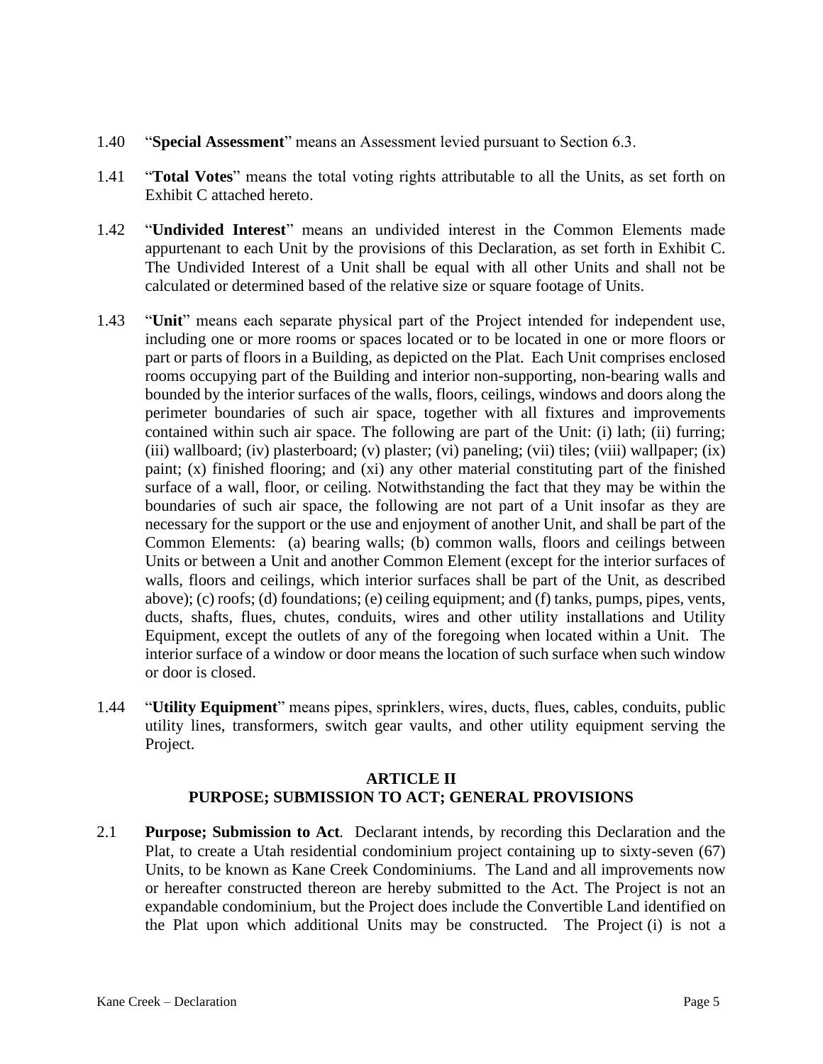1.40 "**Special Assessment**" means an Assessment levied pursuant to Section 6.3.

1.41 "**Total Votes**" means the total voting rights attributable to all the Units, as set forth on Exhibit C attached hereto.

1.42 "**Undivided Interest**" means an undivided interest in the Common Elements made appurtenant to each Unit by the provisions of this Declaration, as set forth in Exhibit C. The Undivided Interest of a Unit shall be equal with all other Units and shall not be calculated or determined based of the relative size or square footage of Units.

1.43 "**Unit**" means each separate physical part of the Project intended for independent use, including one or more rooms or spaces located or to be located in one or more floors or part or parts of floors in a Building, as depicted on the Plat. Each Unit comprises enclosed rooms occupying part of the Building and interior non-supporting, non-bearing walls and bounded by the interior surfaces of the walls, floors, ceilings, windows and doors along the perimeter boundaries of such air space, together with all fixtures and improvements contained within such air space. The following are part of the Unit: (i) lath; (ii) furring; (iii) wallboard; (iv) plasterboard; (v) plaster; (vi) paneling; (vii) tiles; (viii) wallpaper; (ix) paint; (x) finished flooring; and (xi) any other material constituting part of the finished surface of a wall, floor, or ceiling. Notwithstanding the fact that they may be within the boundaries of such air space, the following are not part of a Unit insofar as they are necessary for the support or the use and enjoyment of another Unit, and shall be part of the Common Elements: (a) bearing walls; (b) common walls, floors and ceilings between Units or between a Unit and another Common Element (except for the interior surfaces of walls, floors and ceilings, which interior surfaces shall be part of the Unit, as described above); (c) roofs; (d) foundations; (e) ceiling equipment; and (f) tanks, pumps, pipes, vents, ducts, shafts, flues, chutes, conduits, wires and other utility installations and Utility Equipment, except the outlets of any of the foregoing when located within a Unit. The interior surface of a window or door means the location of such surface when such window or door is closed.

1.44 "**Utility Equipment**" means pipes, sprinklers, wires, ducts, flues, cables, conduits, public utility lines, transformers, switch gear vaults, and other utility equipment serving the Project.

## ARTICLE II
## PURPOSE; SUBMISSION TO ACT; GENERAL PROVISIONS

2.1 **Purpose; Submission to Act**. Declarant intends, by recording this Declaration and the Plat, to create a Utah residential condominium project containing up to sixty-seven (67) Units, to be known as Kane Creek Condominiums. The Land and all improvements now or hereafter constructed thereon are hereby submitted to the Act. The Project is not an expandable condominium, but the Project does include the Convertible Land identified on the Plat upon which additional Units may be constructed. The Project (i) is not a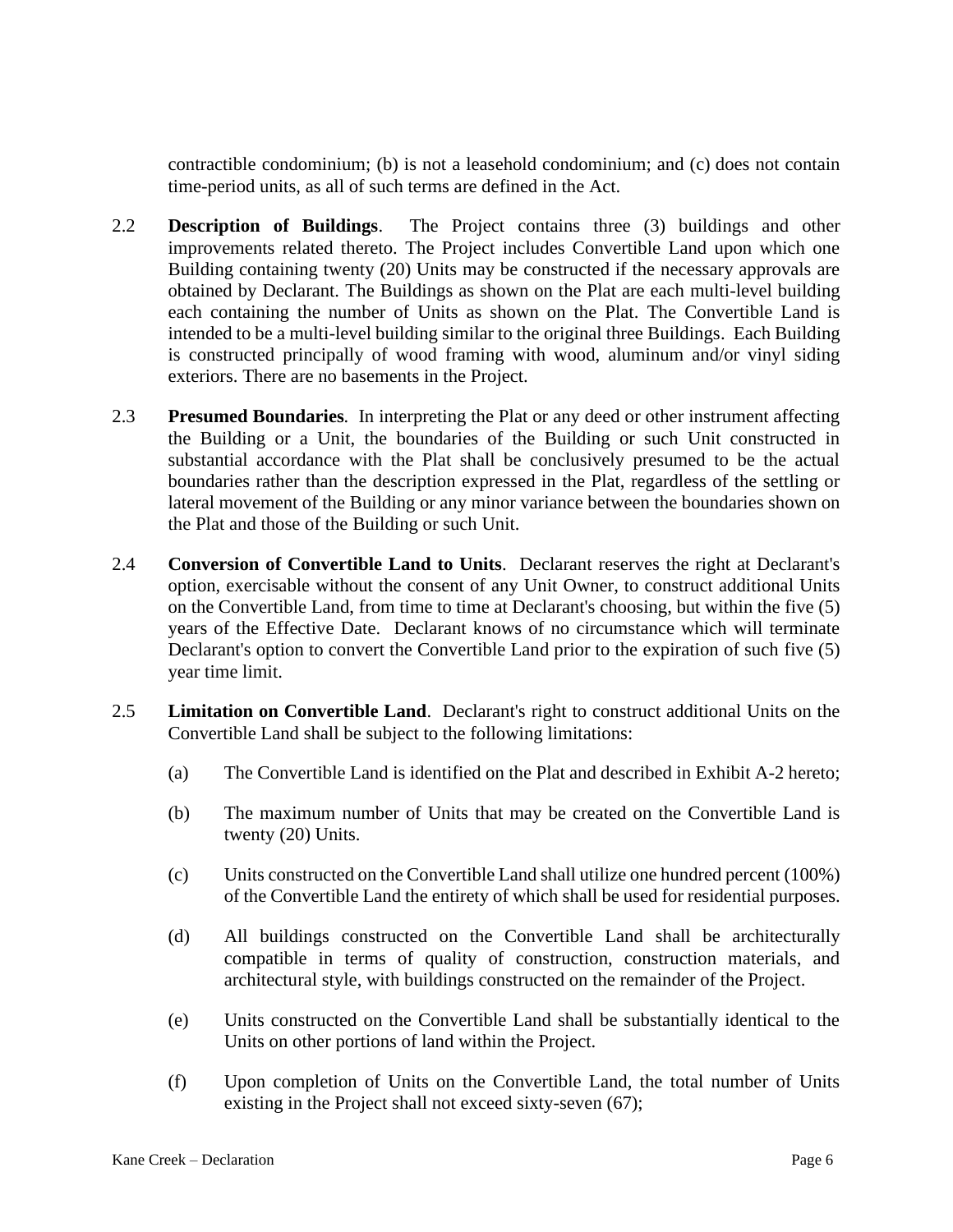contractible condominium; (b) is not a leasehold condominium; and (c) does not contain time-period units, as all of such terms are defined in the Act.

2.2 **Description of Buildings**. The Project contains three (3) buildings and other improvements related thereto. The Project includes Convertible Land upon which one Building containing twenty (20) Units may be constructed if the necessary approvals are obtained by Declarant. The Buildings as shown on the Plat are each multi-level building each containing the number of Units as shown on the Plat. The Convertible Land is intended to be a multi-level building similar to the original three Buildings. Each Building is constructed principally of wood framing with wood, aluminum and/or vinyl siding exteriors. There are no basements in the Project.

2.3 **Presumed Boundaries**. In interpreting the Plat or any deed or other instrument affecting the Building or a Unit, the boundaries of the Building or such Unit constructed in substantial accordance with the Plat shall be conclusively presumed to be the actual boundaries rather than the description expressed in the Plat, regardless of the settling or lateral movement of the Building or any minor variance between the boundaries shown on the Plat and those of the Building or such Unit.

2.4 **Conversion of Convertible Land to Units**. Declarant reserves the right at Declarant's option, exercisable without the consent of any Unit Owner, to construct additional Units on the Convertible Land, from time to time at Declarant's choosing, but within the five (5) years of the Effective Date. Declarant knows of no circumstance which will terminate Declarant's option to convert the Convertible Land prior to the expiration of such five (5) year time limit.

2.5 **Limitation on Convertible Land**. Declarant's right to construct additional Units on the Convertible Land shall be subject to the following limitations:

(a) The Convertible Land is identified on the Plat and described in Exhibit A-2 hereto;

(b) The maximum number of Units that may be created on the Convertible Land is twenty (20) Units.

(c) Units constructed on the Convertible Land shall utilize one hundred percent (100%) of the Convertible Land the entirety of which shall be used for residential purposes.

(d) All buildings constructed on the Convertible Land shall be architecturally compatible in terms of quality of construction, construction materials, and architectural style, with buildings constructed on the remainder of the Project.

(e) Units constructed on the Convertible Land shall be substantially identical to the Units on other portions of land within the Project.

(f) Upon completion of Units on the Convertible Land, the total number of Units existing in the Project shall not exceed sixty-seven (67);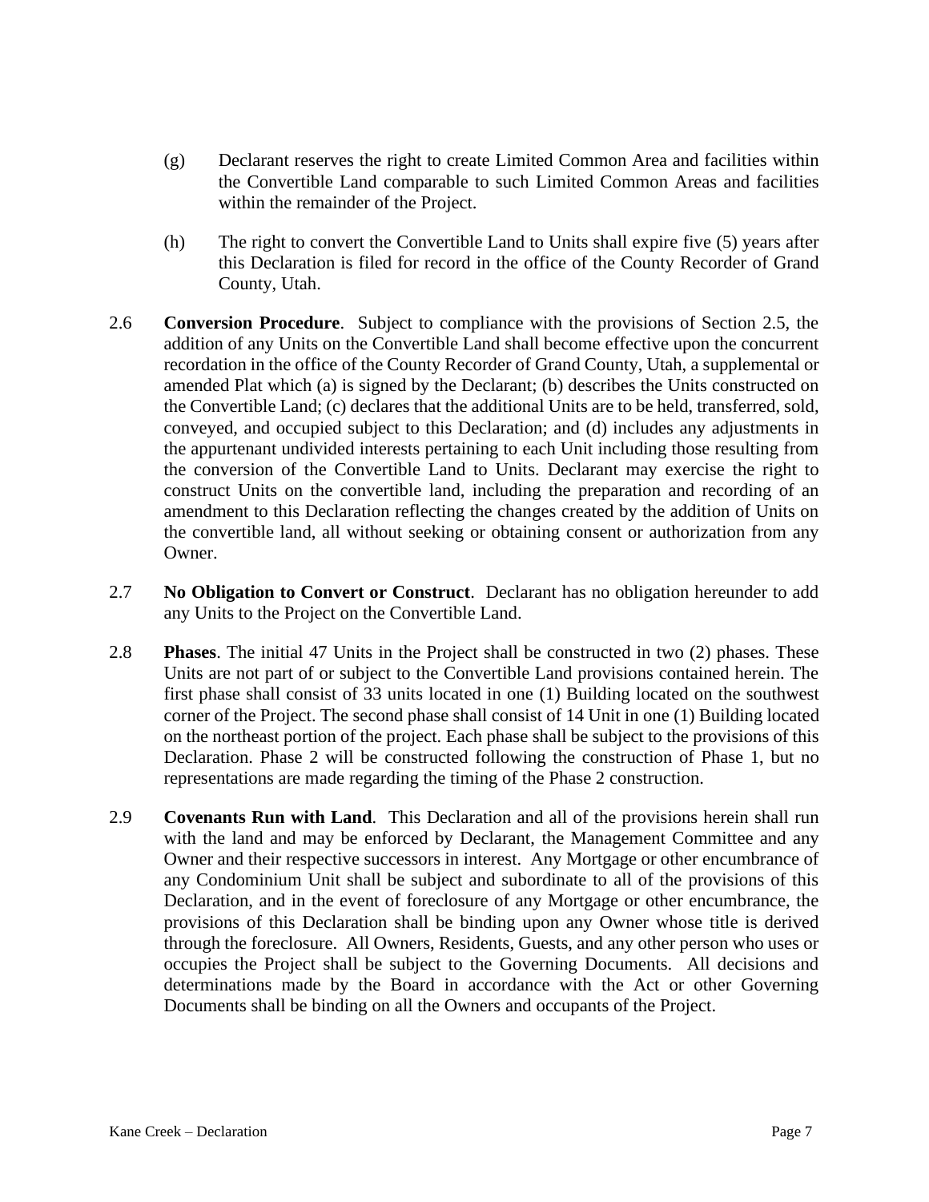(g) Declarant reserves the right to create Limited Common Area and facilities within the Convertible Land comparable to such Limited Common Areas and facilities within the remainder of the Project.

(h) The right to convert the Convertible Land to Units shall expire five (5) years after this Declaration is filed for record in the office of the County Recorder of Grand County, Utah.

2.6 **Conversion Procedure**. Subject to compliance with the provisions of Section 2.5, the addition of any Units on the Convertible Land shall become effective upon the concurrent recordation in the office of the County Recorder of Grand County, Utah, a supplemental or amended Plat which (a) is signed by the Declarant; (b) describes the Units constructed on the Convertible Land; (c) declares that the additional Units are to be held, transferred, sold, conveyed, and occupied subject to this Declaration; and (d) includes any adjustments in the appurtenant undivided interests pertaining to each Unit including those resulting from the conversion of the Convertible Land to Units. Declarant may exercise the right to construct Units on the convertible land, including the preparation and recording of an amendment to this Declaration reflecting the changes created by the addition of Units on the convertible land, all without seeking or obtaining consent or authorization from any Owner.

2.7 **No Obligation to Convert or Construct**. Declarant has no obligation hereunder to add any Units to the Project on the Convertible Land.

2.8 **Phases**. The initial 47 Units in the Project shall be constructed in two (2) phases. These Units are not part of or subject to the Convertible Land provisions contained herein. The first phase shall consist of 33 units located in one (1) Building located on the southwest corner of the Project. The second phase shall consist of 14 Unit in one (1) Building located on the northeast portion of the project. Each phase shall be subject to the provisions of this Declaration. Phase 2 will be constructed following the construction of Phase 1, but no representations are made regarding the timing of the Phase 2 construction.

2.9 **Covenants Run with Land**. This Declaration and all of the provisions herein shall run with the land and may be enforced by Declarant, the Management Committee and any Owner and their respective successors in interest. Any Mortgage or other encumbrance of any Condominium Unit shall be subject and subordinate to all of the provisions of this Declaration, and in the event of foreclosure of any Mortgage or other encumbrance, the provisions of this Declaration shall be binding upon any Owner whose title is derived through the foreclosure. All Owners, Residents, Guests, and any other person who uses or occupies the Project shall be subject to the Governing Documents. All decisions and determinations made by the Board in accordance with the Act or other Governing Documents shall be binding on all the Owners and occupants of the Project.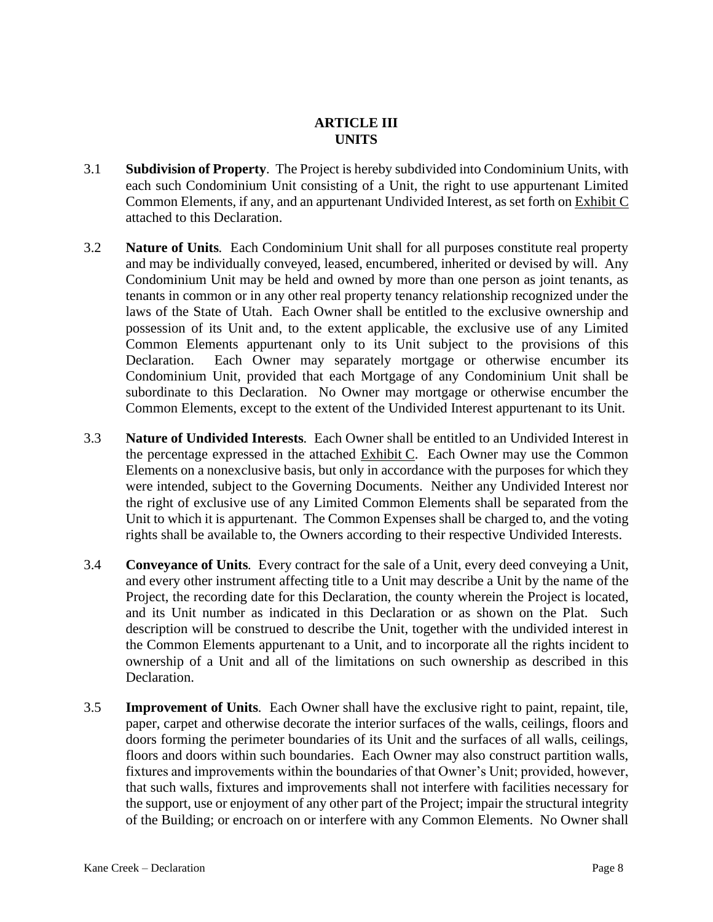# ARTICLE III
# UNITS

3.1 **Subdivision of Property**. The Project is hereby subdivided into Condominium Units, with each such Condominium Unit consisting of a Unit, the right to use appurtenant Limited Common Elements, if any, and an appurtenant Undivided Interest, as set forth on Exhibit C attached to this Declaration.

3.2 **Nature of Units**. Each Condominium Unit shall for all purposes constitute real property and may be individually conveyed, leased, encumbered, inherited or devised by will. Any Condominium Unit may be held and owned by more than one person as joint tenants, as tenants in common or in any other real property tenancy relationship recognized under the laws of the State of Utah. Each Owner shall be entitled to the exclusive ownership and possession of its Unit and, to the extent applicable, the exclusive use of any Limited Common Elements appurtenant only to its Unit subject to the provisions of this Declaration. Each Owner may separately mortgage or otherwise encumber its Condominium Unit, provided that each Mortgage of any Condominium Unit shall be subordinate to this Declaration. No Owner may mortgage or otherwise encumber the Common Elements, except to the extent of the Undivided Interest appurtenant to its Unit.

3.3 **Nature of Undivided Interests**. Each Owner shall be entitled to an Undivided Interest in the percentage expressed in the attached Exhibit C. Each Owner may use the Common Elements on a nonexclusive basis, but only in accordance with the purposes for which they were intended, subject to the Governing Documents. Neither any Undivided Interest nor the right of exclusive use of any Limited Common Elements shall be separated from the Unit to which it is appurtenant. The Common Expenses shall be charged to, and the voting rights shall be available to, the Owners according to their respective Undivided Interests.

3.4 **Conveyance of Units**. Every contract for the sale of a Unit, every deed conveying a Unit, and every other instrument affecting title to a Unit may describe a Unit by the name of the Project, the recording date for this Declaration, the county wherein the Project is located, and its Unit number as indicated in this Declaration or as shown on the Plat. Such description will be construed to describe the Unit, together with the undivided interest in the Common Elements appurtenant to a Unit, and to incorporate all the rights incident to ownership of a Unit and all of the limitations on such ownership as described in this Declaration.

3.5 **Improvement of Units**. Each Owner shall have the exclusive right to paint, repaint, tile, paper, carpet and otherwise decorate the interior surfaces of the walls, ceilings, floors and doors forming the perimeter boundaries of its Unit and the surfaces of all walls, ceilings, floors and doors within such boundaries. Each Owner may also construct partition walls, fixtures and improvements within the boundaries of that Owner's Unit; provided, however, that such walls, fixtures and improvements shall not interfere with facilities necessary for the support, use or enjoyment of any other part of the Project; impair the structural integrity of the Building; or encroach on or interfere with any Common Elements. No Owner shall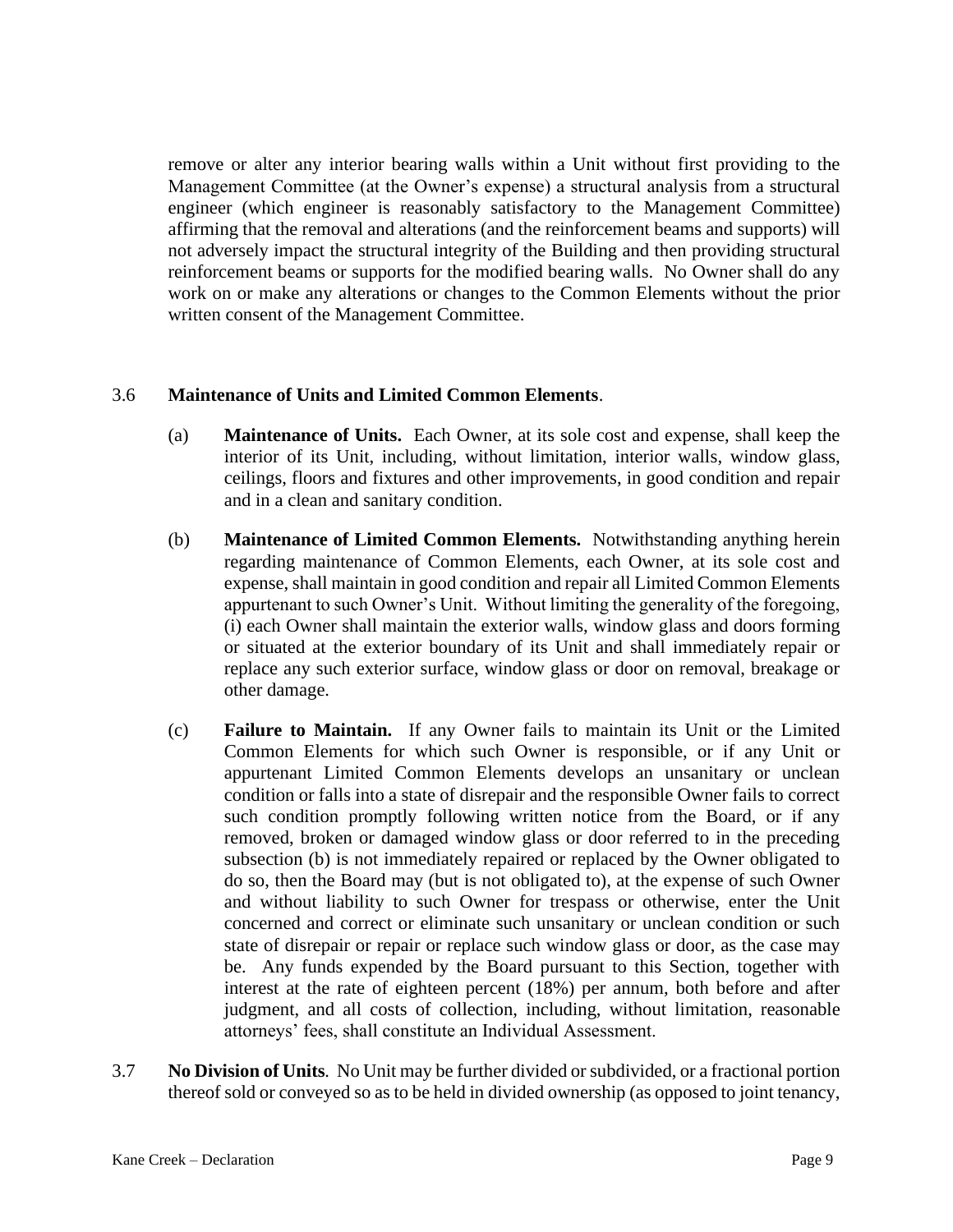remove or alter any interior bearing walls within a Unit without first providing to the Management Committee (at the Owner's expense) a structural analysis from a structural engineer (which engineer is reasonably satisfactory to the Management Committee) affirming that the removal and alterations (and the reinforcement beams and supports) will not adversely impact the structural integrity of the Building and then providing structural reinforcement beams or supports for the modified bearing walls. No Owner shall do any work on or make any alterations or changes to the Common Elements without the prior written consent of the Management Committee.

3.6 **Maintenance of Units and Limited Common Elements**.

(a) **Maintenance of Units.** Each Owner, at its sole cost and expense, shall keep the interior of its Unit, including, without limitation, interior walls, window glass, ceilings, floors and fixtures and other improvements, in good condition and repair and in a clean and sanitary condition.

(b) **Maintenance of Limited Common Elements.** Notwithstanding anything herein regarding maintenance of Common Elements, each Owner, at its sole cost and expense, shall maintain in good condition and repair all Limited Common Elements appurtenant to such Owner's Unit. Without limiting the generality of the foregoing, (i) each Owner shall maintain the exterior walls, window glass and doors forming or situated at the exterior boundary of its Unit and shall immediately repair or replace any such exterior surface, window glass or door on removal, breakage or other damage.

(c) **Failure to Maintain.** If any Owner fails to maintain its Unit or the Limited Common Elements for which such Owner is responsible, or if any Unit or appurtenant Limited Common Elements develops an unsanitary or unclean condition or falls into a state of disrepair and the responsible Owner fails to correct such condition promptly following written notice from the Board, or if any removed, broken or damaged window glass or door referred to in the preceding subsection (b) is not immediately repaired or replaced by the Owner obligated to do so, then the Board may (but is not obligated to), at the expense of such Owner and without liability to such Owner for trespass or otherwise, enter the Unit concerned and correct or eliminate such unsanitary or unclean condition or such state of disrepair or repair or replace such window glass or door, as the case may be. Any funds expended by the Board pursuant to this Section, together with interest at the rate of eighteen percent (18%) per annum, both before and after judgment, and all costs of collection, including, without limitation, reasonable attorneys' fees, shall constitute an Individual Assessment.

3.7 **No Division of Units**. No Unit may be further divided or subdivided, or a fractional portion thereof sold or conveyed so as to be held in divided ownership (as opposed to joint tenancy,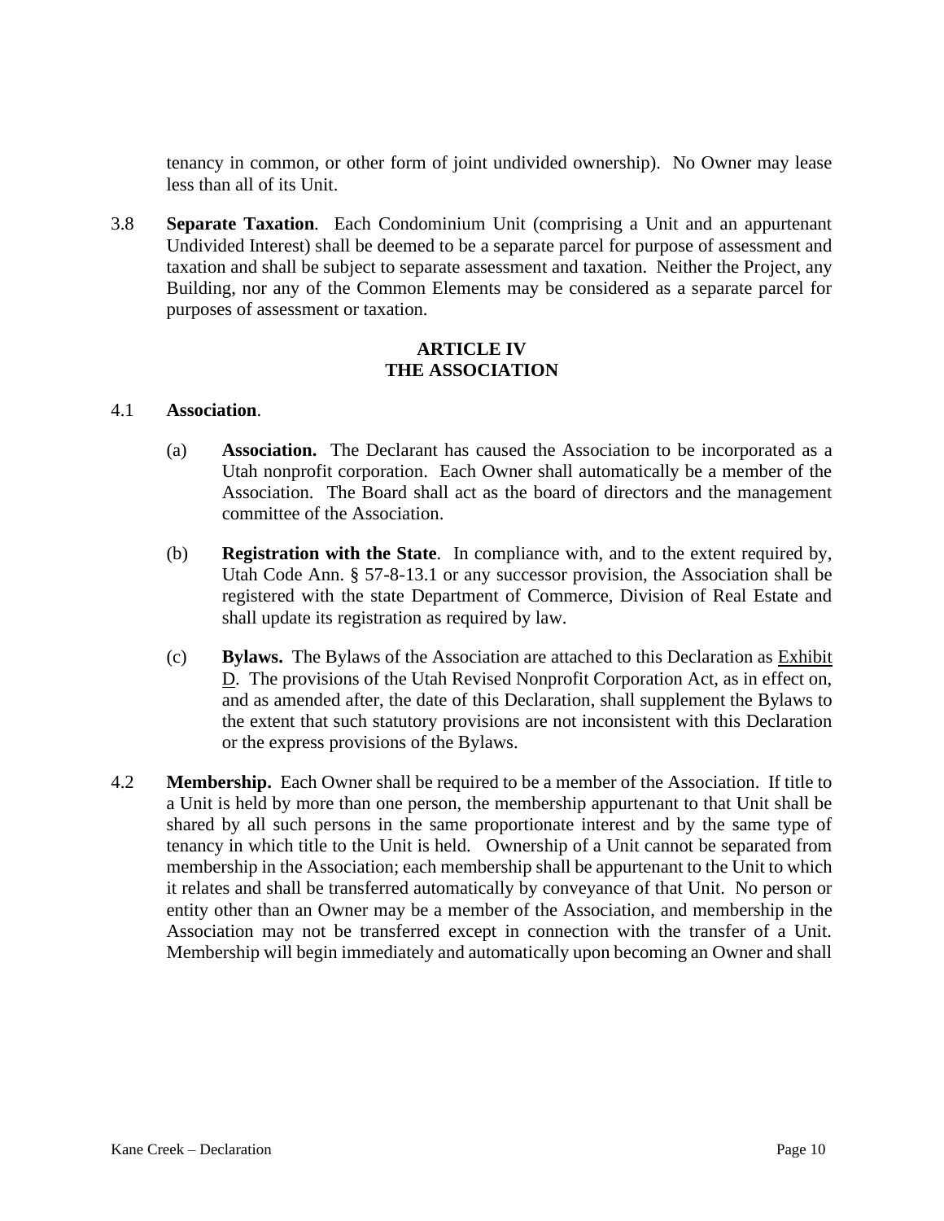tenancy in common, or other form of joint undivided ownership). No Owner may lease less than all of its Unit.

3.8 **Separate Taxation**. Each Condominium Unit (comprising a Unit and an appurtenant Undivided Interest) shall be deemed to be a separate parcel for purpose of assessment and taxation and shall be subject to separate assessment and taxation. Neither the Project, any Building, nor any of the Common Elements may be considered as a separate parcel for purposes of assessment or taxation.

## ARTICLE IV
## THE ASSOCIATION

4.1 **Association**.

(a) **Association.** The Declarant has caused the Association to be incorporated as a Utah nonprofit corporation. Each Owner shall automatically be a member of the Association. The Board shall act as the board of directors and the management committee of the Association.

(b) **Registration with the State**. In compliance with, and to the extent required by, Utah Code Ann. § 57-8-13.1 or any successor provision, the Association shall be registered with the state Department of Commerce, Division of Real Estate and shall update its registration as required by law.

(c) **Bylaws.** The Bylaws of the Association are attached to this Declaration as Exhibit D. The provisions of the Utah Revised Nonprofit Corporation Act, as in effect on, and as amended after, the date of this Declaration, shall supplement the Bylaws to the extent that such statutory provisions are not inconsistent with this Declaration or the express provisions of the Bylaws.

4.2 **Membership.** Each Owner shall be required to be a member of the Association. If title to a Unit is held by more than one person, the membership appurtenant to that Unit shall be shared by all such persons in the same proportionate interest and by the same type of tenancy in which title to the Unit is held. Ownership of a Unit cannot be separated from membership in the Association; each membership shall be appurtenant to the Unit to which it relates and shall be transferred automatically by conveyance of that Unit. No person or entity other than an Owner may be a member of the Association, and membership in the Association may not be transferred except in connection with the transfer of a Unit. Membership will begin immediately and automatically upon becoming an Owner and shall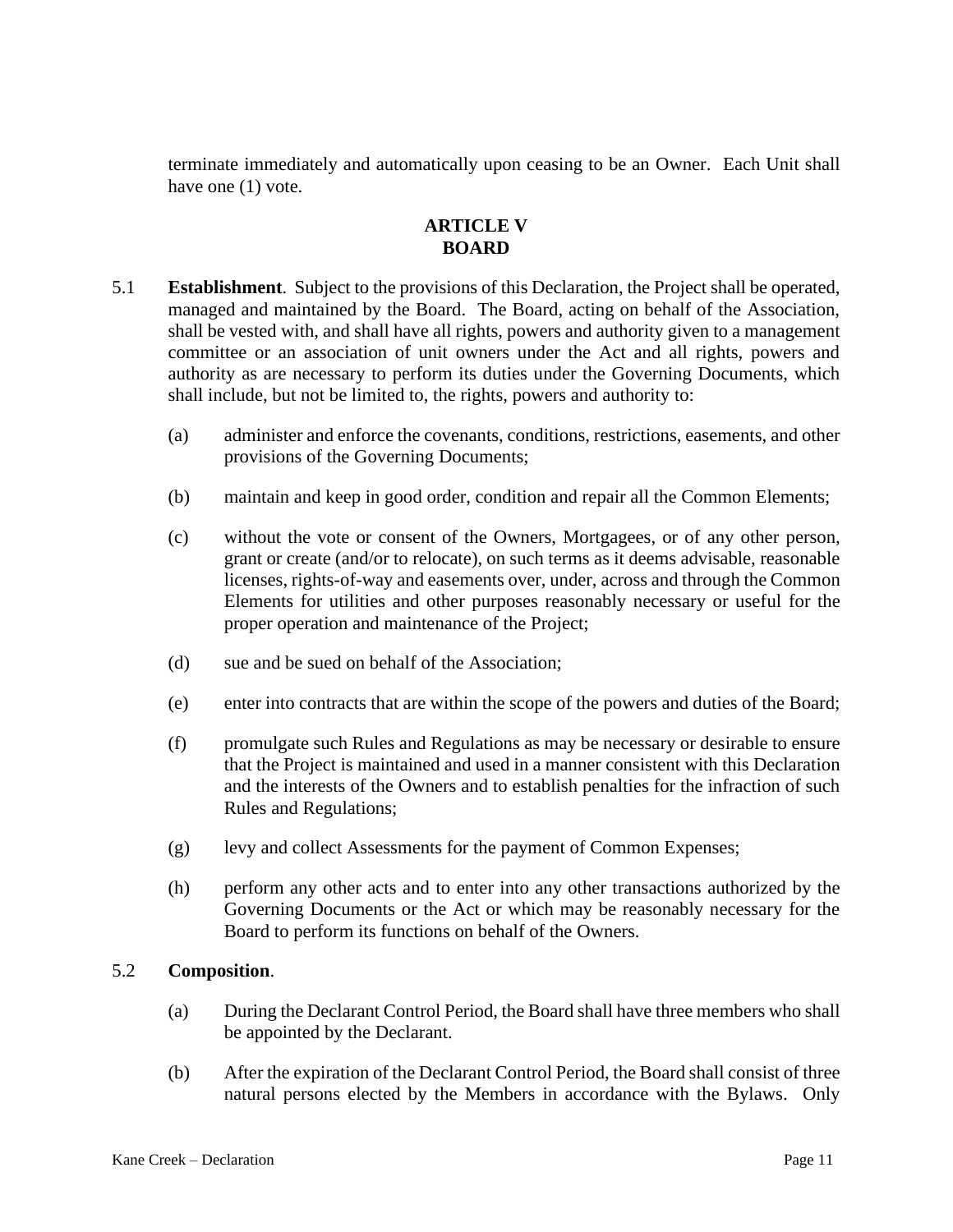terminate immediately and automatically upon ceasing to be an Owner. Each Unit shall have one (1) vote.

## ARTICLE V
## BOARD

5.1 **Establishment**. Subject to the provisions of this Declaration, the Project shall be operated, managed and maintained by the Board. The Board, acting on behalf of the Association, shall be vested with, and shall have all rights, powers and authority given to a management committee or an association of unit owners under the Act and all rights, powers and authority as are necessary to perform its duties under the Governing Documents, which shall include, but not be limited to, the rights, powers and authority to:

(a) administer and enforce the covenants, conditions, restrictions, easements, and other provisions of the Governing Documents;

(b) maintain and keep in good order, condition and repair all the Common Elements;

(c) without the vote or consent of the Owners, Mortgagees, or of any other person, grant or create (and/or to relocate), on such terms as it deems advisable, reasonable licenses, rights-of-way and easements over, under, across and through the Common Elements for utilities and other purposes reasonably necessary or useful for the proper operation and maintenance of the Project;

(d) sue and be sued on behalf of the Association;

(e) enter into contracts that are within the scope of the powers and duties of the Board;

(f) promulgate such Rules and Regulations as may be necessary or desirable to ensure that the Project is maintained and used in a manner consistent with this Declaration and the interests of the Owners and to establish penalties for the infraction of such Rules and Regulations;

(g) levy and collect Assessments for the payment of Common Expenses;

(h) perform any other acts and to enter into any other transactions authorized by the Governing Documents or the Act or which may be reasonably necessary for the Board to perform its functions on behalf of the Owners.

5.2 **Composition**.

(a) During the Declarant Control Period, the Board shall have three members who shall be appointed by the Declarant.

(b) After the expiration of the Declarant Control Period, the Board shall consist of three natural persons elected by the Members in accordance with the Bylaws. Only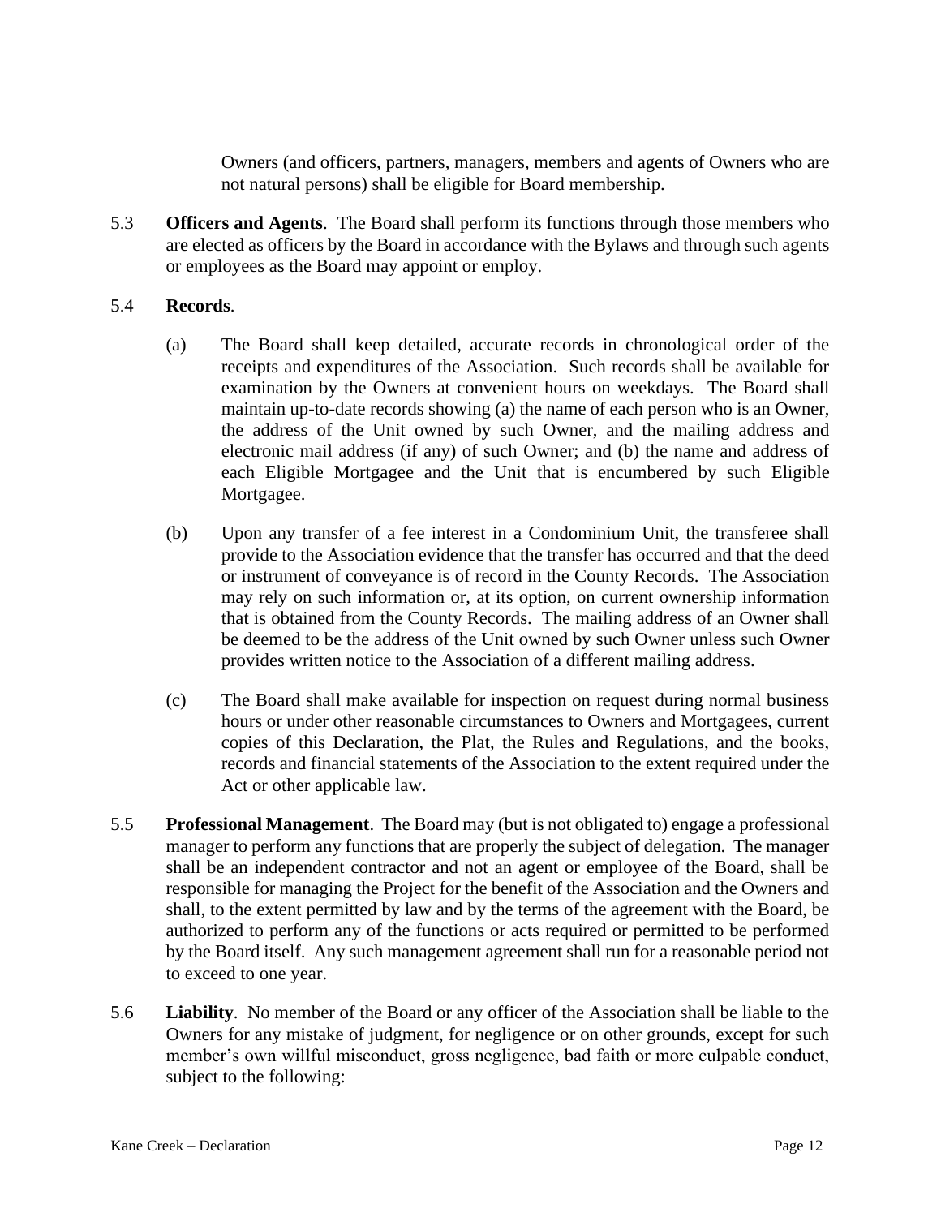Owners (and officers, partners, managers, members and agents of Owners who are not natural persons) shall be eligible for Board membership.

5.3 **Officers and Agents**. The Board shall perform its functions through those members who are elected as officers by the Board in accordance with the Bylaws and through such agents or employees as the Board may appoint or employ.

5.4 **Records**.

(a) The Board shall keep detailed, accurate records in chronological order of the receipts and expenditures of the Association. Such records shall be available for examination by the Owners at convenient hours on weekdays. The Board shall maintain up-to-date records showing (a) the name of each person who is an Owner, the address of the Unit owned by such Owner, and the mailing address and electronic mail address (if any) of such Owner; and (b) the name and address of each Eligible Mortgagee and the Unit that is encumbered by such Eligible Mortgagee.

(b) Upon any transfer of a fee interest in a Condominium Unit, the transferee shall provide to the Association evidence that the transfer has occurred and that the deed or instrument of conveyance is of record in the County Records. The Association may rely on such information or, at its option, on current ownership information that is obtained from the County Records. The mailing address of an Owner shall be deemed to be the address of the Unit owned by such Owner unless such Owner provides written notice to the Association of a different mailing address.

(c) The Board shall make available for inspection on request during normal business hours or under other reasonable circumstances to Owners and Mortgagees, current copies of this Declaration, the Plat, the Rules and Regulations, and the books, records and financial statements of the Association to the extent required under the Act or other applicable law.

5.5 **Professional Management**. The Board may (but is not obligated to) engage a professional manager to perform any functions that are properly the subject of delegation. The manager shall be an independent contractor and not an agent or employee of the Board, shall be responsible for managing the Project for the benefit of the Association and the Owners and shall, to the extent permitted by law and by the terms of the agreement with the Board, be authorized to perform any of the functions or acts required or permitted to be performed by the Board itself. Any such management agreement shall run for a reasonable period not to exceed to one year.

5.6 **Liability**. No member of the Board or any officer of the Association shall be liable to the Owners for any mistake of judgment, for negligence or on other grounds, except for such member's own willful misconduct, gross negligence, bad faith or more culpable conduct, subject to the following: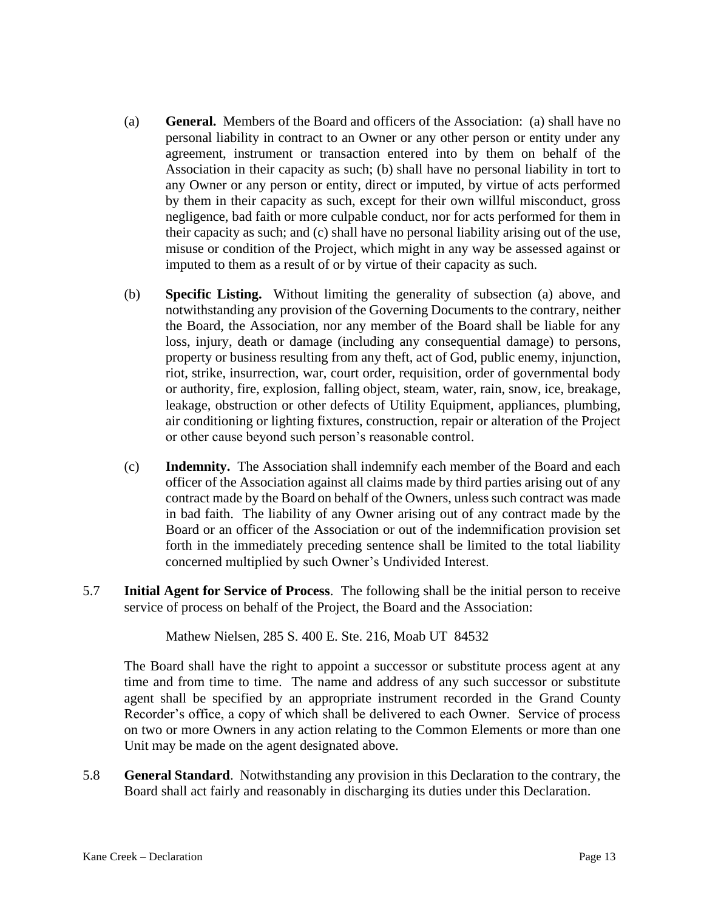(a) **General.** Members of the Board and officers of the Association: (a) shall have no personal liability in contract to an Owner or any other person or entity under any agreement, instrument or transaction entered into by them on behalf of the Association in their capacity as such; (b) shall have no personal liability in tort to any Owner or any person or entity, direct or imputed, by virtue of acts performed by them in their capacity as such, except for their own willful misconduct, gross negligence, bad faith or more culpable conduct, nor for acts performed for them in their capacity as such; and (c) shall have no personal liability arising out of the use, misuse or condition of the Project, which might in any way be assessed against or imputed to them as a result of or by virtue of their capacity as such.

(b) **Specific Listing.** Without limiting the generality of subsection (a) above, and notwithstanding any provision of the Governing Documents to the contrary, neither the Board, the Association, nor any member of the Board shall be liable for any loss, injury, death or damage (including any consequential damage) to persons, property or business resulting from any theft, act of God, public enemy, injunction, riot, strike, insurrection, war, court order, requisition, order of governmental body or authority, fire, explosion, falling object, steam, water, rain, snow, ice, breakage, leakage, obstruction or other defects of Utility Equipment, appliances, plumbing, air conditioning or lighting fixtures, construction, repair or alteration of the Project or other cause beyond such person's reasonable control.

(c) **Indemnity.** The Association shall indemnify each member of the Board and each officer of the Association against all claims made by third parties arising out of any contract made by the Board on behalf of the Owners, unless such contract was made in bad faith. The liability of any Owner arising out of any contract made by the Board or an officer of the Association or out of the indemnification provision set forth in the immediately preceding sentence shall be limited to the total liability concerned multiplied by such Owner's Undivided Interest.

5.7 **Initial Agent for Service of Process**. The following shall be the initial person to receive service of process on behalf of the Project, the Board and the Association:

Mathew Nielsen, 285 S. 400 E. Ste. 216, Moab UT 84532

The Board shall have the right to appoint a successor or substitute process agent at any time and from time to time. The name and address of any such successor or substitute agent shall be specified by an appropriate instrument recorded in the Grand County Recorder's office, a copy of which shall be delivered to each Owner. Service of process on two or more Owners in any action relating to the Common Elements or more than one Unit may be made on the agent designated above.

5.8 **General Standard**. Notwithstanding any provision in this Declaration to the contrary, the Board shall act fairly and reasonably in discharging its duties under this Declaration.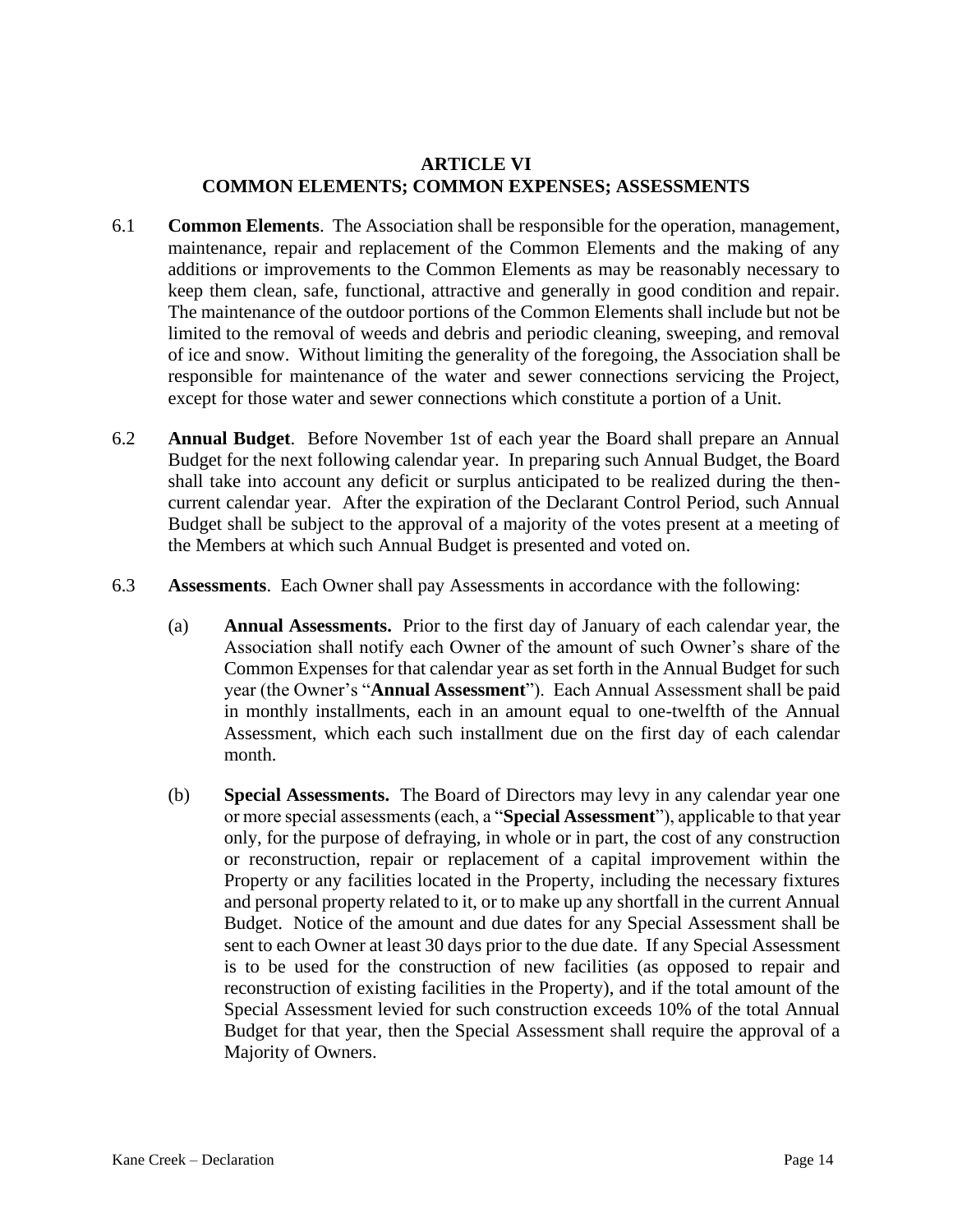## ARTICLE VI
## COMMON ELEMENTS; COMMON EXPENSES; ASSESSMENTS

6.1 **Common Elements**. The Association shall be responsible for the operation, management, maintenance, repair and replacement of the Common Elements and the making of any additions or improvements to the Common Elements as may be reasonably necessary to keep them clean, safe, functional, attractive and generally in good condition and repair. The maintenance of the outdoor portions of the Common Elements shall include but not be limited to the removal of weeds and debris and periodic cleaning, sweeping, and removal of ice and snow. Without limiting the generality of the foregoing, the Association shall be responsible for maintenance of the water and sewer connections servicing the Project, except for those water and sewer connections which constitute a portion of a Unit.

6.2 **Annual Budget**. Before November 1st of each year the Board shall prepare an Annual Budget for the next following calendar year. In preparing such Annual Budget, the Board shall take into account any deficit or surplus anticipated to be realized during the then-current calendar year. After the expiration of the Declarant Control Period, such Annual Budget shall be subject to the approval of a majority of the votes present at a meeting of the Members at which such Annual Budget is presented and voted on.

6.3 **Assessments**. Each Owner shall pay Assessments in accordance with the following:

(a) **Annual Assessments.** Prior to the first day of January of each calendar year, the Association shall notify each Owner of the amount of such Owner's share of the Common Expenses for that calendar year as set forth in the Annual Budget for such year (the Owner's "**Annual Assessment**"). Each Annual Assessment shall be paid in monthly installments, each in an amount equal to one-twelfth of the Annual Assessment, which each such installment due on the first day of each calendar month.

(b) **Special Assessments.** The Board of Directors may levy in any calendar year one or more special assessments (each, a "**Special Assessment**"), applicable to that year only, for the purpose of defraying, in whole or in part, the cost of any construction or reconstruction, repair or replacement of a capital improvement within the Property or any facilities located in the Property, including the necessary fixtures and personal property related to it, or to make up any shortfall in the current Annual Budget. Notice of the amount and due dates for any Special Assessment shall be sent to each Owner at least 30 days prior to the due date. If any Special Assessment is to be used for the construction of new facilities (as opposed to repair and reconstruction of existing facilities in the Property), and if the total amount of the Special Assessment levied for such construction exceeds 10% of the total Annual Budget for that year, then the Special Assessment shall require the approval of a Majority of Owners.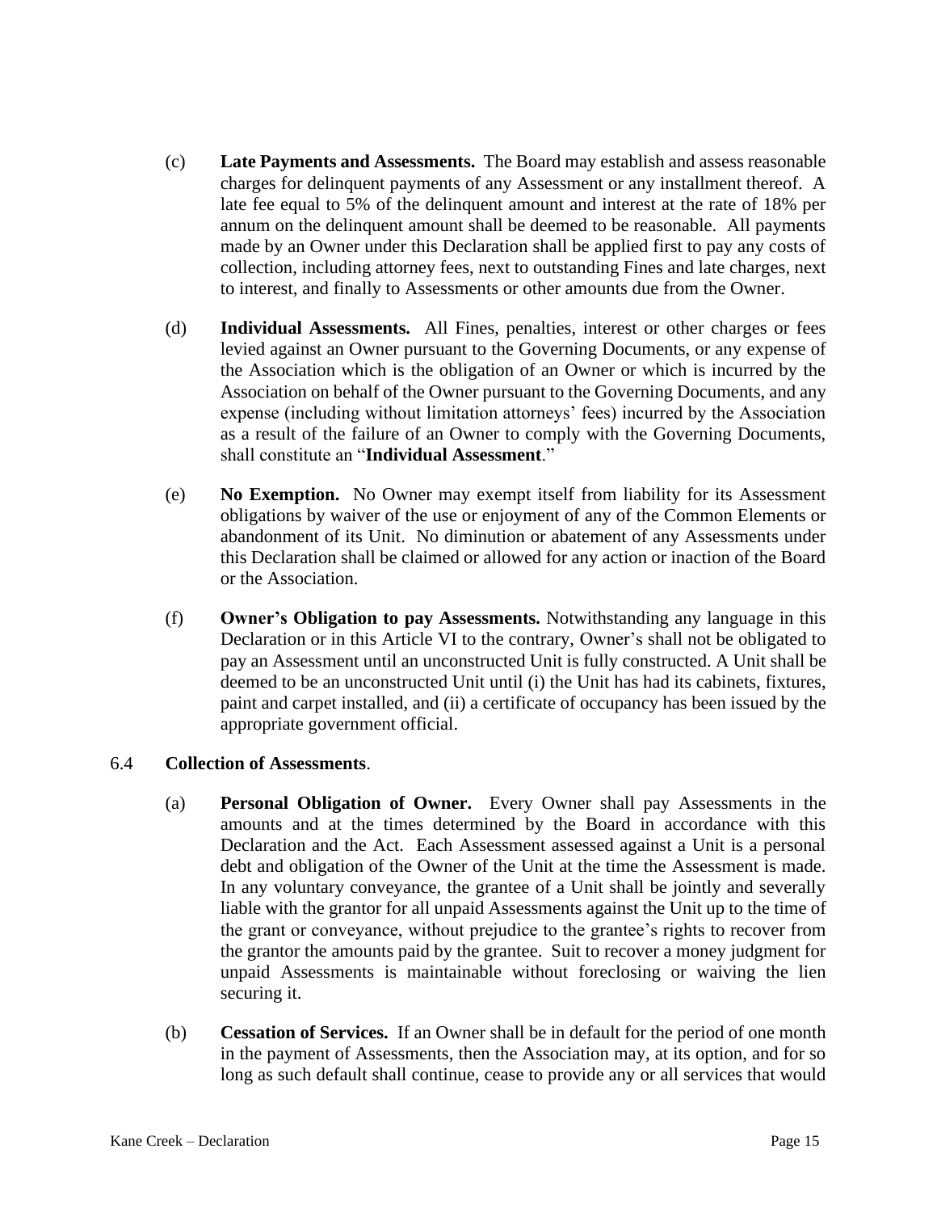(c) **Late Payments and Assessments.** The Board may establish and assess reasonable charges for delinquent payments of any Assessment or any installment thereof. A late fee equal to 5% of the delinquent amount and interest at the rate of 18% per annum on the delinquent amount shall be deemed to be reasonable. All payments made by an Owner under this Declaration shall be applied first to pay any costs of collection, including attorney fees, next to outstanding Fines and late charges, next to interest, and finally to Assessments or other amounts due from the Owner.

(d) **Individual Assessments.** All Fines, penalties, interest or other charges or fees levied against an Owner pursuant to the Governing Documents, or any expense of the Association which is the obligation of an Owner or which is incurred by the Association on behalf of the Owner pursuant to the Governing Documents, and any expense (including without limitation attorneys' fees) incurred by the Association as a result of the failure of an Owner to comply with the Governing Documents, shall constitute an "**Individual Assessment**."

(e) **No Exemption.** No Owner may exempt itself from liability for its Assessment obligations by waiver of the use or enjoyment of any of the Common Elements or abandonment of its Unit. No diminution or abatement of any Assessments under this Declaration shall be claimed or allowed for any action or inaction of the Board or the Association.

(f) **Owner's Obligation to pay Assessments.** Notwithstanding any language in this Declaration or in this Article VI to the contrary, Owner's shall not be obligated to pay an Assessment until an unconstructed Unit is fully constructed. A Unit shall be deemed to be an unconstructed Unit until (i) the Unit has had its cabinets, fixtures, paint and carpet installed, and (ii) a certificate of occupancy has been issued by the appropriate government official.

6.4 **Collection of Assessments**.

(a) **Personal Obligation of Owner.** Every Owner shall pay Assessments in the amounts and at the times determined by the Board in accordance with this Declaration and the Act. Each Assessment assessed against a Unit is a personal debt and obligation of the Owner of the Unit at the time the Assessment is made. In any voluntary conveyance, the grantee of a Unit shall be jointly and severally liable with the grantor for all unpaid Assessments against the Unit up to the time of the grant or conveyance, without prejudice to the grantee's rights to recover from the grantor the amounts paid by the grantee. Suit to recover a money judgment for unpaid Assessments is maintainable without foreclosing or waiving the lien securing it.

(b) **Cessation of Services.** If an Owner shall be in default for the period of one month in the payment of Assessments, then the Association may, at its option, and for so long as such default shall continue, cease to provide any or all services that would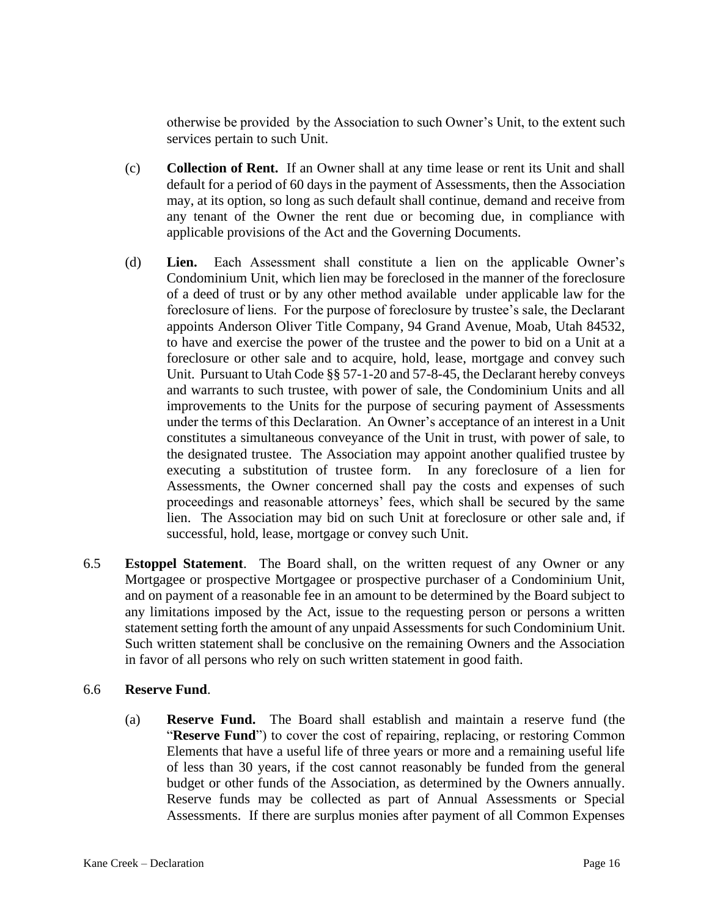otherwise be provided by the Association to such Owner's Unit, to the extent such services pertain to such Unit.

(c) **Collection of Rent.** If an Owner shall at any time lease or rent its Unit and shall default for a period of 60 days in the payment of Assessments, then the Association may, at its option, so long as such default shall continue, demand and receive from any tenant of the Owner the rent due or becoming due, in compliance with applicable provisions of the Act and the Governing Documents.

(d) **Lien.** Each Assessment shall constitute a lien on the applicable Owner's Condominium Unit, which lien may be foreclosed in the manner of the foreclosure of a deed of trust or by any other method available under applicable law for the foreclosure of liens. For the purpose of foreclosure by trustee's sale, the Declarant appoints Anderson Oliver Title Company, 94 Grand Avenue, Moab, Utah 84532, to have and exercise the power of the trustee and the power to bid on a Unit at a foreclosure or other sale and to acquire, hold, lease, mortgage and convey such Unit. Pursuant to Utah Code §§ 57-1-20 and 57-8-45, the Declarant hereby conveys and warrants to such trustee, with power of sale, the Condominium Units and all improvements to the Units for the purpose of securing payment of Assessments under the terms of this Declaration. An Owner's acceptance of an interest in a Unit constitutes a simultaneous conveyance of the Unit in trust, with power of sale, to the designated trustee. The Association may appoint another qualified trustee by executing a substitution of trustee form. In any foreclosure of a lien for Assessments, the Owner concerned shall pay the costs and expenses of such proceedings and reasonable attorneys' fees, which shall be secured by the same lien. The Association may bid on such Unit at foreclosure or other sale and, if successful, hold, lease, mortgage or convey such Unit.

6.5 **Estoppel Statement**. The Board shall, on the written request of any Owner or any Mortgagee or prospective Mortgagee or prospective purchaser of a Condominium Unit, and on payment of a reasonable fee in an amount to be determined by the Board subject to any limitations imposed by the Act, issue to the requesting person or persons a written statement setting forth the amount of any unpaid Assessments for such Condominium Unit. Such written statement shall be conclusive on the remaining Owners and the Association in favor of all persons who rely on such written statement in good faith.

6.6 **Reserve Fund**.

(a) **Reserve Fund.** The Board shall establish and maintain a reserve fund (the "**Reserve Fund**") to cover the cost of repairing, replacing, or restoring Common Elements that have a useful life of three years or more and a remaining useful life of less than 30 years, if the cost cannot reasonably be funded from the general budget or other funds of the Association, as determined by the Owners annually. Reserve funds may be collected as part of Annual Assessments or Special Assessments. If there are surplus monies after payment of all Common Expenses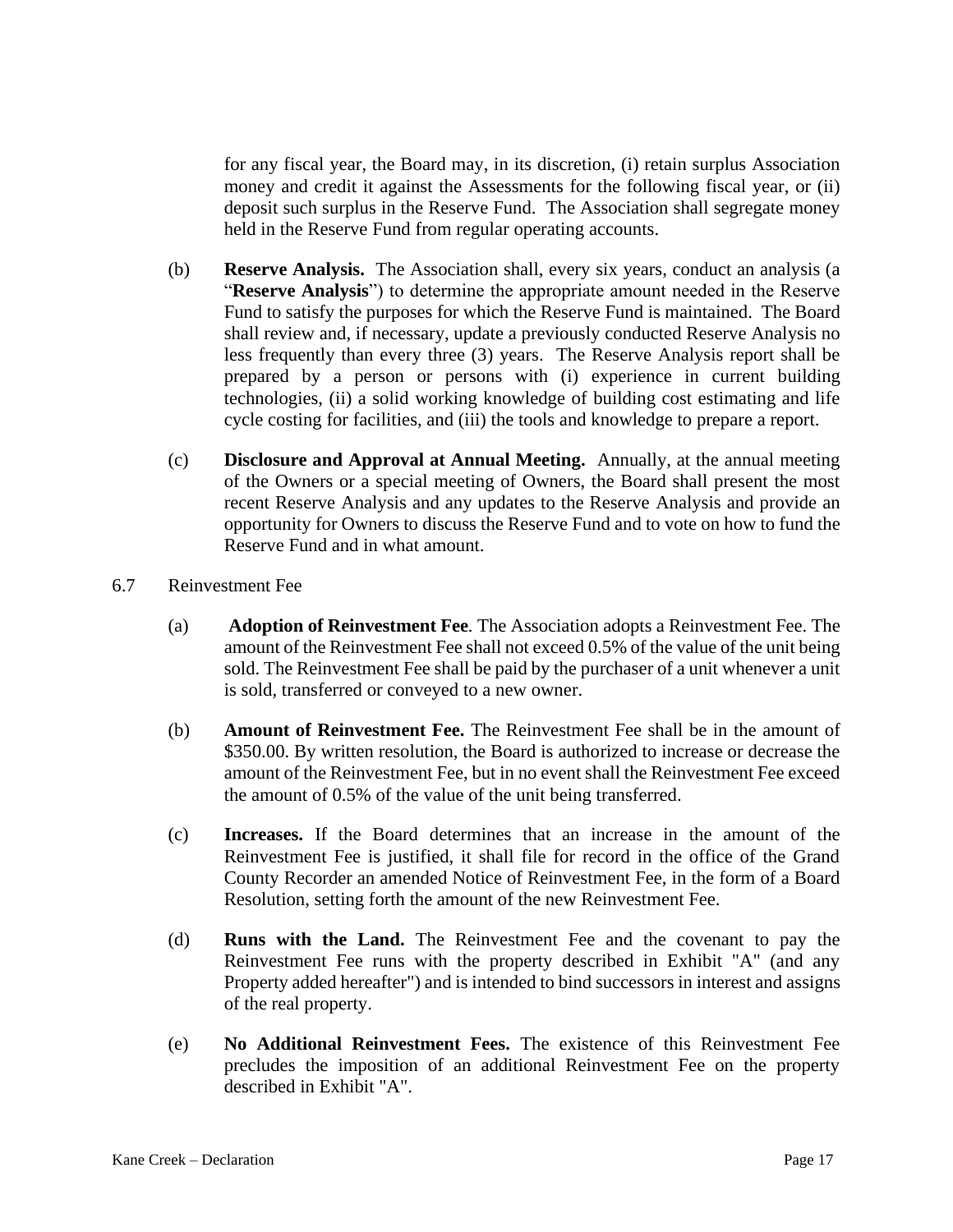for any fiscal year, the Board may, in its discretion, (i) retain surplus Association money and credit it against the Assessments for the following fiscal year, or (ii) deposit such surplus in the Reserve Fund. The Association shall segregate money held in the Reserve Fund from regular operating accounts.

(b) **Reserve Analysis.** The Association shall, every six years, conduct an analysis (a "**Reserve Analysis**") to determine the appropriate amount needed in the Reserve Fund to satisfy the purposes for which the Reserve Fund is maintained. The Board shall review and, if necessary, update a previously conducted Reserve Analysis no less frequently than every three (3) years. The Reserve Analysis report shall be prepared by a person or persons with (i) experience in current building technologies, (ii) a solid working knowledge of building cost estimating and life cycle costing for facilities, and (iii) the tools and knowledge to prepare a report.

(c) **Disclosure and Approval at Annual Meeting.** Annually, at the annual meeting of the Owners or a special meeting of Owners, the Board shall present the most recent Reserve Analysis and any updates to the Reserve Analysis and provide an opportunity for Owners to discuss the Reserve Fund and to vote on how to fund the Reserve Fund and in what amount.

6.7 Reinvestment Fee

(a) **Adoption of Reinvestment Fee**. The Association adopts a Reinvestment Fee. The amount of the Reinvestment Fee shall not exceed 0.5% of the value of the unit being sold. The Reinvestment Fee shall be paid by the purchaser of a unit whenever a unit is sold, transferred or conveyed to a new owner.

(b) **Amount of Reinvestment Fee.** The Reinvestment Fee shall be in the amount of $350.00. By written resolution, the Board is authorized to increase or decrease the amount of the Reinvestment Fee, but in no event shall the Reinvestment Fee exceed the amount of 0.5% of the value of the unit being transferred.

(c) **Increases.** If the Board determines that an increase in the amount of the Reinvestment Fee is justified, it shall file for record in the office of the Grand County Recorder an amended Notice of Reinvestment Fee, in the form of a Board Resolution, setting forth the amount of the new Reinvestment Fee.

(d) **Runs with the Land.** The Reinvestment Fee and the covenant to pay the Reinvestment Fee runs with the property described in Exhibit "A" (and any Property added hereafter") and is intended to bind successors in interest and assigns of the real property.

(e) **No Additional Reinvestment Fees.** The existence of this Reinvestment Fee precludes the imposition of an additional Reinvestment Fee on the property described in Exhibit "A".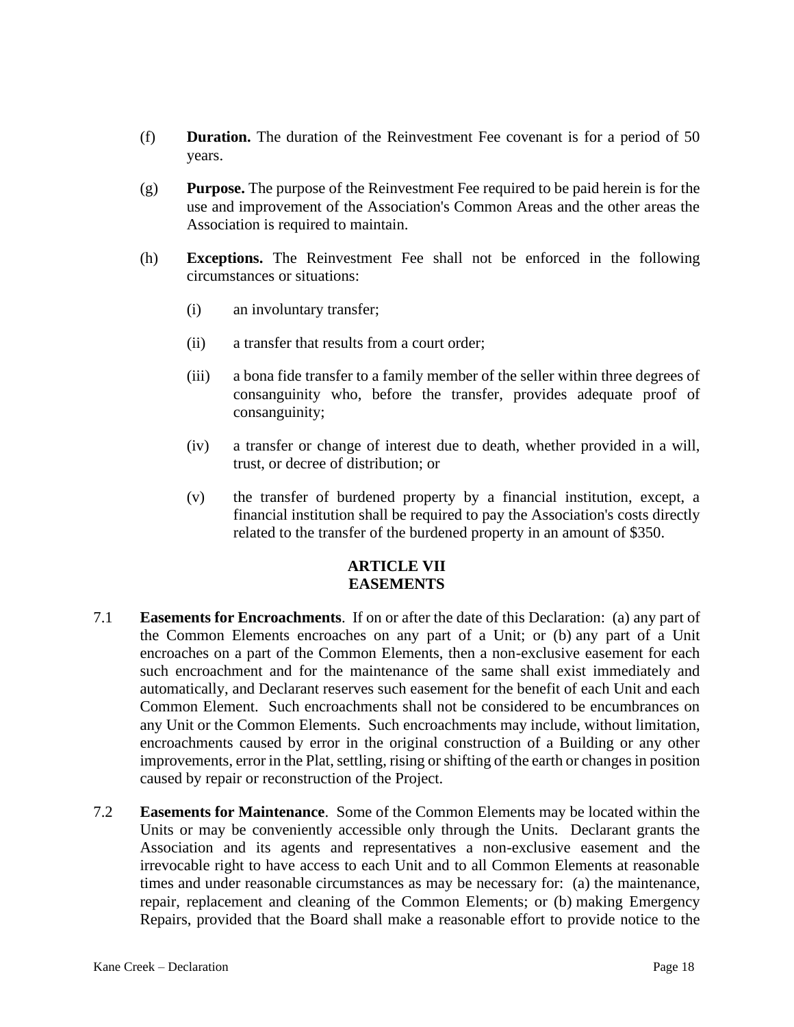(f) **Duration.** The duration of the Reinvestment Fee covenant is for a period of 50 years.

(g) **Purpose.** The purpose of the Reinvestment Fee required to be paid herein is for the use and improvement of the Association's Common Areas and the other areas the Association is required to maintain.

(h) **Exceptions.** The Reinvestment Fee shall not be enforced in the following circumstances or situations:

(i) an involuntary transfer;

(ii) a transfer that results from a court order;

(iii) a bona fide transfer to a family member of the seller within three degrees of consanguinity who, before the transfer, provides adequate proof of consanguinity;

(iv) a transfer or change of interest due to death, whether provided in a will, trust, or decree of distribution; or

(v) the transfer of burdened property by a financial institution, except, a financial institution shall be required to pay the Association's costs directly related to the transfer of the burdened property in an amount of $350.

## ARTICLE VII
## EASEMENTS

7.1 **Easements for Encroachments**. If on or after the date of this Declaration: (a) any part of the Common Elements encroaches on any part of a Unit; or (b) any part of a Unit encroaches on a part of the Common Elements, then a non-exclusive easement for each such encroachment and for the maintenance of the same shall exist immediately and automatically, and Declarant reserves such easement for the benefit of each Unit and each Common Element. Such encroachments shall not be considered to be encumbrances on any Unit or the Common Elements. Such encroachments may include, without limitation, encroachments caused by error in the original construction of a Building or any other improvements, error in the Plat, settling, rising or shifting of the earth or changes in position caused by repair or reconstruction of the Project.

7.2 **Easements for Maintenance**. Some of the Common Elements may be located within the Units or may be conveniently accessible only through the Units. Declarant grants the Association and its agents and representatives a non-exclusive easement and the irrevocable right to have access to each Unit and to all Common Elements at reasonable times and under reasonable circumstances as may be necessary for: (a) the maintenance, repair, replacement and cleaning of the Common Elements; or (b) making Emergency Repairs, provided that the Board shall make a reasonable effort to provide notice to the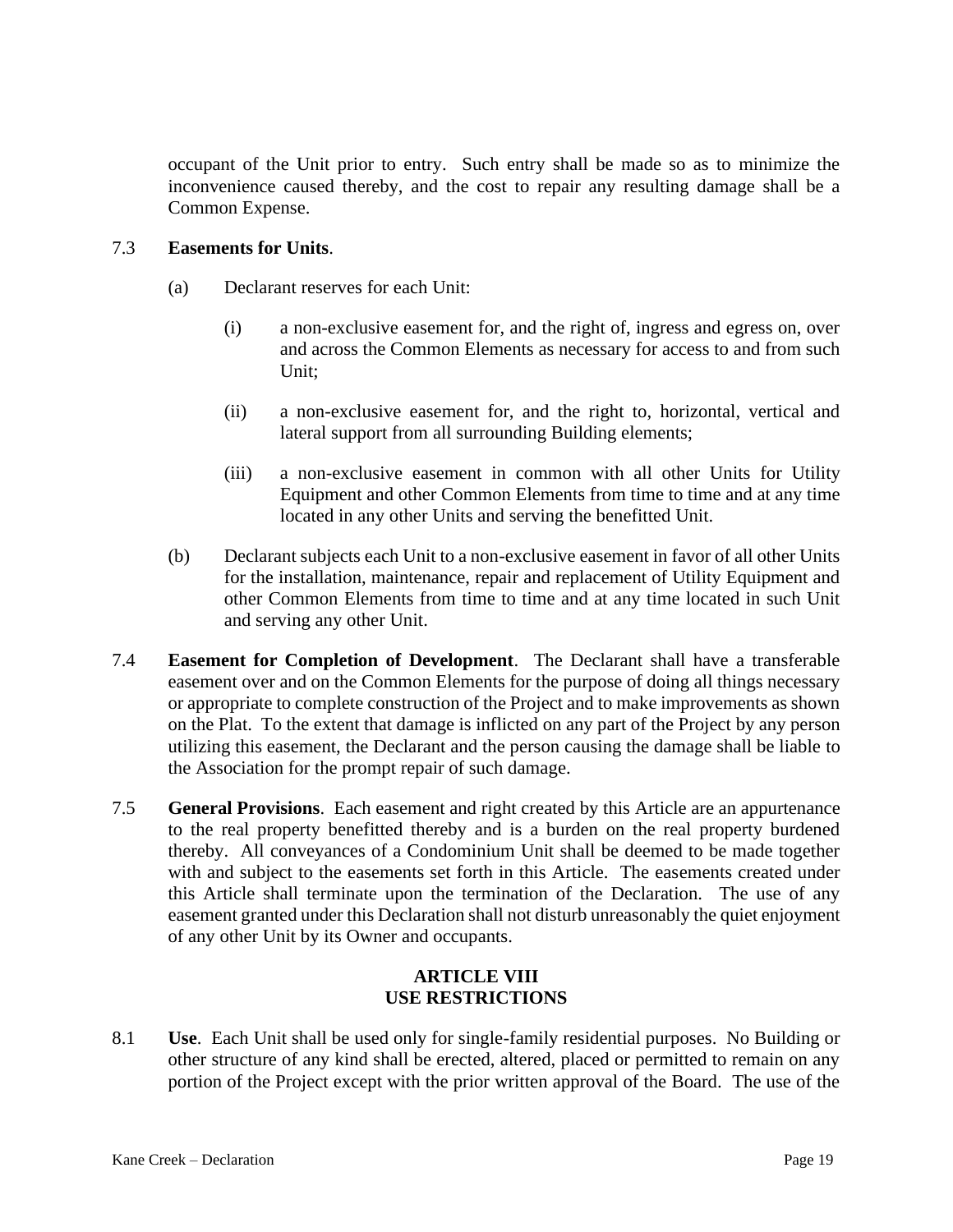occupant of the Unit prior to entry. Such entry shall be made so as to minimize the inconvenience caused thereby, and the cost to repair any resulting damage shall be a Common Expense.

7.3 **Easements for Units**.

(a) Declarant reserves for each Unit:

(i) a non-exclusive easement for, and the right of, ingress and egress on, over and across the Common Elements as necessary for access to and from such Unit;

(ii) a non-exclusive easement for, and the right to, horizontal, vertical and lateral support from all surrounding Building elements;

(iii) a non-exclusive easement in common with all other Units for Utility Equipment and other Common Elements from time to time and at any time located in any other Units and serving the benefitted Unit.

(b) Declarant subjects each Unit to a non-exclusive easement in favor of all other Units for the installation, maintenance, repair and replacement of Utility Equipment and other Common Elements from time to time and at any time located in such Unit and serving any other Unit.

7.4 **Easement for Completion of Development**. The Declarant shall have a transferable easement over and on the Common Elements for the purpose of doing all things necessary or appropriate to complete construction of the Project and to make improvements as shown on the Plat. To the extent that damage is inflicted on any part of the Project by any person utilizing this easement, the Declarant and the person causing the damage shall be liable to the Association for the prompt repair of such damage.

7.5 **General Provisions**. Each easement and right created by this Article are an appurtenance to the real property benefitted thereby and is a burden on the real property burdened thereby. All conveyances of a Condominium Unit shall be deemed to be made together with and subject to the easements set forth in this Article. The easements created under this Article shall terminate upon the termination of the Declaration. The use of any easement granted under this Declaration shall not disturb unreasonably the quiet enjoyment of any other Unit by its Owner and occupants.

## ARTICLE VIII
## USE RESTRICTIONS

8.1 **Use**. Each Unit shall be used only for single-family residential purposes. No Building or other structure of any kind shall be erected, altered, placed or permitted to remain on any portion of the Project except with the prior written approval of the Board. The use of the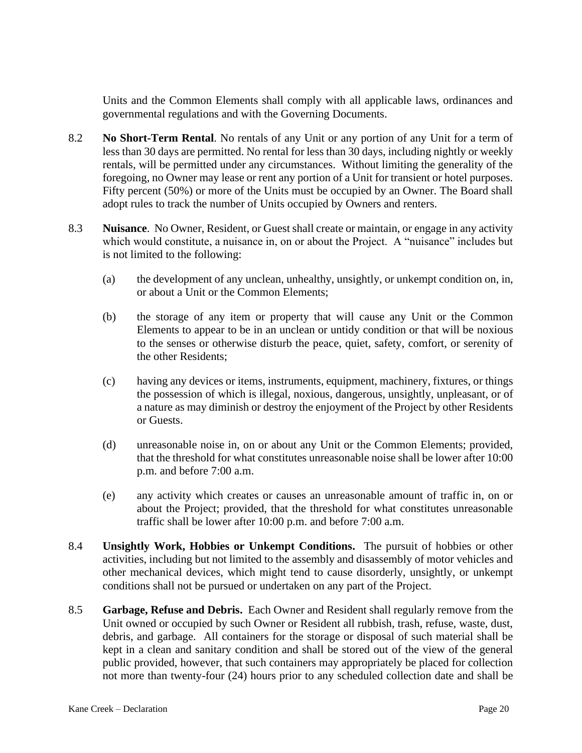Units and the Common Elements shall comply with all applicable laws, ordinances and governmental regulations and with the Governing Documents.

8.2 **No Short-Term Rental**. No rentals of any Unit or any portion of any Unit for a term of less than 30 days are permitted. No rental for less than 30 days, including nightly or weekly rentals, will be permitted under any circumstances. Without limiting the generality of the foregoing, no Owner may lease or rent any portion of a Unit for transient or hotel purposes. Fifty percent (50%) or more of the Units must be occupied by an Owner. The Board shall adopt rules to track the number of Units occupied by Owners and renters.

8.3 **Nuisance**. No Owner, Resident, or Guest shall create or maintain, or engage in any activity which would constitute, a nuisance in, on or about the Project. A "nuisance" includes but is not limited to the following:

(a) the development of any unclean, unhealthy, unsightly, or unkempt condition on, in, or about a Unit or the Common Elements;

(b) the storage of any item or property that will cause any Unit or the Common Elements to appear to be in an unclean or untidy condition or that will be noxious to the senses or otherwise disturb the peace, quiet, safety, comfort, or serenity of the other Residents;

(c) having any devices or items, instruments, equipment, machinery, fixtures, or things the possession of which is illegal, noxious, dangerous, unsightly, unpleasant, or of a nature as may diminish or destroy the enjoyment of the Project by other Residents or Guests.

(d) unreasonable noise in, on or about any Unit or the Common Elements; provided, that the threshold for what constitutes unreasonable noise shall be lower after 10:00 p.m. and before 7:00 a.m.

(e) any activity which creates or causes an unreasonable amount of traffic in, on or about the Project; provided, that the threshold for what constitutes unreasonable traffic shall be lower after 10:00 p.m. and before 7:00 a.m.

8.4 **Unsightly Work, Hobbies or Unkempt Conditions.** The pursuit of hobbies or other activities, including but not limited to the assembly and disassembly of motor vehicles and other mechanical devices, which might tend to cause disorderly, unsightly, or unkempt conditions shall not be pursued or undertaken on any part of the Project.

8.5 **Garbage, Refuse and Debris.** Each Owner and Resident shall regularly remove from the Unit owned or occupied by such Owner or Resident all rubbish, trash, refuse, waste, dust, debris, and garbage. All containers for the storage or disposal of such material shall be kept in a clean and sanitary condition and shall be stored out of the view of the general public provided, however, that such containers may appropriately be placed for collection not more than twenty-four (24) hours prior to any scheduled collection date and shall be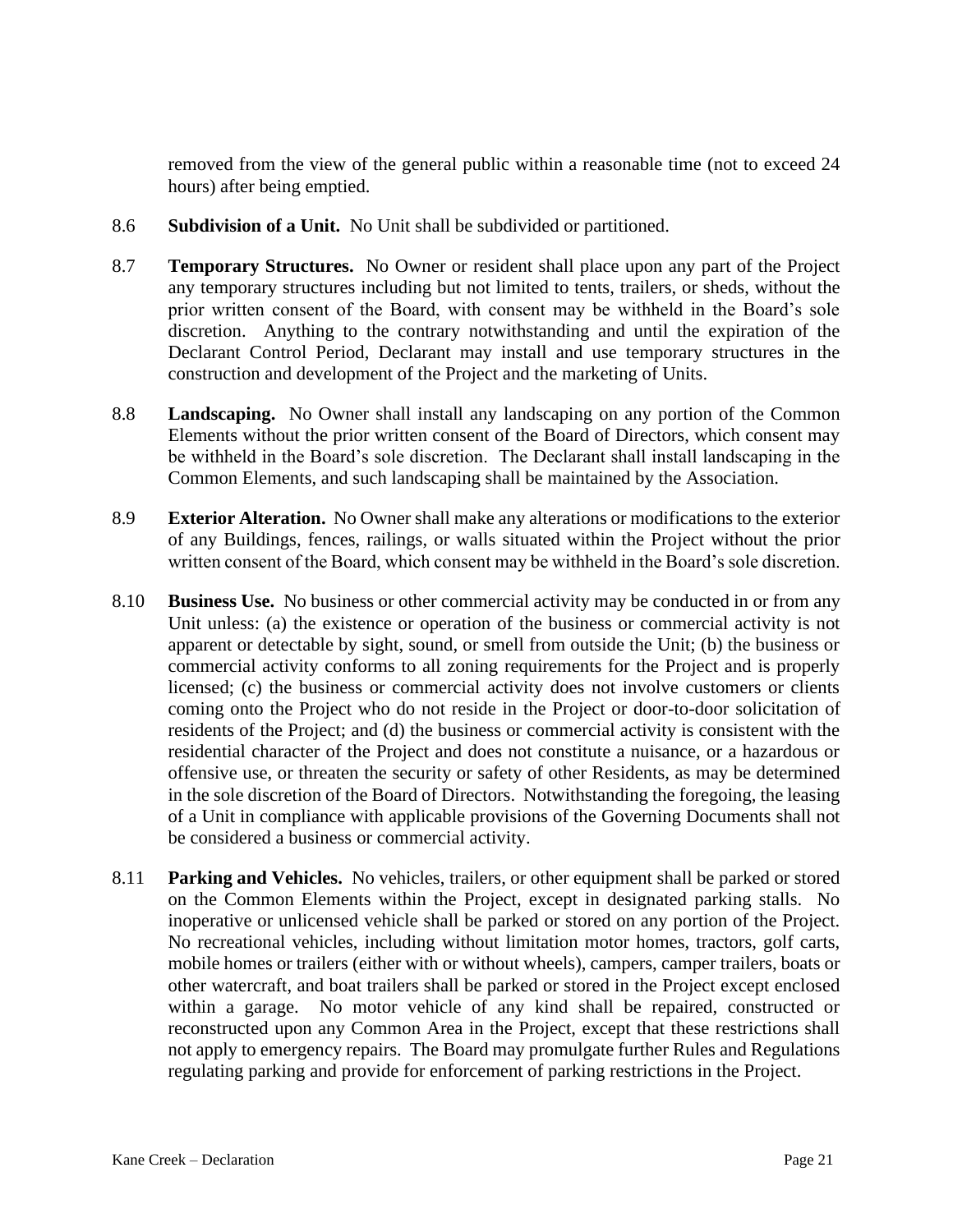removed from the view of the general public within a reasonable time (not to exceed 24 hours) after being emptied.

8.6 **Subdivision of a Unit.** No Unit shall be subdivided or partitioned.

8.7 **Temporary Structures.** No Owner or resident shall place upon any part of the Project any temporary structures including but not limited to tents, trailers, or sheds, without the prior written consent of the Board, with consent may be withheld in the Board's sole discretion. Anything to the contrary notwithstanding and until the expiration of the Declarant Control Period, Declarant may install and use temporary structures in the construction and development of the Project and the marketing of Units.

8.8 **Landscaping.** No Owner shall install any landscaping on any portion of the Common Elements without the prior written consent of the Board of Directors, which consent may be withheld in the Board's sole discretion. The Declarant shall install landscaping in the Common Elements, and such landscaping shall be maintained by the Association.

8.9 **Exterior Alteration.** No Owner shall make any alterations or modifications to the exterior of any Buildings, fences, railings, or walls situated within the Project without the prior written consent of the Board, which consent may be withheld in the Board's sole discretion.

8.10 **Business Use.** No business or other commercial activity may be conducted in or from any Unit unless: (a) the existence or operation of the business or commercial activity is not apparent or detectable by sight, sound, or smell from outside the Unit; (b) the business or commercial activity conforms to all zoning requirements for the Project and is properly licensed; (c) the business or commercial activity does not involve customers or clients coming onto the Project who do not reside in the Project or door-to-door solicitation of residents of the Project; and (d) the business or commercial activity is consistent with the residential character of the Project and does not constitute a nuisance, or a hazardous or offensive use, or threaten the security or safety of other Residents, as may be determined in the sole discretion of the Board of Directors. Notwithstanding the foregoing, the leasing of a Unit in compliance with applicable provisions of the Governing Documents shall not be considered a business or commercial activity.

8.11 **Parking and Vehicles.** No vehicles, trailers, or other equipment shall be parked or stored on the Common Elements within the Project, except in designated parking stalls. No inoperative or unlicensed vehicle shall be parked or stored on any portion of the Project. No recreational vehicles, including without limitation motor homes, tractors, golf carts, mobile homes or trailers (either with or without wheels), campers, camper trailers, boats or other watercraft, and boat trailers shall be parked or stored in the Project except enclosed within a garage. No motor vehicle of any kind shall be repaired, constructed or reconstructed upon any Common Area in the Project, except that these restrictions shall not apply to emergency repairs. The Board may promulgate further Rules and Regulations regulating parking and provide for enforcement of parking restrictions in the Project.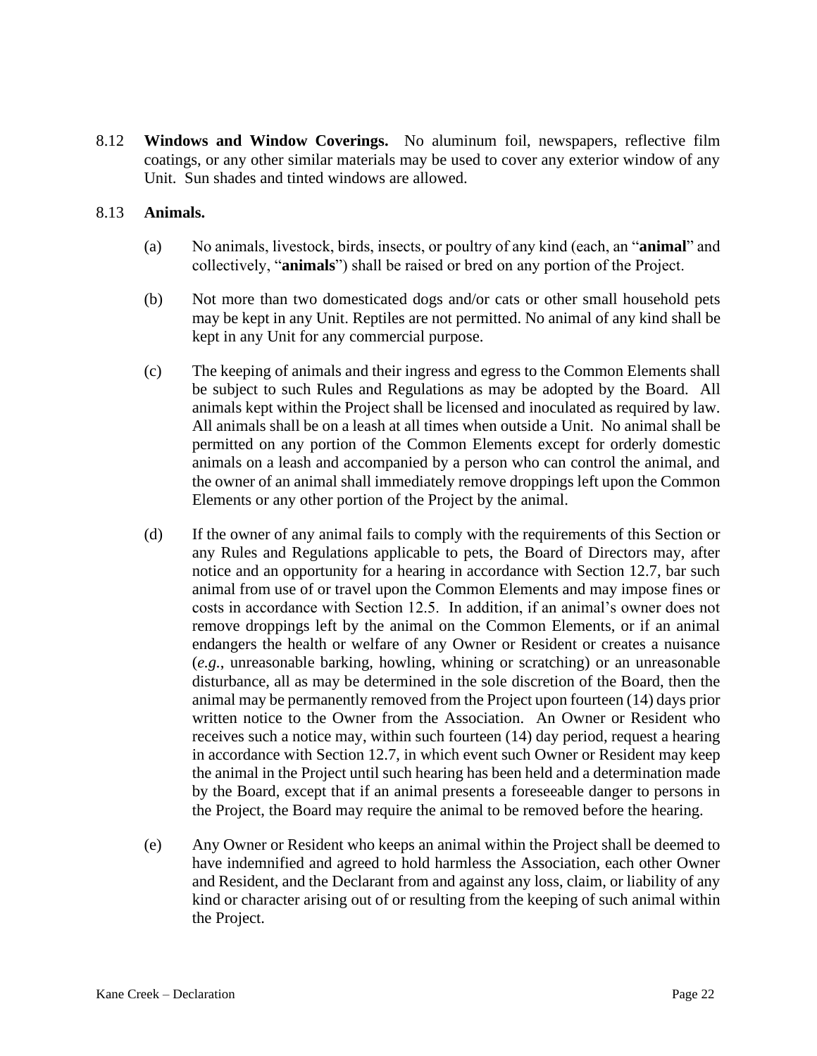8.12 **Windows and Window Coverings.** No aluminum foil, newspapers, reflective film coatings, or any other similar materials may be used to cover any exterior window of any Unit. Sun shades and tinted windows are allowed.

8.13 **Animals.**

(a) No animals, livestock, birds, insects, or poultry of any kind (each, an "**animal**" and collectively, "**animals**") shall be raised or bred on any portion of the Project.

(b) Not more than two domesticated dogs and/or cats or other small household pets may be kept in any Unit. Reptiles are not permitted. No animal of any kind shall be kept in any Unit for any commercial purpose.

(c) The keeping of animals and their ingress and egress to the Common Elements shall be subject to such Rules and Regulations as may be adopted by the Board. All animals kept within the Project shall be licensed and inoculated as required by law. All animals shall be on a leash at all times when outside a Unit. No animal shall be permitted on any portion of the Common Elements except for orderly domestic animals on a leash and accompanied by a person who can control the animal, and the owner of an animal shall immediately remove droppings left upon the Common Elements or any other portion of the Project by the animal.

(d) If the owner of any animal fails to comply with the requirements of this Section or any Rules and Regulations applicable to pets, the Board of Directors may, after notice and an opportunity for a hearing in accordance with Section 12.7, bar such animal from use of or travel upon the Common Elements and may impose fines or costs in accordance with Section 12.5. In addition, if an animal's owner does not remove droppings left by the animal on the Common Elements, or if an animal endangers the health or welfare of any Owner or Resident or creates a nuisance (*e.g.*, unreasonable barking, howling, whining or scratching) or an unreasonable disturbance, all as may be determined in the sole discretion of the Board, then the animal may be permanently removed from the Project upon fourteen (14) days prior written notice to the Owner from the Association. An Owner or Resident who receives such a notice may, within such fourteen (14) day period, request a hearing in accordance with Section 12.7, in which event such Owner or Resident may keep the animal in the Project until such hearing has been held and a determination made by the Board, except that if an animal presents a foreseeable danger to persons in the Project, the Board may require the animal to be removed before the hearing.

(e) Any Owner or Resident who keeps an animal within the Project shall be deemed to have indemnified and agreed to hold harmless the Association, each other Owner and Resident, and the Declarant from and against any loss, claim, or liability of any kind or character arising out of or resulting from the keeping of such animal within the Project.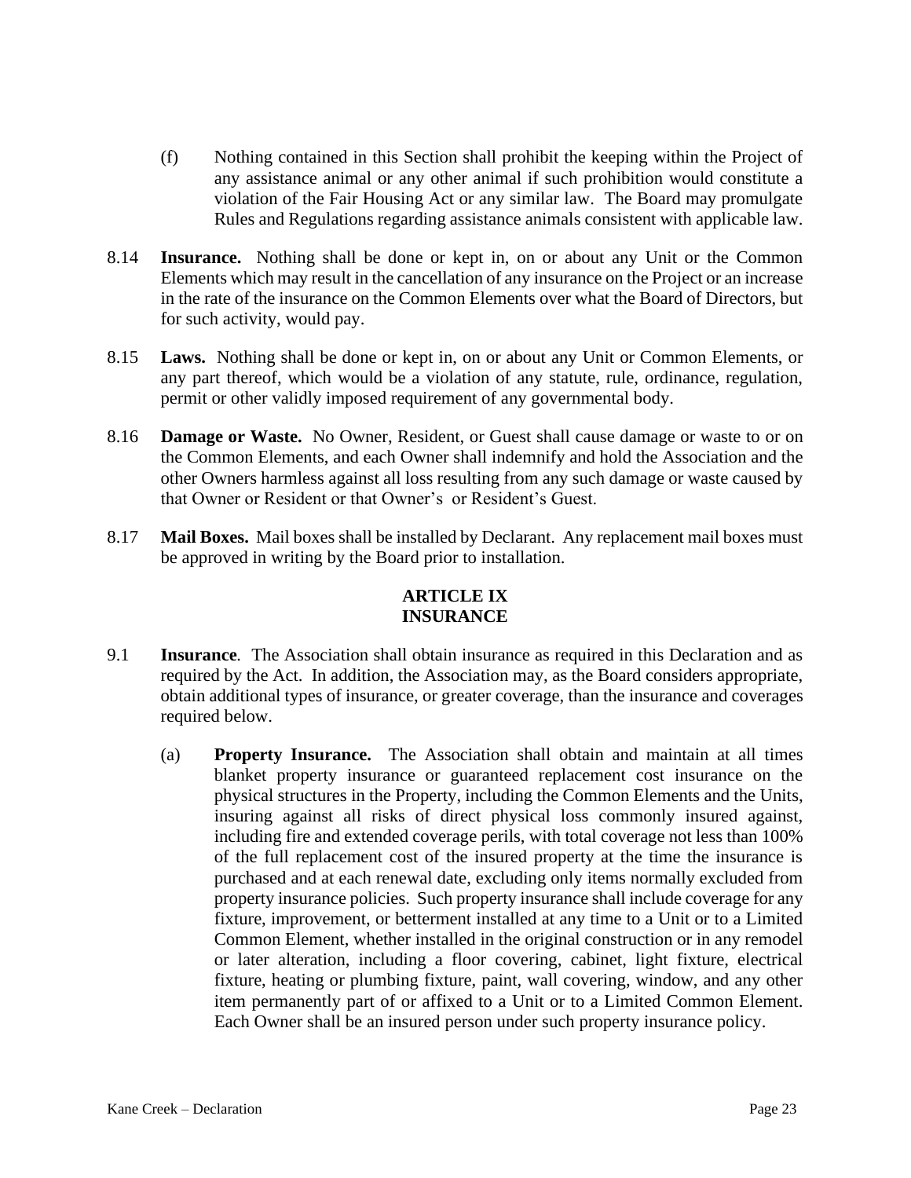(f) Nothing contained in this Section shall prohibit the keeping within the Project of any assistance animal or any other animal if such prohibition would constitute a violation of the Fair Housing Act or any similar law. The Board may promulgate Rules and Regulations regarding assistance animals consistent with applicable law.

8.14 **Insurance.** Nothing shall be done or kept in, on or about any Unit or the Common Elements which may result in the cancellation of any insurance on the Project or an increase in the rate of the insurance on the Common Elements over what the Board of Directors, but for such activity, would pay.

8.15 **Laws.** Nothing shall be done or kept in, on or about any Unit or Common Elements, or any part thereof, which would be a violation of any statute, rule, ordinance, regulation, permit or other validly imposed requirement of any governmental body.

8.16 **Damage or Waste.** No Owner, Resident, or Guest shall cause damage or waste to or on the Common Elements, and each Owner shall indemnify and hold the Association and the other Owners harmless against all loss resulting from any such damage or waste caused by that Owner or Resident or that Owner's or Resident's Guest.

8.17 **Mail Boxes.** Mail boxes shall be installed by Declarant. Any replacement mail boxes must be approved in writing by the Board prior to installation.

## ARTICLE IX
## INSURANCE

9.1 **Insurance**. The Association shall obtain insurance as required in this Declaration and as required by the Act. In addition, the Association may, as the Board considers appropriate, obtain additional types of insurance, or greater coverage, than the insurance and coverages required below.

(a) **Property Insurance.** The Association shall obtain and maintain at all times blanket property insurance or guaranteed replacement cost insurance on the physical structures in the Property, including the Common Elements and the Units, insuring against all risks of direct physical loss commonly insured against, including fire and extended coverage perils, with total coverage not less than 100% of the full replacement cost of the insured property at the time the insurance is purchased and at each renewal date, excluding only items normally excluded from property insurance policies. Such property insurance shall include coverage for any fixture, improvement, or betterment installed at any time to a Unit or to a Limited Common Element, whether installed in the original construction or in any remodel or later alteration, including a floor covering, cabinet, light fixture, electrical fixture, heating or plumbing fixture, paint, wall covering, window, and any other item permanently part of or affixed to a Unit or to a Limited Common Element. Each Owner shall be an insured person under such property insurance policy.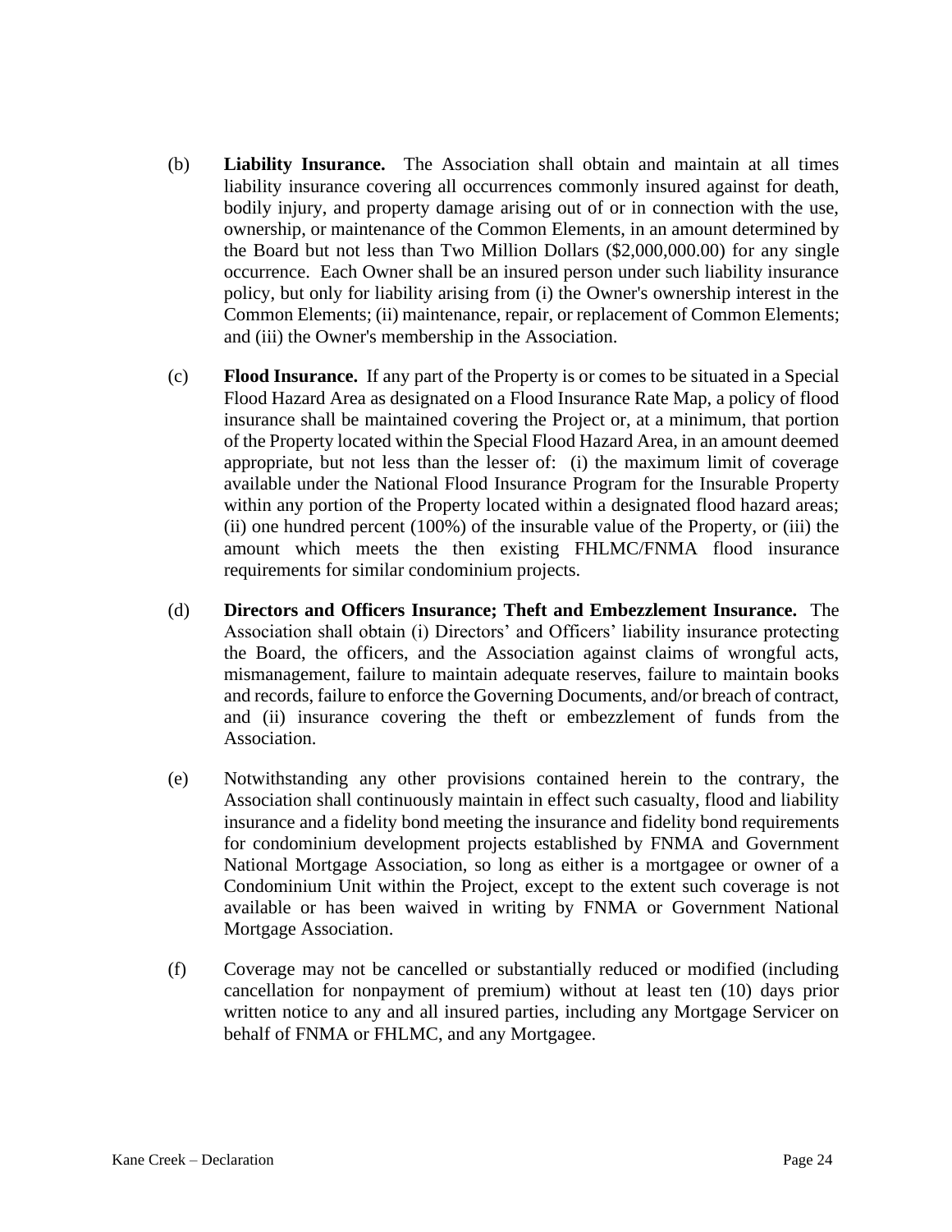(b) **Liability Insurance.** The Association shall obtain and maintain at all times liability insurance covering all occurrences commonly insured against for death, bodily injury, and property damage arising out of or in connection with the use, ownership, or maintenance of the Common Elements, in an amount determined by the Board but not less than Two Million Dollars ($2,000,000.00) for any single occurrence. Each Owner shall be an insured person under such liability insurance policy, but only for liability arising from (i) the Owner's ownership interest in the Common Elements; (ii) maintenance, repair, or replacement of Common Elements; and (iii) the Owner's membership in the Association.

(c) **Flood Insurance.** If any part of the Property is or comes to be situated in a Special Flood Hazard Area as designated on a Flood Insurance Rate Map, a policy of flood insurance shall be maintained covering the Project or, at a minimum, that portion of the Property located within the Special Flood Hazard Area, in an amount deemed appropriate, but not less than the lesser of: (i) the maximum limit of coverage available under the National Flood Insurance Program for the Insurable Property within any portion of the Property located within a designated flood hazard areas; (ii) one hundred percent (100%) of the insurable value of the Property, or (iii) the amount which meets the then existing FHLMC/FNMA flood insurance requirements for similar condominium projects.

(d) **Directors and Officers Insurance; Theft and Embezzlement Insurance.** The Association shall obtain (i) Directors' and Officers' liability insurance protecting the Board, the officers, and the Association against claims of wrongful acts, mismanagement, failure to maintain adequate reserves, failure to maintain books and records, failure to enforce the Governing Documents, and/or breach of contract, and (ii) insurance covering the theft or embezzlement of funds from the Association.

(e) Notwithstanding any other provisions contained herein to the contrary, the Association shall continuously maintain in effect such casualty, flood and liability insurance and a fidelity bond meeting the insurance and fidelity bond requirements for condominium development projects established by FNMA and Government National Mortgage Association, so long as either is a mortgagee or owner of a Condominium Unit within the Project, except to the extent such coverage is not available or has been waived in writing by FNMA or Government National Mortgage Association.

(f) Coverage may not be cancelled or substantially reduced or modified (including cancellation for nonpayment of premium) without at least ten (10) days prior written notice to any and all insured parties, including any Mortgage Servicer on behalf of FNMA or FHLMC, and any Mortgagee.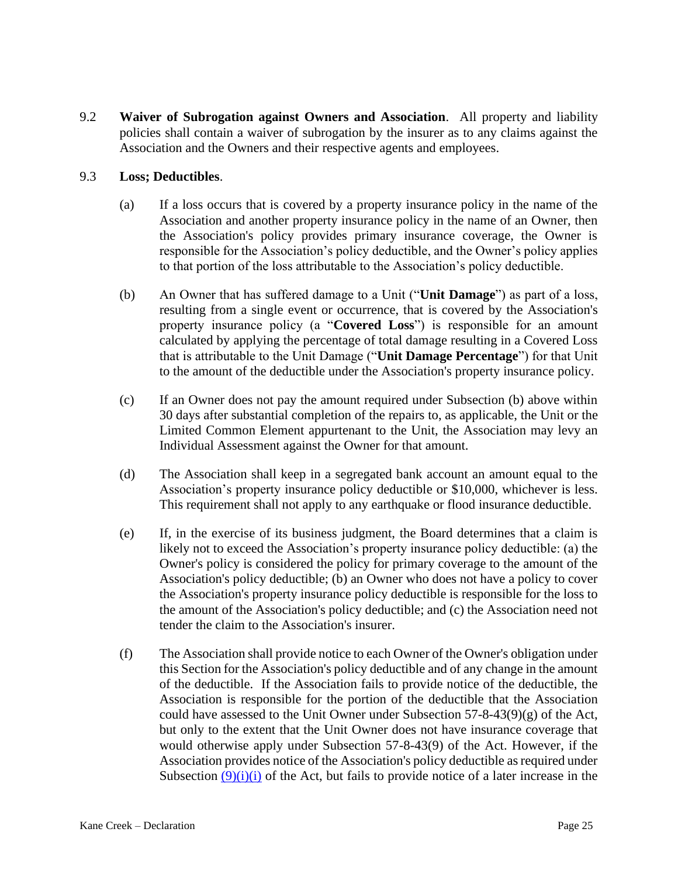9.2 **Waiver of Subrogation against Owners and Association**. All property and liability policies shall contain a waiver of subrogation by the insurer as to any claims against the Association and the Owners and their respective agents and employees.

9.3 **Loss; Deductibles**.

(a) If a loss occurs that is covered by a property insurance policy in the name of the Association and another property insurance policy in the name of an Owner, then the Association's policy provides primary insurance coverage, the Owner is responsible for the Association's policy deductible, and the Owner's policy applies to that portion of the loss attributable to the Association's policy deductible.

(b) An Owner that has suffered damage to a Unit ("**Unit Damage**") as part of a loss, resulting from a single event or occurrence, that is covered by the Association's property insurance policy (a "**Covered Loss**") is responsible for an amount calculated by applying the percentage of total damage resulting in a Covered Loss that is attributable to the Unit Damage ("**Unit Damage Percentage**") for that Unit to the amount of the deductible under the Association's property insurance policy.

(c) If an Owner does not pay the amount required under Subsection (b) above within 30 days after substantial completion of the repairs to, as applicable, the Unit or the Limited Common Element appurtenant to the Unit, the Association may levy an Individual Assessment against the Owner for that amount.

(d) The Association shall keep in a segregated bank account an amount equal to the Association's property insurance policy deductible or $10,000, whichever is less. This requirement shall not apply to any earthquake or flood insurance deductible.

(e) If, in the exercise of its business judgment, the Board determines that a claim is likely not to exceed the Association's property insurance policy deductible: (a) the Owner's policy is considered the policy for primary coverage to the amount of the Association's policy deductible; (b) an Owner who does not have a policy to cover the Association's property insurance policy deductible is responsible for the loss to the amount of the Association's policy deductible; and (c) the Association need not tender the claim to the Association's insurer.

(f) The Association shall provide notice to each Owner of the Owner's obligation under this Section for the Association's policy deductible and of any change in the amount of the deductible. If the Association fails to provide notice of the deductible, the Association is responsible for the portion of the deductible that the Association could have assessed to the Unit Owner under Subsection 57-8-43(9)(g) of the Act, but only to the extent that the Unit Owner does not have insurance coverage that would otherwise apply under Subsection 57-8-43(9) of the Act. However, if the Association provides notice of the Association's policy deductible as required under Subsection (9)(i)(i) of the Act, but fails to provide notice of a later increase in the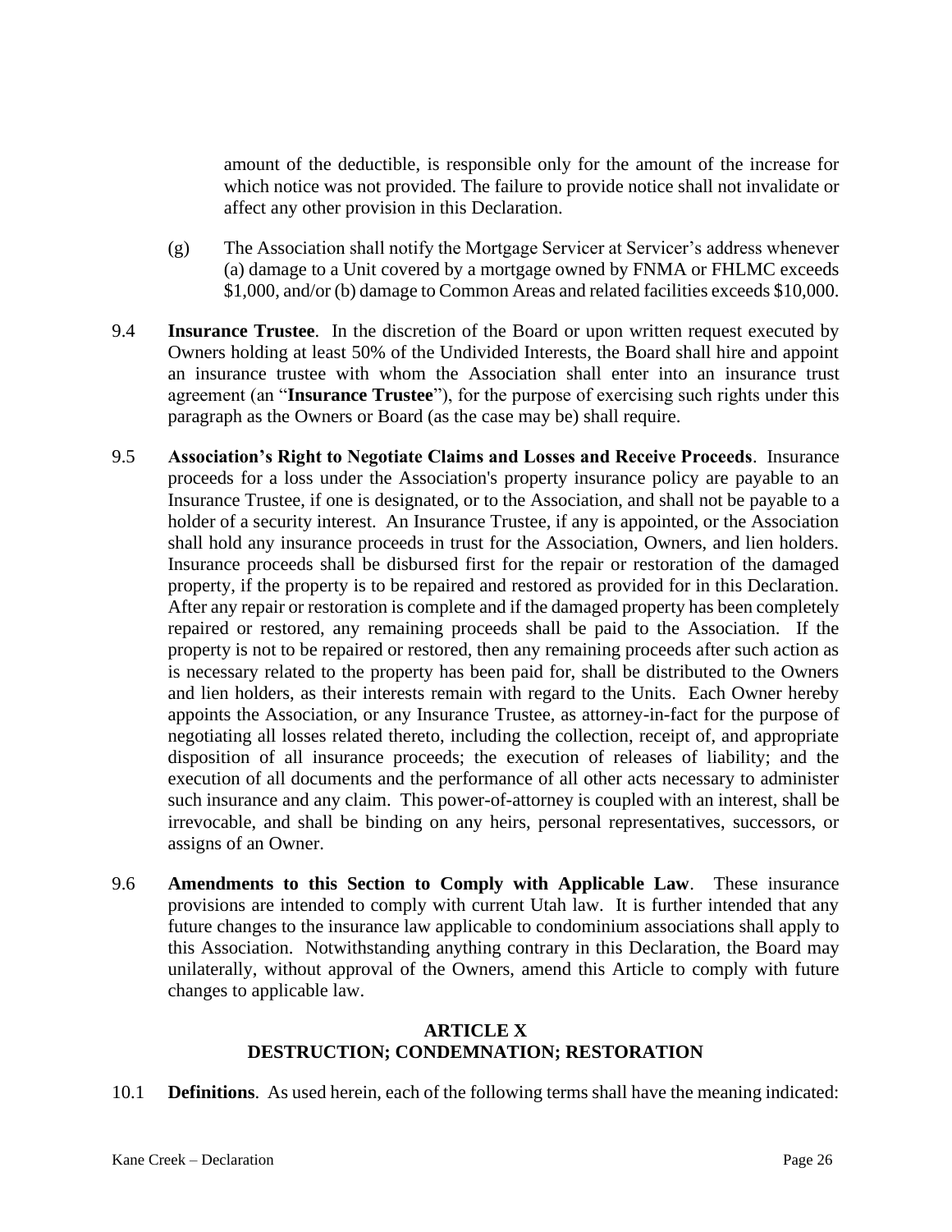amount of the deductible, is responsible only for the amount of the increase for which notice was not provided. The failure to provide notice shall not invalidate or affect any other provision in this Declaration.

(g) The Association shall notify the Mortgage Servicer at Servicer's address whenever (a) damage to a Unit covered by a mortgage owned by FNMA or FHLMC exceeds $1,000, and/or (b) damage to Common Areas and related facilities exceeds $10,000.

9.4 **Insurance Trustee**. In the discretion of the Board or upon written request executed by Owners holding at least 50% of the Undivided Interests, the Board shall hire and appoint an insurance trustee with whom the Association shall enter into an insurance trust agreement (an "**Insurance Trustee**"), for the purpose of exercising such rights under this paragraph as the Owners or Board (as the case may be) shall require.

9.5 **Association's Right to Negotiate Claims and Losses and Receive Proceeds**. Insurance proceeds for a loss under the Association's property insurance policy are payable to an Insurance Trustee, if one is designated, or to the Association, and shall not be payable to a holder of a security interest. An Insurance Trustee, if any is appointed, or the Association shall hold any insurance proceeds in trust for the Association, Owners, and lien holders. Insurance proceeds shall be disbursed first for the repair or restoration of the damaged property, if the property is to be repaired and restored as provided for in this Declaration. After any repair or restoration is complete and if the damaged property has been completely repaired or restored, any remaining proceeds shall be paid to the Association. If the property is not to be repaired or restored, then any remaining proceeds after such action as is necessary related to the property has been paid for, shall be distributed to the Owners and lien holders, as their interests remain with regard to the Units. Each Owner hereby appoints the Association, or any Insurance Trustee, as attorney-in-fact for the purpose of negotiating all losses related thereto, including the collection, receipt of, and appropriate disposition of all insurance proceeds; the execution of releases of liability; and the execution of all documents and the performance of all other acts necessary to administer such insurance and any claim. This power-of-attorney is coupled with an interest, shall be irrevocable, and shall be binding on any heirs, personal representatives, successors, or assigns of an Owner.

9.6 **Amendments to this Section to Comply with Applicable Law**. These insurance provisions are intended to comply with current Utah law. It is further intended that any future changes to the insurance law applicable to condominium associations shall apply to this Association. Notwithstanding anything contrary in this Declaration, the Board may unilaterally, without approval of the Owners, amend this Article to comply with future changes to applicable law.

## ARTICLE X
## DESTRUCTION; CONDEMNATION; RESTORATION

10.1 **Definitions**. As used herein, each of the following terms shall have the meaning indicated: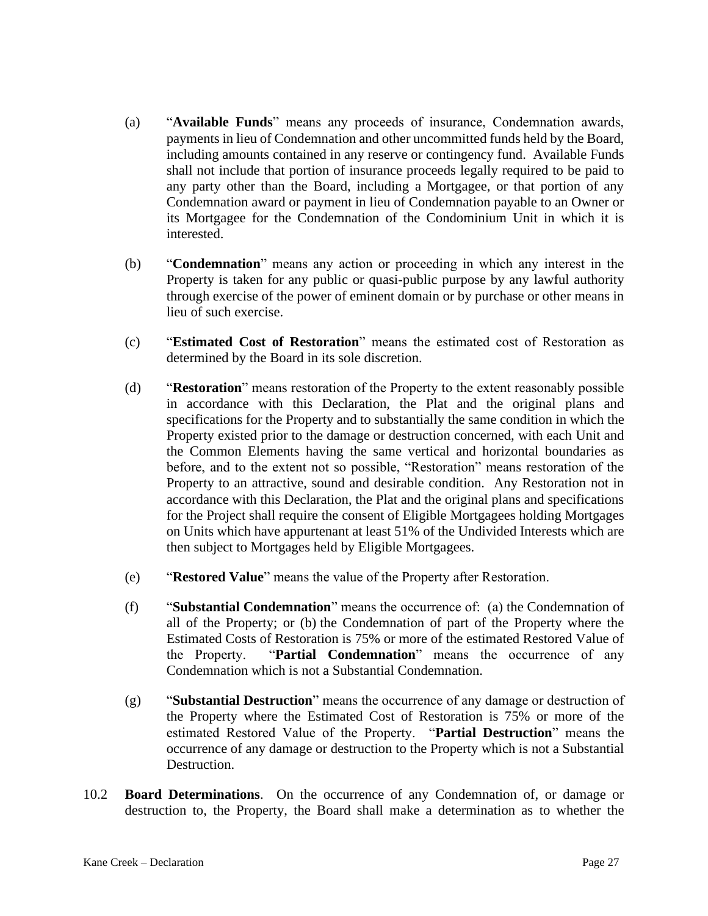(a) "**Available Funds**" means any proceeds of insurance, Condemnation awards, payments in lieu of Condemnation and other uncommitted funds held by the Board, including amounts contained in any reserve or contingency fund. Available Funds shall not include that portion of insurance proceeds legally required to be paid to any party other than the Board, including a Mortgagee, or that portion of any Condemnation award or payment in lieu of Condemnation payable to an Owner or its Mortgagee for the Condemnation of the Condominium Unit in which it is interested.

(b) "**Condemnation**" means any action or proceeding in which any interest in the Property is taken for any public or quasi-public purpose by any lawful authority through exercise of the power of eminent domain or by purchase or other means in lieu of such exercise.

(c) "**Estimated Cost of Restoration**" means the estimated cost of Restoration as determined by the Board in its sole discretion.

(d) "**Restoration**" means restoration of the Property to the extent reasonably possible in accordance with this Declaration, the Plat and the original plans and specifications for the Property and to substantially the same condition in which the Property existed prior to the damage or destruction concerned, with each Unit and the Common Elements having the same vertical and horizontal boundaries as before, and to the extent not so possible, "Restoration" means restoration of the Property to an attractive, sound and desirable condition. Any Restoration not in accordance with this Declaration, the Plat and the original plans and specifications for the Project shall require the consent of Eligible Mortgagees holding Mortgages on Units which have appurtenant at least 51% of the Undivided Interests which are then subject to Mortgages held by Eligible Mortgagees.

(e) "**Restored Value**" means the value of the Property after Restoration.

(f) "**Substantial Condemnation**" means the occurrence of: (a) the Condemnation of all of the Property; or (b) the Condemnation of part of the Property where the Estimated Costs of Restoration is 75% or more of the estimated Restored Value of the Property. "**Partial Condemnation**" means the occurrence of any Condemnation which is not a Substantial Condemnation.

(g) "**Substantial Destruction**" means the occurrence of any damage or destruction of the Property where the Estimated Cost of Restoration is 75% or more of the estimated Restored Value of the Property. "**Partial Destruction**" means the occurrence of any damage or destruction to the Property which is not a Substantial Destruction.

10.2 **Board Determinations**. On the occurrence of any Condemnation of, or damage or destruction to, the Property, the Board shall make a determination as to whether the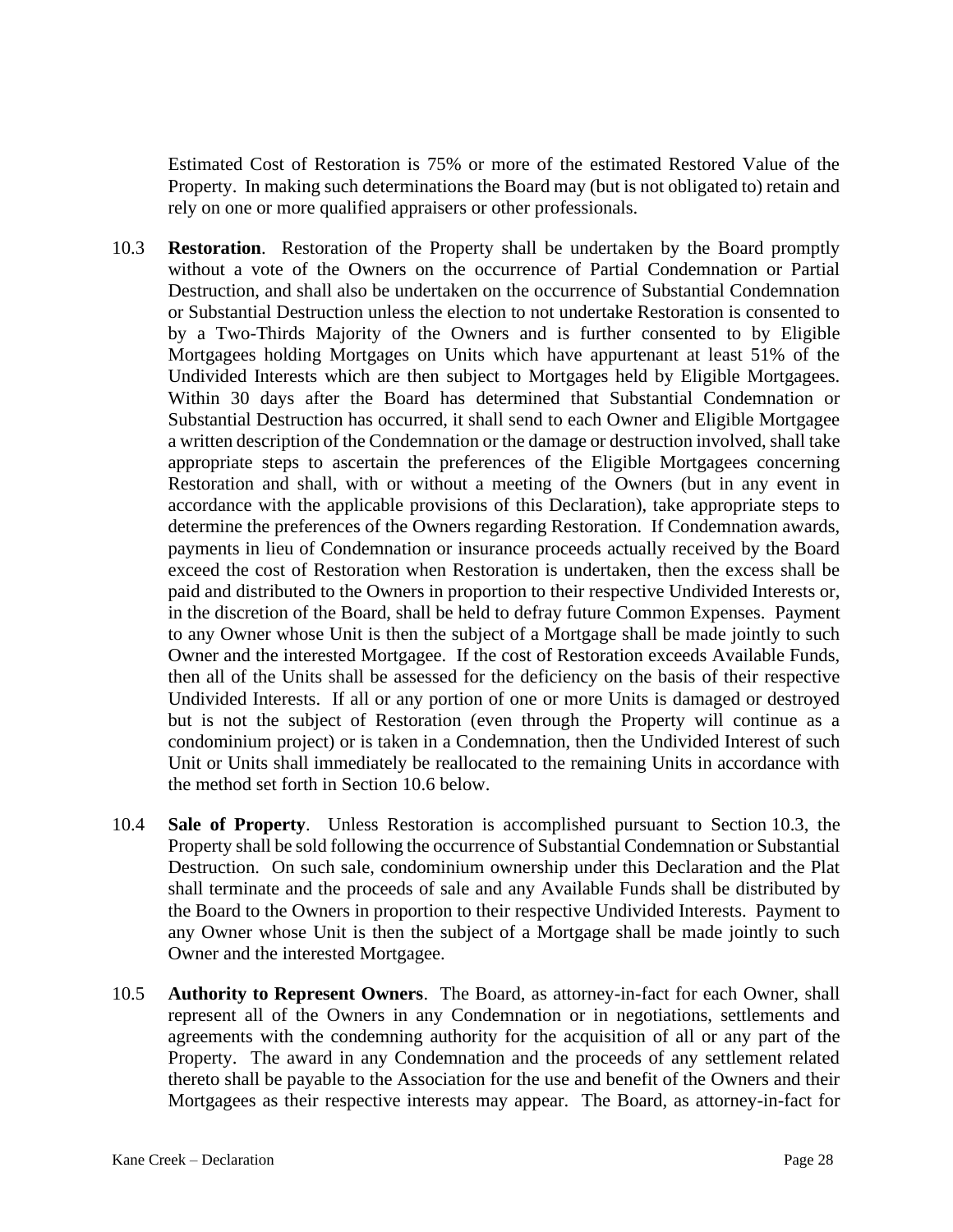Estimated Cost of Restoration is 75% or more of the estimated Restored Value of the Property. In making such determinations the Board may (but is not obligated to) retain and rely on one or more qualified appraisers or other professionals.

10.3 **Restoration**. Restoration of the Property shall be undertaken by the Board promptly without a vote of the Owners on the occurrence of Partial Condemnation or Partial Destruction, and shall also be undertaken on the occurrence of Substantial Condemnation or Substantial Destruction unless the election to not undertake Restoration is consented to by a Two-Thirds Majority of the Owners and is further consented to by Eligible Mortgagees holding Mortgages on Units which have appurtenant at least 51% of the Undivided Interests which are then subject to Mortgages held by Eligible Mortgagees. Within 30 days after the Board has determined that Substantial Condemnation or Substantial Destruction has occurred, it shall send to each Owner and Eligible Mortgagee a written description of the Condemnation or the damage or destruction involved, shall take appropriate steps to ascertain the preferences of the Eligible Mortgagees concerning Restoration and shall, with or without a meeting of the Owners (but in any event in accordance with the applicable provisions of this Declaration), take appropriate steps to determine the preferences of the Owners regarding Restoration. If Condemnation awards, payments in lieu of Condemnation or insurance proceeds actually received by the Board exceed the cost of Restoration when Restoration is undertaken, then the excess shall be paid and distributed to the Owners in proportion to their respective Undivided Interests or, in the discretion of the Board, shall be held to defray future Common Expenses. Payment to any Owner whose Unit is then the subject of a Mortgage shall be made jointly to such Owner and the interested Mortgagee. If the cost of Restoration exceeds Available Funds, then all of the Units shall be assessed for the deficiency on the basis of their respective Undivided Interests. If all or any portion of one or more Units is damaged or destroyed but is not the subject of Restoration (even through the Property will continue as a condominium project) or is taken in a Condemnation, then the Undivided Interest of such Unit or Units shall immediately be reallocated to the remaining Units in accordance with the method set forth in Section 10.6 below.

10.4 **Sale of Property**. Unless Restoration is accomplished pursuant to Section 10.3, the Property shall be sold following the occurrence of Substantial Condemnation or Substantial Destruction. On such sale, condominium ownership under this Declaration and the Plat shall terminate and the proceeds of sale and any Available Funds shall be distributed by the Board to the Owners in proportion to their respective Undivided Interests. Payment to any Owner whose Unit is then the subject of a Mortgage shall be made jointly to such Owner and the interested Mortgagee.

10.5 **Authority to Represent Owners**. The Board, as attorney-in-fact for each Owner, shall represent all of the Owners in any Condemnation or in negotiations, settlements and agreements with the condemning authority for the acquisition of all or any part of the Property. The award in any Condemnation and the proceeds of any settlement related thereto shall be payable to the Association for the use and benefit of the Owners and their Mortgagees as their respective interests may appear. The Board, as attorney-in-fact for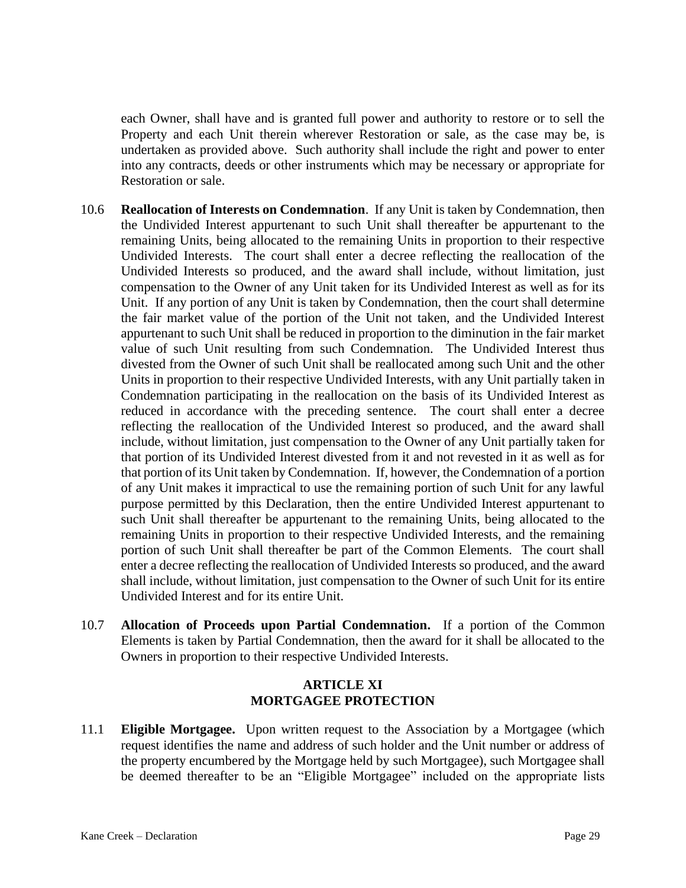each Owner, shall have and is granted full power and authority to restore or to sell the Property and each Unit therein wherever Restoration or sale, as the case may be, is undertaken as provided above. Such authority shall include the right and power to enter into any contracts, deeds or other instruments which may be necessary or appropriate for Restoration or sale.

10.6 **Reallocation of Interests on Condemnation**. If any Unit is taken by Condemnation, then the Undivided Interest appurtenant to such Unit shall thereafter be appurtenant to the remaining Units, being allocated to the remaining Units in proportion to their respective Undivided Interests. The court shall enter a decree reflecting the reallocation of the Undivided Interests so produced, and the award shall include, without limitation, just compensation to the Owner of any Unit taken for its Undivided Interest as well as for its Unit. If any portion of any Unit is taken by Condemnation, then the court shall determine the fair market value of the portion of the Unit not taken, and the Undivided Interest appurtenant to such Unit shall be reduced in proportion to the diminution in the fair market value of such Unit resulting from such Condemnation. The Undivided Interest thus divested from the Owner of such Unit shall be reallocated among such Unit and the other Units in proportion to their respective Undivided Interests, with any Unit partially taken in Condemnation participating in the reallocation on the basis of its Undivided Interest as reduced in accordance with the preceding sentence. The court shall enter a decree reflecting the reallocation of the Undivided Interest so produced, and the award shall include, without limitation, just compensation to the Owner of any Unit partially taken for that portion of its Undivided Interest divested from it and not revested in it as well as for that portion of its Unit taken by Condemnation. If, however, the Condemnation of a portion of any Unit makes it impractical to use the remaining portion of such Unit for any lawful purpose permitted by this Declaration, then the entire Undivided Interest appurtenant to such Unit shall thereafter be appurtenant to the remaining Units, being allocated to the remaining Units in proportion to their respective Undivided Interests, and the remaining portion of such Unit shall thereafter be part of the Common Elements. The court shall enter a decree reflecting the reallocation of Undivided Interests so produced, and the award shall include, without limitation, just compensation to the Owner of such Unit for its entire Undivided Interest and for its entire Unit.

10.7 **Allocation of Proceeds upon Partial Condemnation.** If a portion of the Common Elements is taken by Partial Condemnation, then the award for it shall be allocated to the Owners in proportion to their respective Undivided Interests.

## ARTICLE XI
## MORTGAGEE PROTECTION

11.1 **Eligible Mortgagee.** Upon written request to the Association by a Mortgagee (which request identifies the name and address of such holder and the Unit number or address of the property encumbered by the Mortgage held by such Mortgagee), such Mortgagee shall be deemed thereafter to be an "Eligible Mortgagee" included on the appropriate lists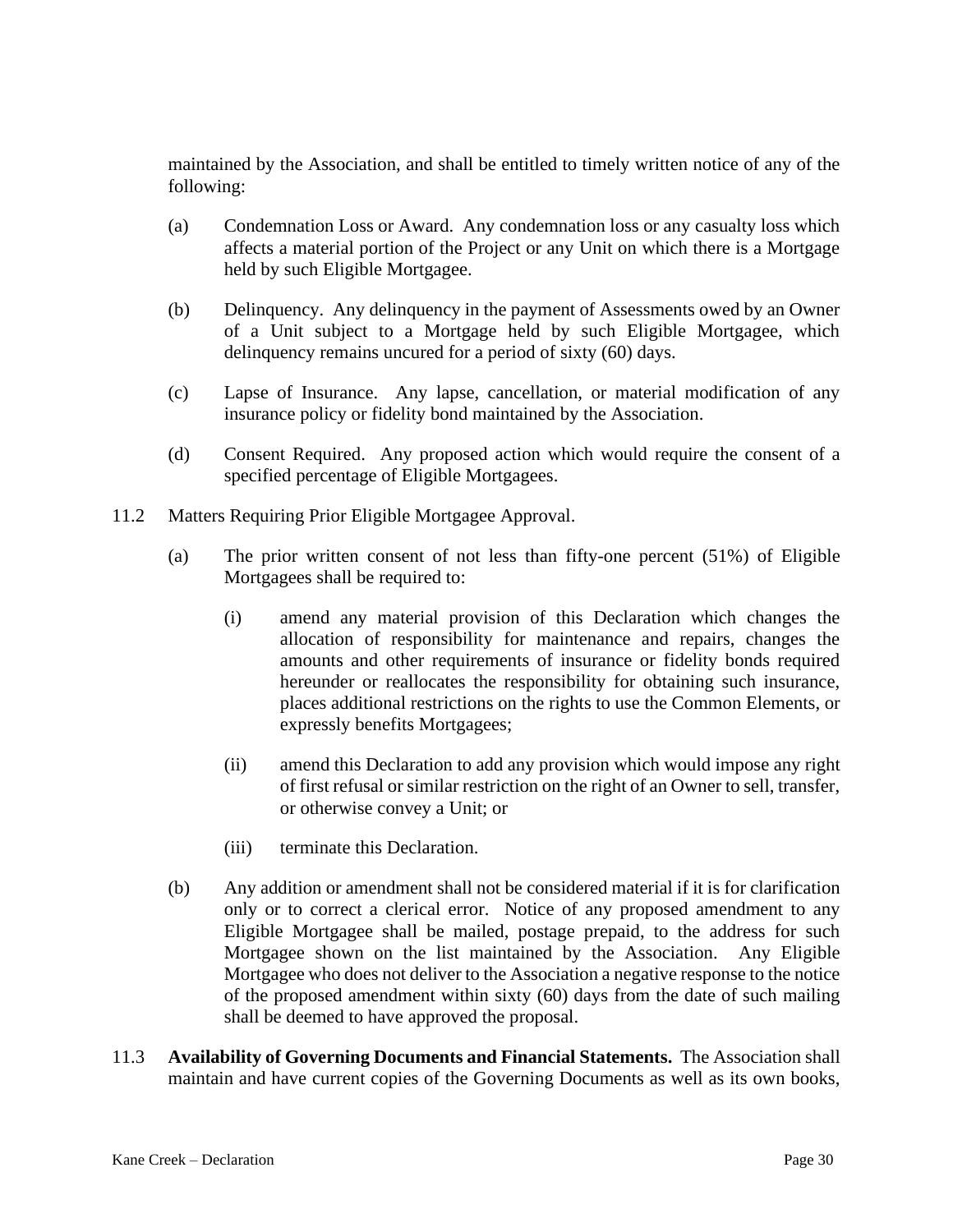maintained by the Association, and shall be entitled to timely written notice of any of the following:

(a) Condemnation Loss or Award. Any condemnation loss or any casualty loss which affects a material portion of the Project or any Unit on which there is a Mortgage held by such Eligible Mortgagee.

(b) Delinquency. Any delinquency in the payment of Assessments owed by an Owner of a Unit subject to a Mortgage held by such Eligible Mortgagee, which delinquency remains uncured for a period of sixty (60) days.

(c) Lapse of Insurance. Any lapse, cancellation, or material modification of any insurance policy or fidelity bond maintained by the Association.

(d) Consent Required. Any proposed action which would require the consent of a specified percentage of Eligible Mortgagees.

11.2 Matters Requiring Prior Eligible Mortgagee Approval.

(a) The prior written consent of not less than fifty-one percent (51%) of Eligible Mortgagees shall be required to:

(i) amend any material provision of this Declaration which changes the allocation of responsibility for maintenance and repairs, changes the amounts and other requirements of insurance or fidelity bonds required hereunder or reallocates the responsibility for obtaining such insurance, places additional restrictions on the rights to use the Common Elements, or expressly benefits Mortgagees;

(ii) amend this Declaration to add any provision which would impose any right of first refusal or similar restriction on the right of an Owner to sell, transfer, or otherwise convey a Unit; or

(iii) terminate this Declaration.

(b) Any addition or amendment shall not be considered material if it is for clarification only or to correct a clerical error. Notice of any proposed amendment to any Eligible Mortgagee shall be mailed, postage prepaid, to the address for such Mortgagee shown on the list maintained by the Association. Any Eligible Mortgagee who does not deliver to the Association a negative response to the notice of the proposed amendment within sixty (60) days from the date of such mailing shall be deemed to have approved the proposal.

11.3 **Availability of Governing Documents and Financial Statements.** The Association shall maintain and have current copies of the Governing Documents as well as its own books,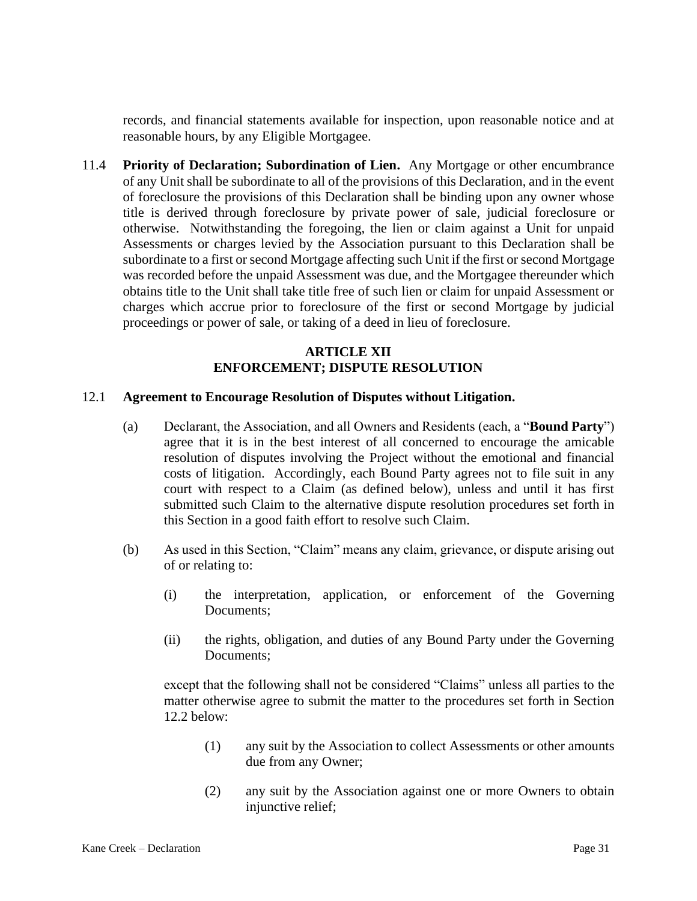records, and financial statements available for inspection, upon reasonable notice and at reasonable hours, by any Eligible Mortgagee.

11.4 **Priority of Declaration; Subordination of Lien.** Any Mortgage or other encumbrance of any Unit shall be subordinate to all of the provisions of this Declaration, and in the event of foreclosure the provisions of this Declaration shall be binding upon any owner whose title is derived through foreclosure by private power of sale, judicial foreclosure or otherwise. Notwithstanding the foregoing, the lien or claim against a Unit for unpaid Assessments or charges levied by the Association pursuant to this Declaration shall be subordinate to a first or second Mortgage affecting such Unit if the first or second Mortgage was recorded before the unpaid Assessment was due, and the Mortgagee thereunder which obtains title to the Unit shall take title free of such lien or claim for unpaid Assessment or charges which accrue prior to foreclosure of the first or second Mortgage by judicial proceedings or power of sale, or taking of a deed in lieu of foreclosure.

## ARTICLE XII
## ENFORCEMENT; DISPUTE RESOLUTION

12.1 **Agreement to Encourage Resolution of Disputes without Litigation.**

(a) Declarant, the Association, and all Owners and Residents (each, a "**Bound Party**") agree that it is in the best interest of all concerned to encourage the amicable resolution of disputes involving the Project without the emotional and financial costs of litigation. Accordingly, each Bound Party agrees not to file suit in any court with respect to a Claim (as defined below), unless and until it has first submitted such Claim to the alternative dispute resolution procedures set forth in this Section in a good faith effort to resolve such Claim.

(b) As used in this Section, "Claim" means any claim, grievance, or dispute arising out of or relating to:

(i) the interpretation, application, or enforcement of the Governing Documents;

(ii) the rights, obligation, and duties of any Bound Party under the Governing Documents;

except that the following shall not be considered "Claims" unless all parties to the matter otherwise agree to submit the matter to the procedures set forth in Section 12.2 below:

(1) any suit by the Association to collect Assessments or other amounts due from any Owner;

(2) any suit by the Association against one or more Owners to obtain injunctive relief;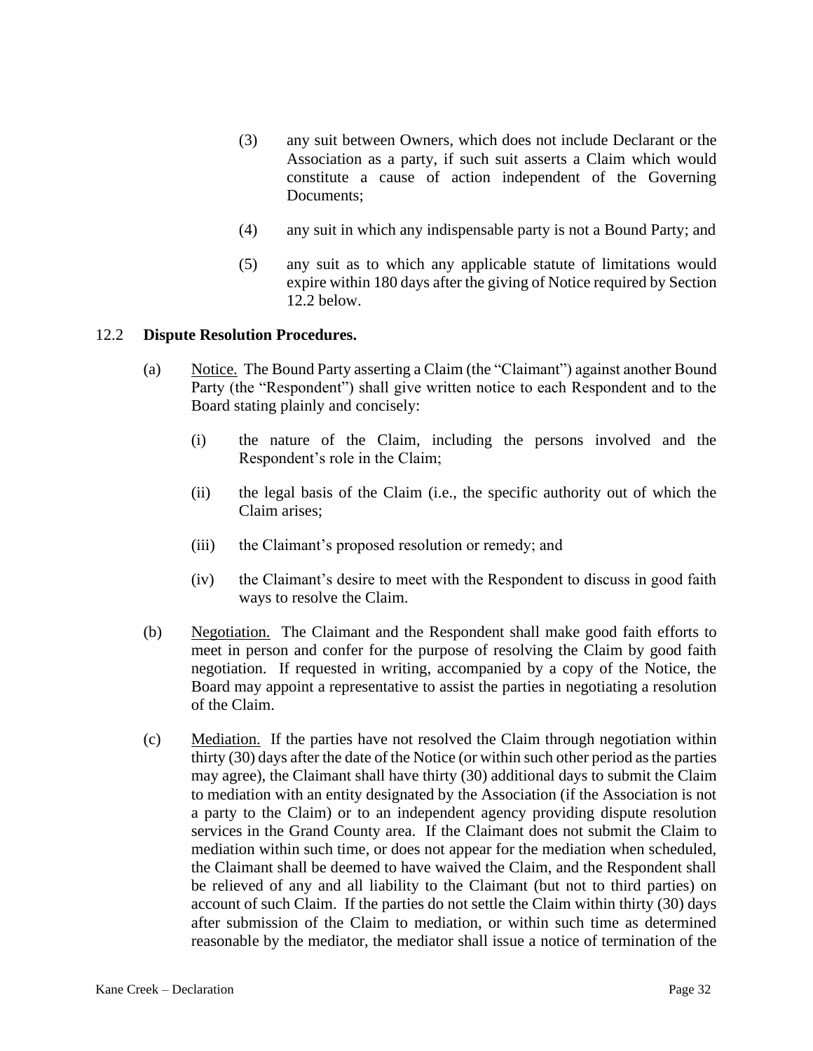(3) any suit between Owners, which does not include Declarant or the Association as a party, if such suit asserts a Claim which would constitute a cause of action independent of the Governing Documents;

(4) any suit in which any indispensable party is not a Bound Party; and

(5) any suit as to which any applicable statute of limitations would expire within 180 days after the giving of Notice required by Section 12.2 below.

12.2 **Dispute Resolution Procedures.**

(a) Notice. The Bound Party asserting a Claim (the "Claimant") against another Bound Party (the "Respondent") shall give written notice to each Respondent and to the Board stating plainly and concisely:

(i) the nature of the Claim, including the persons involved and the Respondent's role in the Claim;

(ii) the legal basis of the Claim (i.e., the specific authority out of which the Claim arises;

(iii) the Claimant's proposed resolution or remedy; and

(iv) the Claimant's desire to meet with the Respondent to discuss in good faith ways to resolve the Claim.

(b) Negotiation. The Claimant and the Respondent shall make good faith efforts to meet in person and confer for the purpose of resolving the Claim by good faith negotiation. If requested in writing, accompanied by a copy of the Notice, the Board may appoint a representative to assist the parties in negotiating a resolution of the Claim.

(c) Mediation. If the parties have not resolved the Claim through negotiation within thirty (30) days after the date of the Notice (or within such other period as the parties may agree), the Claimant shall have thirty (30) additional days to submit the Claim to mediation with an entity designated by the Association (if the Association is not a party to the Claim) or to an independent agency providing dispute resolution services in the Grand County area. If the Claimant does not submit the Claim to mediation within such time, or does not appear for the mediation when scheduled, the Claimant shall be deemed to have waived the Claim, and the Respondent shall be relieved of any and all liability to the Claimant (but not to third parties) on account of such Claim. If the parties do not settle the Claim within thirty (30) days after submission of the Claim to mediation, or within such time as determined reasonable by the mediator, the mediator shall issue a notice of termination of the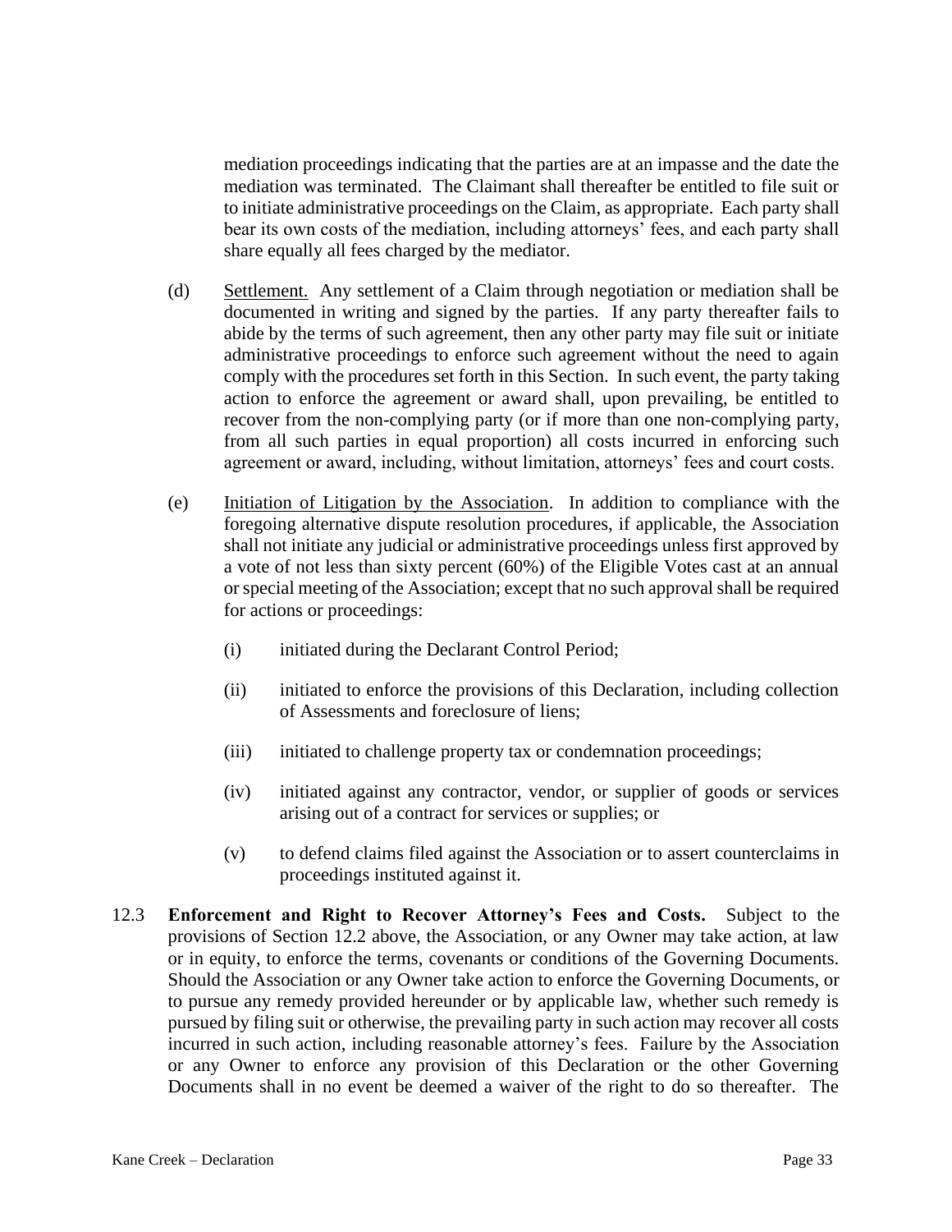mediation proceedings indicating that the parties are at an impasse and the date the mediation was terminated. The Claimant shall thereafter be entitled to file suit or to initiate administrative proceedings on the Claim, as appropriate. Each party shall bear its own costs of the mediation, including attorneys' fees, and each party shall share equally all fees charged by the mediator.

(d) Settlement. Any settlement of a Claim through negotiation or mediation shall be documented in writing and signed by the parties. If any party thereafter fails to abide by the terms of such agreement, then any other party may file suit or initiate administrative proceedings to enforce such agreement without the need to again comply with the procedures set forth in this Section. In such event, the party taking action to enforce the agreement or award shall, upon prevailing, be entitled to recover from the non-complying party (or if more than one non-complying party, from all such parties in equal proportion) all costs incurred in enforcing such agreement or award, including, without limitation, attorneys' fees and court costs.

(e) Initiation of Litigation by the Association. In addition to compliance with the foregoing alternative dispute resolution procedures, if applicable, the Association shall not initiate any judicial or administrative proceedings unless first approved by a vote of not less than sixty percent (60%) of the Eligible Votes cast at an annual or special meeting of the Association; except that no such approval shall be required for actions or proceedings:

(i) initiated during the Declarant Control Period;

(ii) initiated to enforce the provisions of this Declaration, including collection of Assessments and foreclosure of liens;

(iii) initiated to challenge property tax or condemnation proceedings;

(iv) initiated against any contractor, vendor, or supplier of goods or services arising out of a contract for services or supplies; or

(v) to defend claims filed against the Association or to assert counterclaims in proceedings instituted against it.

12.3 **Enforcement and Right to Recover Attorney's Fees and Costs.** Subject to the provisions of Section 12.2 above, the Association, or any Owner may take action, at law or in equity, to enforce the terms, covenants or conditions of the Governing Documents. Should the Association or any Owner take action to enforce the Governing Documents, or to pursue any remedy provided hereunder or by applicable law, whether such remedy is pursued by filing suit or otherwise, the prevailing party in such action may recover all costs incurred in such action, including reasonable attorney's fees. Failure by the Association or any Owner to enforce any provision of this Declaration or the other Governing Documents shall in no event be deemed a waiver of the right to do so thereafter. The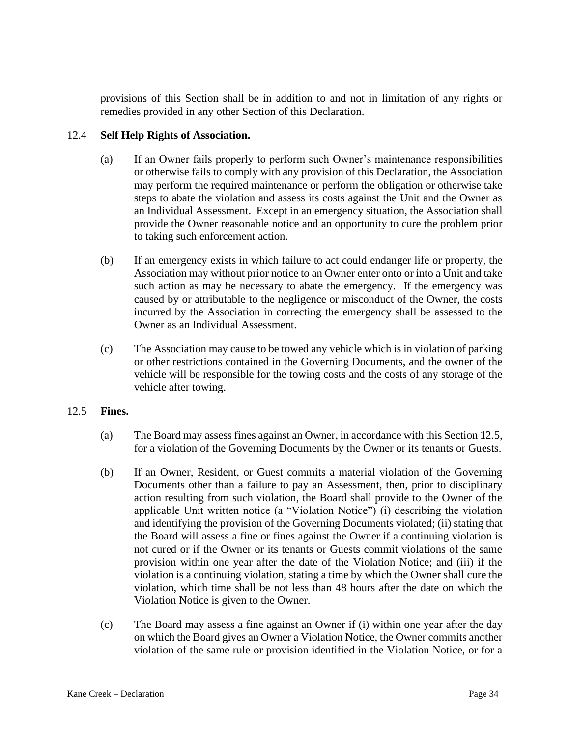provisions of this Section shall be in addition to and not in limitation of any rights or remedies provided in any other Section of this Declaration.

12.4 **Self Help Rights of Association.**

(a) If an Owner fails properly to perform such Owner's maintenance responsibilities or otherwise fails to comply with any provision of this Declaration, the Association may perform the required maintenance or perform the obligation or otherwise take steps to abate the violation and assess its costs against the Unit and the Owner as an Individual Assessment. Except in an emergency situation, the Association shall provide the Owner reasonable notice and an opportunity to cure the problem prior to taking such enforcement action.

(b) If an emergency exists in which failure to act could endanger life or property, the Association may without prior notice to an Owner enter onto or into a Unit and take such action as may be necessary to abate the emergency. If the emergency was caused by or attributable to the negligence or misconduct of the Owner, the costs incurred by the Association in correcting the emergency shall be assessed to the Owner as an Individual Assessment.

(c) The Association may cause to be towed any vehicle which is in violation of parking or other restrictions contained in the Governing Documents, and the owner of the vehicle will be responsible for the towing costs and the costs of any storage of the vehicle after towing.

12.5 **Fines.**

(a) The Board may assess fines against an Owner, in accordance with this Section 12.5, for a violation of the Governing Documents by the Owner or its tenants or Guests.

(b) If an Owner, Resident, or Guest commits a material violation of the Governing Documents other than a failure to pay an Assessment, then, prior to disciplinary action resulting from such violation, the Board shall provide to the Owner of the applicable Unit written notice (a "Violation Notice") (i) describing the violation and identifying the provision of the Governing Documents violated; (ii) stating that the Board will assess a fine or fines against the Owner if a continuing violation is not cured or if the Owner or its tenants or Guests commit violations of the same provision within one year after the date of the Violation Notice; and (iii) if the violation is a continuing violation, stating a time by which the Owner shall cure the violation, which time shall be not less than 48 hours after the date on which the Violation Notice is given to the Owner.

(c) The Board may assess a fine against an Owner if (i) within one year after the day on which the Board gives an Owner a Violation Notice, the Owner commits another violation of the same rule or provision identified in the Violation Notice, or for a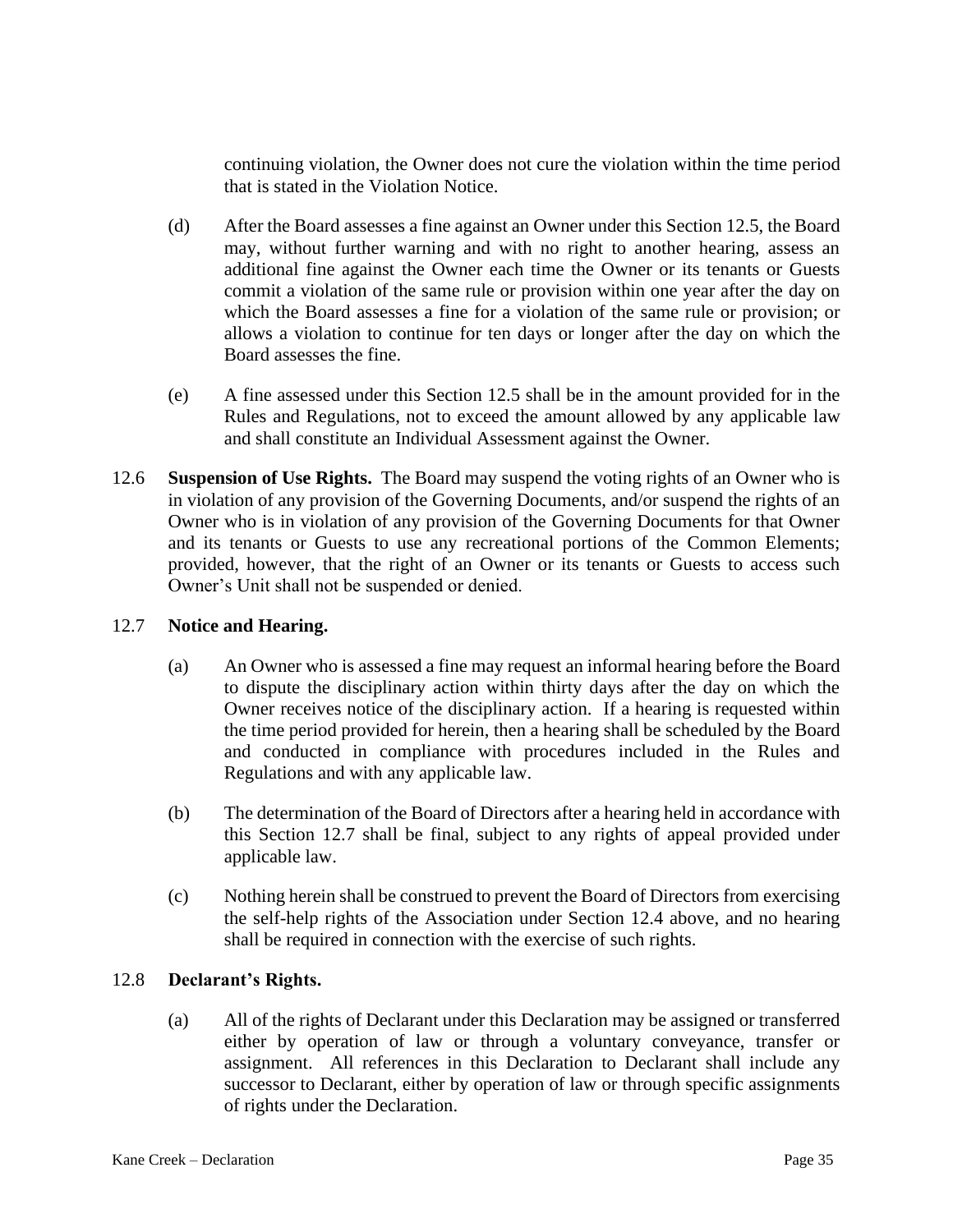continuing violation, the Owner does not cure the violation within the time period that is stated in the Violation Notice.

(d) After the Board assesses a fine against an Owner under this Section 12.5, the Board may, without further warning and with no right to another hearing, assess an additional fine against the Owner each time the Owner or its tenants or Guests commit a violation of the same rule or provision within one year after the day on which the Board assesses a fine for a violation of the same rule or provision; or allows a violation to continue for ten days or longer after the day on which the Board assesses the fine.

(e) A fine assessed under this Section 12.5 shall be in the amount provided for in the Rules and Regulations, not to exceed the amount allowed by any applicable law and shall constitute an Individual Assessment against the Owner.

12.6 **Suspension of Use Rights.** The Board may suspend the voting rights of an Owner who is in violation of any provision of the Governing Documents, and/or suspend the rights of an Owner who is in violation of any provision of the Governing Documents for that Owner and its tenants or Guests to use any recreational portions of the Common Elements; provided, however, that the right of an Owner or its tenants or Guests to access such Owner's Unit shall not be suspended or denied.

12.7 **Notice and Hearing.**

(a) An Owner who is assessed a fine may request an informal hearing before the Board to dispute the disciplinary action within thirty days after the day on which the Owner receives notice of the disciplinary action. If a hearing is requested within the time period provided for herein, then a hearing shall be scheduled by the Board and conducted in compliance with procedures included in the Rules and Regulations and with any applicable law.

(b) The determination of the Board of Directors after a hearing held in accordance with this Section 12.7 shall be final, subject to any rights of appeal provided under applicable law.

(c) Nothing herein shall be construed to prevent the Board of Directors from exercising the self-help rights of the Association under Section 12.4 above, and no hearing shall be required in connection with the exercise of such rights.

12.8 **Declarant's Rights.**

(a) All of the rights of Declarant under this Declaration may be assigned or transferred either by operation of law or through a voluntary conveyance, transfer or assignment. All references in this Declaration to Declarant shall include any successor to Declarant, either by operation of law or through specific assignments of rights under the Declaration.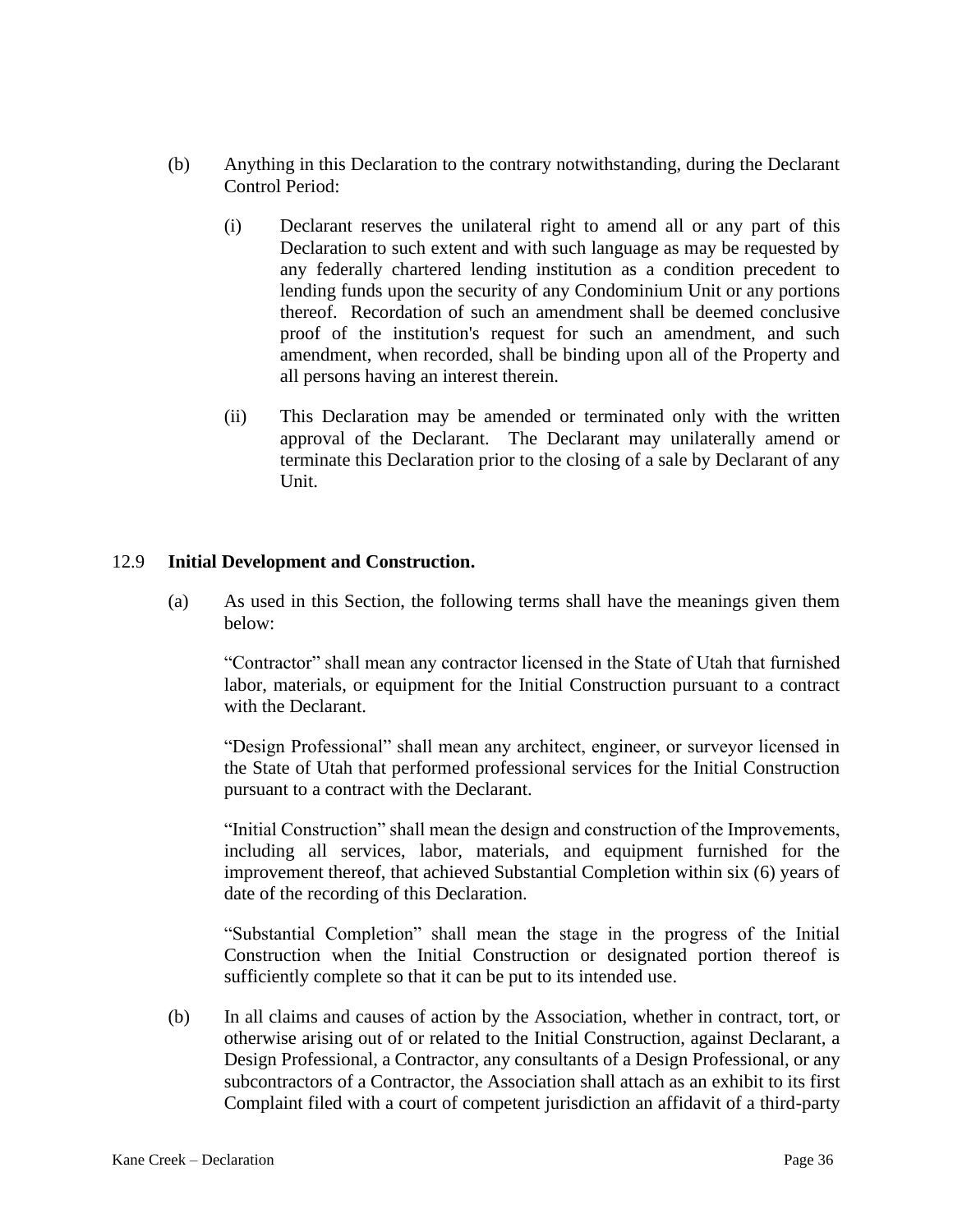(b) Anything in this Declaration to the contrary notwithstanding, during the Declarant Control Period:

(i) Declarant reserves the unilateral right to amend all or any part of this Declaration to such extent and with such language as may be requested by any federally chartered lending institution as a condition precedent to lending funds upon the security of any Condominium Unit or any portions thereof. Recordation of such an amendment shall be deemed conclusive proof of the institution's request for such an amendment, and such amendment, when recorded, shall be binding upon all of the Property and all persons having an interest therein.

(ii) This Declaration may be amended or terminated only with the written approval of the Declarant. The Declarant may unilaterally amend or terminate this Declaration prior to the closing of a sale by Declarant of any Unit.

12.9 **Initial Development and Construction.**

(a) As used in this Section, the following terms shall have the meanings given them below:

"Contractor" shall mean any contractor licensed in the State of Utah that furnished labor, materials, or equipment for the Initial Construction pursuant to a contract with the Declarant.

"Design Professional" shall mean any architect, engineer, or surveyor licensed in the State of Utah that performed professional services for the Initial Construction pursuant to a contract with the Declarant.

"Initial Construction" shall mean the design and construction of the Improvements, including all services, labor, materials, and equipment furnished for the improvement thereof, that achieved Substantial Completion within six (6) years of date of the recording of this Declaration.

"Substantial Completion" shall mean the stage in the progress of the Initial Construction when the Initial Construction or designated portion thereof is sufficiently complete so that it can be put to its intended use.

(b) In all claims and causes of action by the Association, whether in contract, tort, or otherwise arising out of or related to the Initial Construction, against Declarant, a Design Professional, a Contractor, any consultants of a Design Professional, or any subcontractors of a Contractor, the Association shall attach as an exhibit to its first Complaint filed with a court of competent jurisdiction an affidavit of a third-party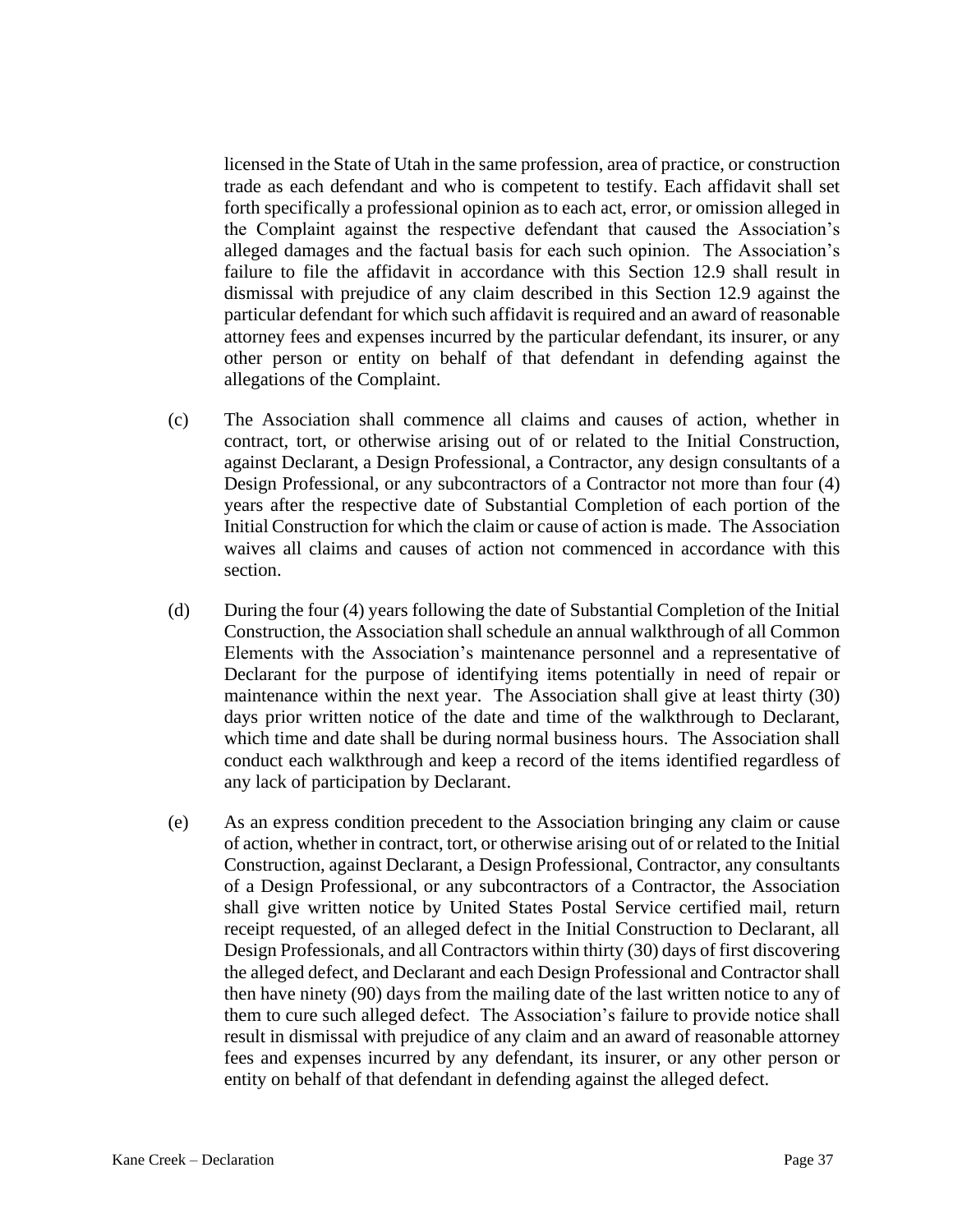licensed in the State of Utah in the same profession, area of practice, or construction trade as each defendant and who is competent to testify. Each affidavit shall set forth specifically a professional opinion as to each act, error, or omission alleged in the Complaint against the respective defendant that caused the Association's alleged damages and the factual basis for each such opinion. The Association's failure to file the affidavit in accordance with this Section 12.9 shall result in dismissal with prejudice of any claim described in this Section 12.9 against the particular defendant for which such affidavit is required and an award of reasonable attorney fees and expenses incurred by the particular defendant, its insurer, or any other person or entity on behalf of that defendant in defending against the allegations of the Complaint.

(c) The Association shall commence all claims and causes of action, whether in contract, tort, or otherwise arising out of or related to the Initial Construction, against Declarant, a Design Professional, a Contractor, any design consultants of a Design Professional, or any subcontractors of a Contractor not more than four (4) years after the respective date of Substantial Completion of each portion of the Initial Construction for which the claim or cause of action is made. The Association waives all claims and causes of action not commenced in accordance with this section.

(d) During the four (4) years following the date of Substantial Completion of the Initial Construction, the Association shall schedule an annual walkthrough of all Common Elements with the Association's maintenance personnel and a representative of Declarant for the purpose of identifying items potentially in need of repair or maintenance within the next year. The Association shall give at least thirty (30) days prior written notice of the date and time of the walkthrough to Declarant, which time and date shall be during normal business hours. The Association shall conduct each walkthrough and keep a record of the items identified regardless of any lack of participation by Declarant.

(e) As an express condition precedent to the Association bringing any claim or cause of action, whether in contract, tort, or otherwise arising out of or related to the Initial Construction, against Declarant, a Design Professional, Contractor, any consultants of a Design Professional, or any subcontractors of a Contractor, the Association shall give written notice by United States Postal Service certified mail, return receipt requested, of an alleged defect in the Initial Construction to Declarant, all Design Professionals, and all Contractors within thirty (30) days of first discovering the alleged defect, and Declarant and each Design Professional and Contractor shall then have ninety (90) days from the mailing date of the last written notice to any of them to cure such alleged defect. The Association's failure to provide notice shall result in dismissal with prejudice of any claim and an award of reasonable attorney fees and expenses incurred by any defendant, its insurer, or any other person or entity on behalf of that defendant in defending against the alleged defect.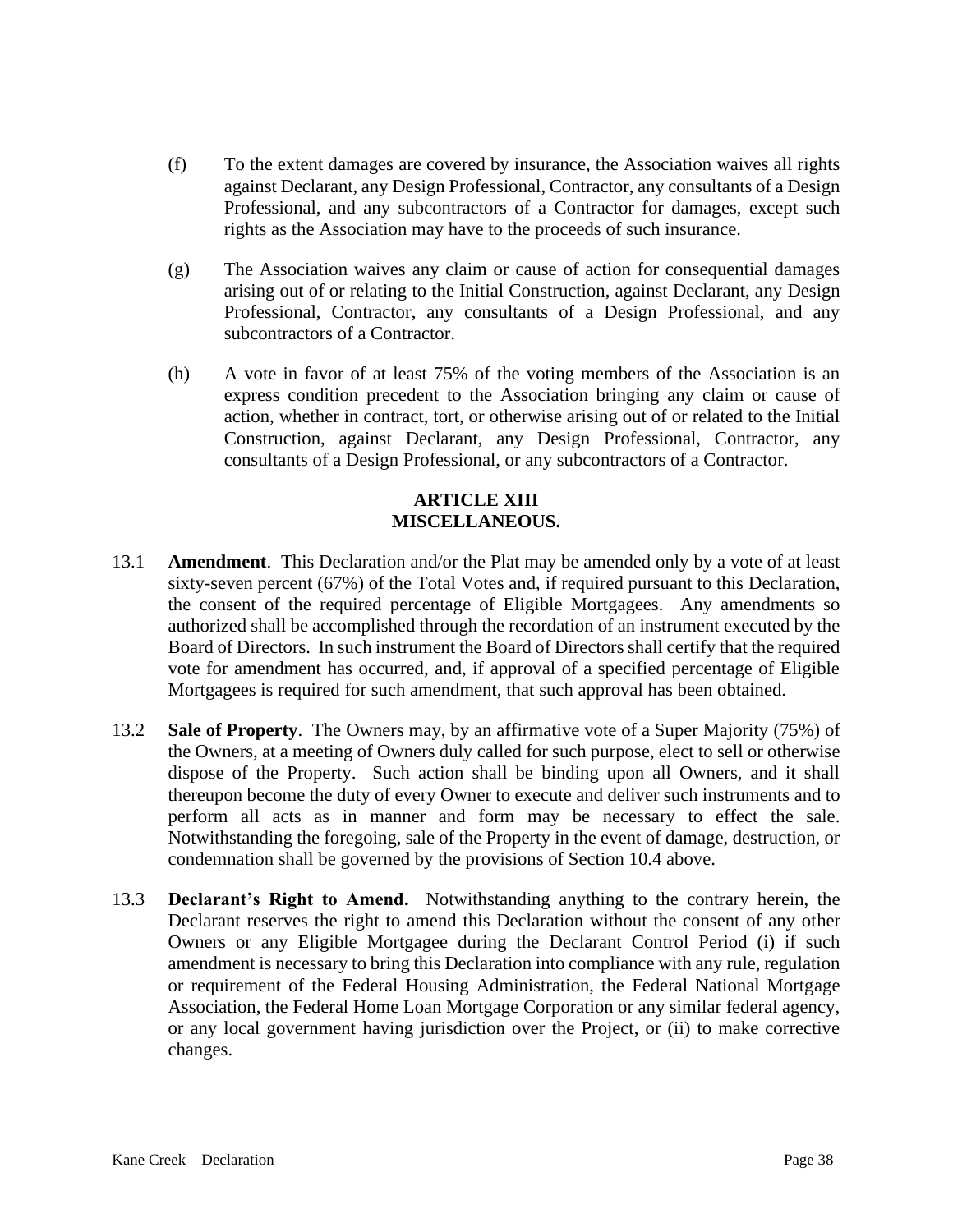(f) To the extent damages are covered by insurance, the Association waives all rights against Declarant, any Design Professional, Contractor, any consultants of a Design Professional, and any subcontractors of a Contractor for damages, except such rights as the Association may have to the proceeds of such insurance.

(g) The Association waives any claim or cause of action for consequential damages arising out of or relating to the Initial Construction, against Declarant, any Design Professional, Contractor, any consultants of a Design Professional, and any subcontractors of a Contractor.

(h) A vote in favor of at least 75% of the voting members of the Association is an express condition precedent to the Association bringing any claim or cause of action, whether in contract, tort, or otherwise arising out of or related to the Initial Construction, against Declarant, any Design Professional, Contractor, any consultants of a Design Professional, or any subcontractors of a Contractor.

## ARTICLE XIII
## MISCELLANEOUS.

13.1 **Amendment**. This Declaration and/or the Plat may be amended only by a vote of at least sixty-seven percent (67%) of the Total Votes and, if required pursuant to this Declaration, the consent of the required percentage of Eligible Mortgagees. Any amendments so authorized shall be accomplished through the recordation of an instrument executed by the Board of Directors. In such instrument the Board of Directors shall certify that the required vote for amendment has occurred, and, if approval of a specified percentage of Eligible Mortgagees is required for such amendment, that such approval has been obtained.

13.2 **Sale of Property**. The Owners may, by an affirmative vote of a Super Majority (75%) of the Owners, at a meeting of Owners duly called for such purpose, elect to sell or otherwise dispose of the Property. Such action shall be binding upon all Owners, and it shall thereupon become the duty of every Owner to execute and deliver such instruments and to perform all acts as in manner and form may be necessary to effect the sale. Notwithstanding the foregoing, sale of the Property in the event of damage, destruction, or condemnation shall be governed by the provisions of Section 10.4 above.

13.3 **Declarant's Right to Amend.** Notwithstanding anything to the contrary herein, the Declarant reserves the right to amend this Declaration without the consent of any other Owners or any Eligible Mortgagee during the Declarant Control Period (i) if such amendment is necessary to bring this Declaration into compliance with any rule, regulation or requirement of the Federal Housing Administration, the Federal National Mortgage Association, the Federal Home Loan Mortgage Corporation or any similar federal agency, or any local government having jurisdiction over the Project, or (ii) to make corrective changes.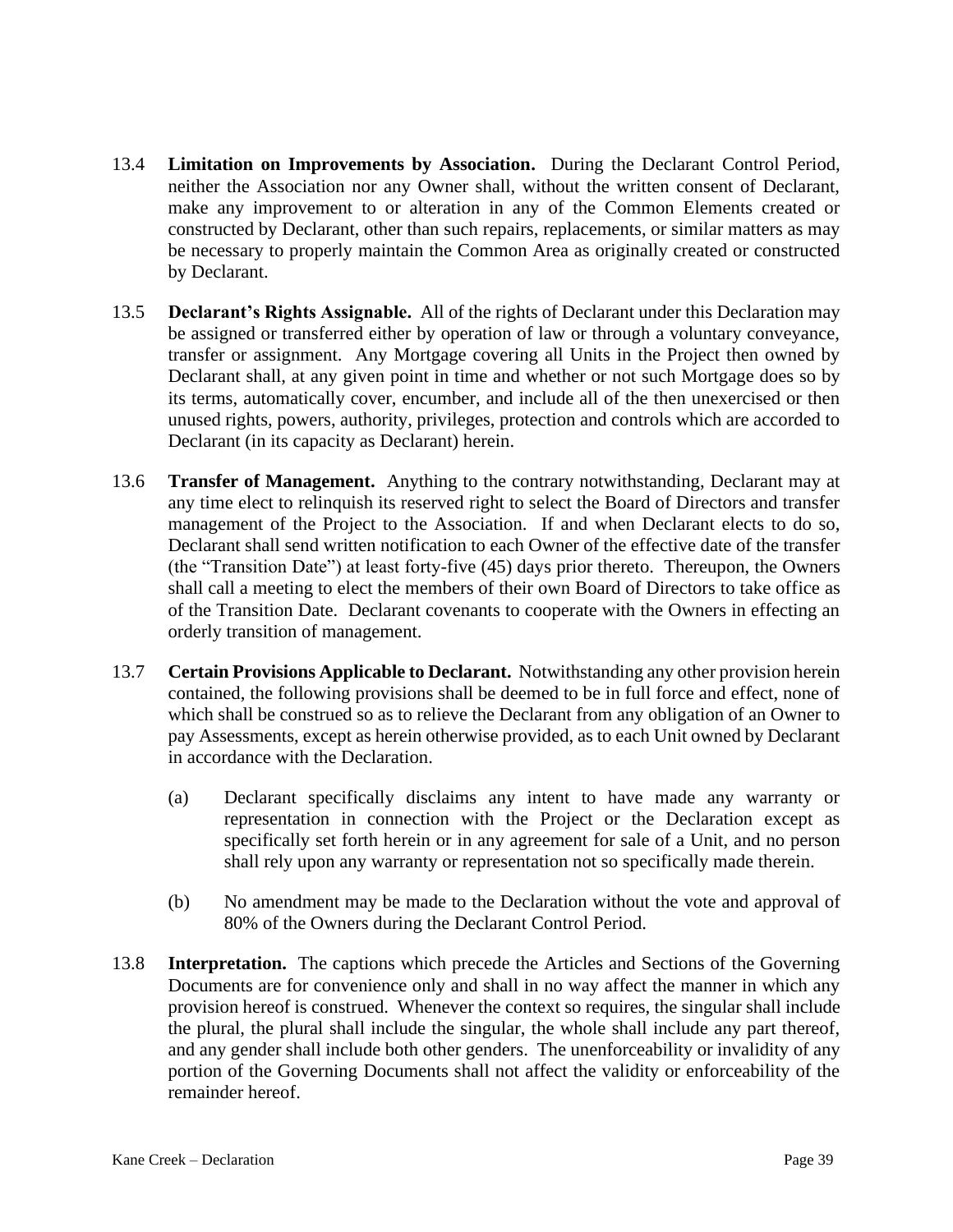13.4 **Limitation on Improvements by Association.** During the Declarant Control Period, neither the Association nor any Owner shall, without the written consent of Declarant, make any improvement to or alteration in any of the Common Elements created or constructed by Declarant, other than such repairs, replacements, or similar matters as may be necessary to properly maintain the Common Area as originally created or constructed by Declarant.

13.5 **Declarant's Rights Assignable.** All of the rights of Declarant under this Declaration may be assigned or transferred either by operation of law or through a voluntary conveyance, transfer or assignment. Any Mortgage covering all Units in the Project then owned by Declarant shall, at any given point in time and whether or not such Mortgage does so by its terms, automatically cover, encumber, and include all of the then unexercised or then unused rights, powers, authority, privileges, protection and controls which are accorded to Declarant (in its capacity as Declarant) herein.

13.6 **Transfer of Management.** Anything to the contrary notwithstanding, Declarant may at any time elect to relinquish its reserved right to select the Board of Directors and transfer management of the Project to the Association. If and when Declarant elects to do so, Declarant shall send written notification to each Owner of the effective date of the transfer (the "Transition Date") at least forty-five (45) days prior thereto. Thereupon, the Owners shall call a meeting to elect the members of their own Board of Directors to take office as of the Transition Date. Declarant covenants to cooperate with the Owners in effecting an orderly transition of management.

13.7 **Certain Provisions Applicable to Declarant.** Notwithstanding any other provision herein contained, the following provisions shall be deemed to be in full force and effect, none of which shall be construed so as to relieve the Declarant from any obligation of an Owner to pay Assessments, except as herein otherwise provided, as to each Unit owned by Declarant in accordance with the Declaration.

   (a) Declarant specifically disclaims any intent to have made any warranty or representation in connection with the Project or the Declaration except as specifically set forth herein or in any agreement for sale of a Unit, and no person shall rely upon any warranty or representation not so specifically made therein.

   (b) No amendment may be made to the Declaration without the vote and approval of 80% of the Owners during the Declarant Control Period.

13.8 **Interpretation.** The captions which precede the Articles and Sections of the Governing Documents are for convenience only and shall in no way affect the manner in which any provision hereof is construed. Whenever the context so requires, the singular shall include the plural, the plural shall include the singular, the whole shall include any part thereof, and any gender shall include both other genders. The unenforceability or invalidity of any portion of the Governing Documents shall not affect the validity or enforceability of the remainder hereof.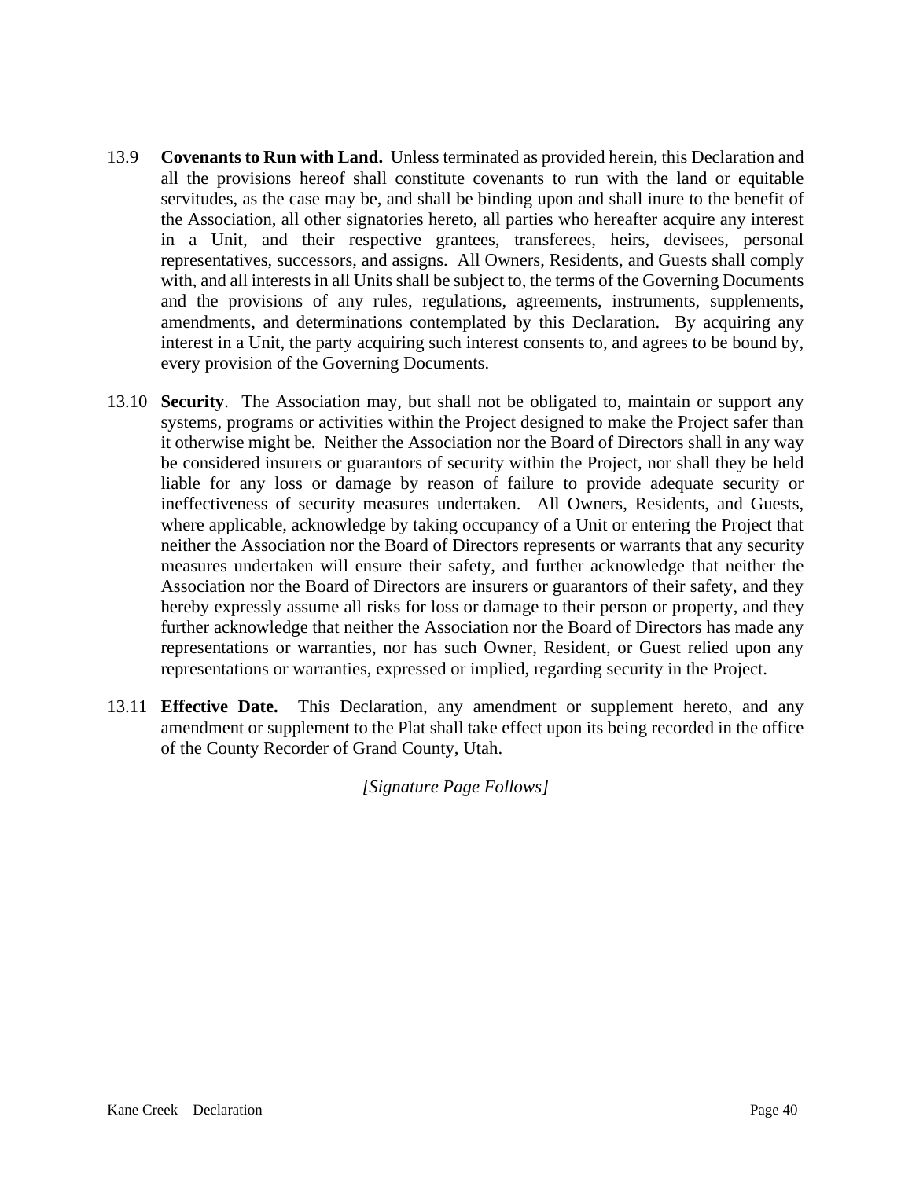13.9 **Covenants to Run with Land.** Unless terminated as provided herein, this Declaration and all the provisions hereof shall constitute covenants to run with the land or equitable servitudes, as the case may be, and shall be binding upon and shall inure to the benefit of the Association, all other signatories hereto, all parties who hereafter acquire any interest in a Unit, and their respective grantees, transferees, heirs, devisees, personal representatives, successors, and assigns. All Owners, Residents, and Guests shall comply with, and all interests in all Units shall be subject to, the terms of the Governing Documents and the provisions of any rules, regulations, agreements, instruments, supplements, amendments, and determinations contemplated by this Declaration. By acquiring any interest in a Unit, the party acquiring such interest consents to, and agrees to be bound by, every provision of the Governing Documents.

13.10 **Security**. The Association may, but shall not be obligated to, maintain or support any systems, programs or activities within the Project designed to make the Project safer than it otherwise might be. Neither the Association nor the Board of Directors shall in any way be considered insurers or guarantors of security within the Project, nor shall they be held liable for any loss or damage by reason of failure to provide adequate security or ineffectiveness of security measures undertaken. All Owners, Residents, and Guests, where applicable, acknowledge by taking occupancy of a Unit or entering the Project that neither the Association nor the Board of Directors represents or warrants that any security measures undertaken will ensure their safety, and further acknowledge that neither the Association nor the Board of Directors are insurers or guarantors of their safety, and they hereby expressly assume all risks for loss or damage to their person or property, and they further acknowledge that neither the Association nor the Board of Directors has made any representations or warranties, nor has such Owner, Resident, or Guest relied upon any representations or warranties, expressed or implied, regarding security in the Project.

13.11 **Effective Date.** This Declaration, any amendment or supplement hereto, and any amendment or supplement to the Plat shall take effect upon its being recorded in the office of the County Recorder of Grand County, Utah.

*[Signature Page Follows]*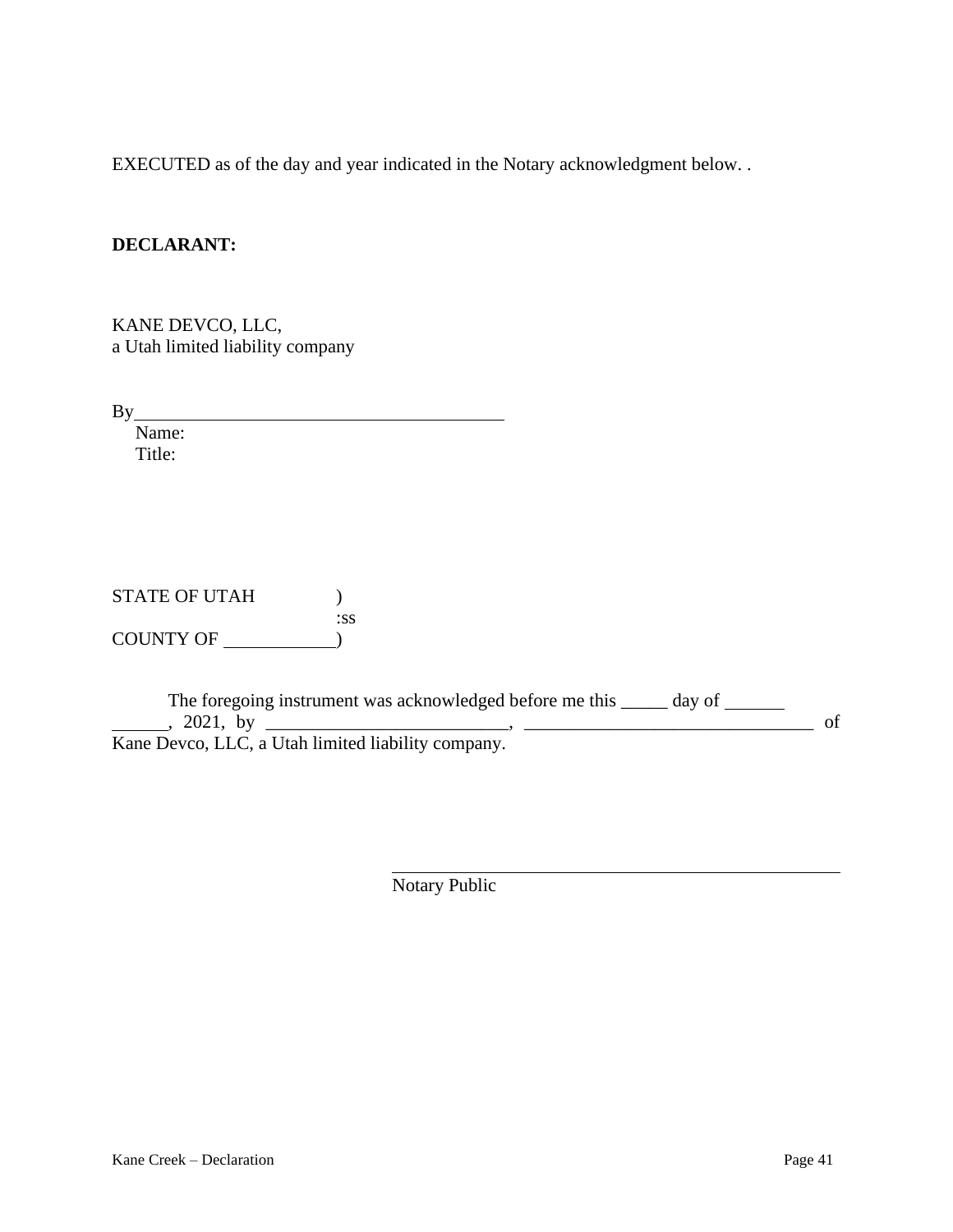EXECUTED as of the day and year indicated in the Notary acknowledgment below. .

**DECLARANT:**

KANE DEVCO, LLC,
a Utah limited liability company

By________________________________________
Name:
Title:

STATE OF UTAH )
:ss
COUNTY OF ____________)

The foregoing instrument was acknowledged before me this _____ day of _______ ______, 2021, by __________________________, _______________________________ of Kane Devco, LLC, a Utah limited liability company.

_______________________________________________
Notary Public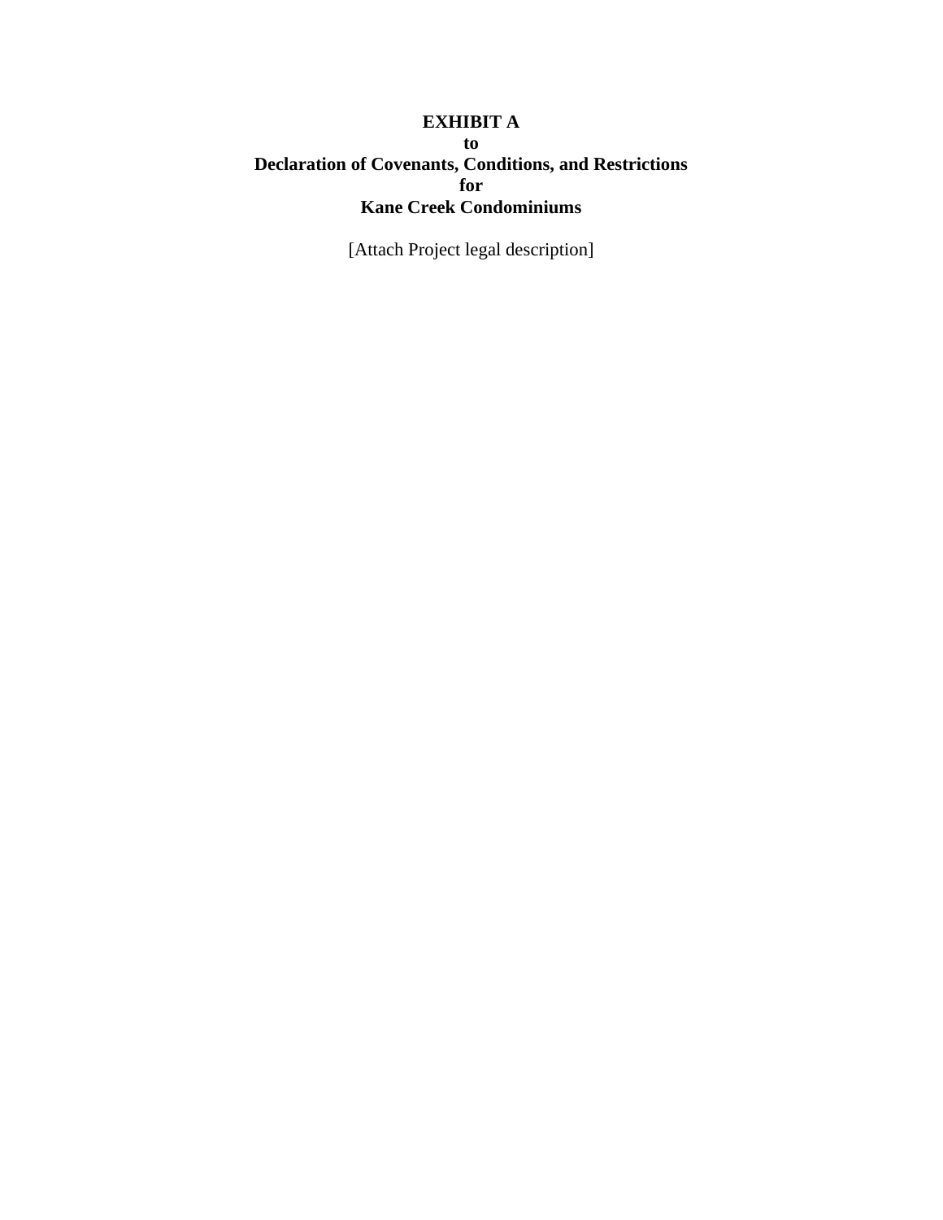**EXHIBIT A**
**to**
**Declaration of Covenants, Conditions, and Restrictions**
**for**
**Kane Creek Condominiums**

[Attach Project legal description]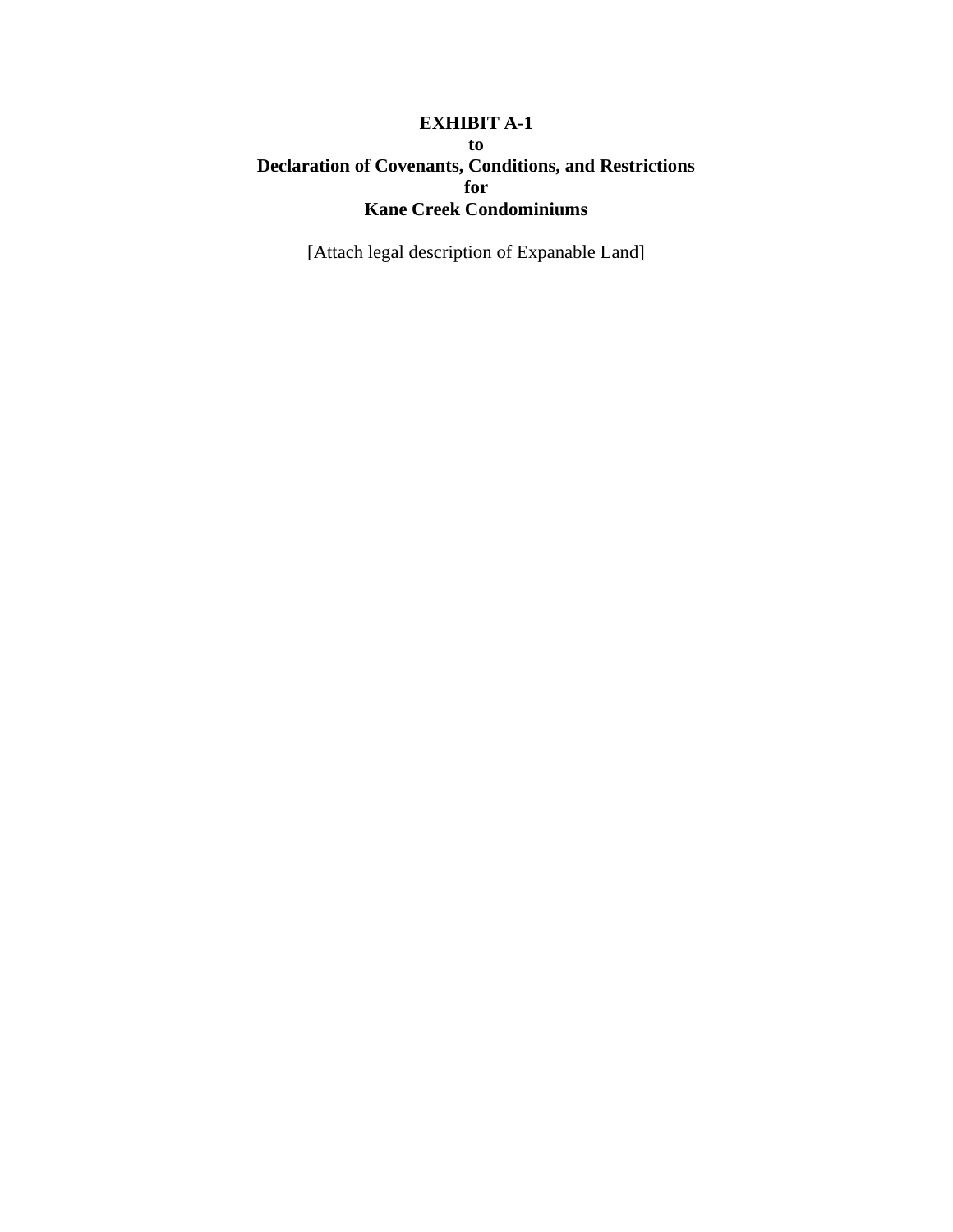**EXHIBIT A-1**
**to**
**Declaration of Covenants, Conditions, and Restrictions**
**for**
**Kane Creek Condominiums**

[Attach legal description of Expanable Land]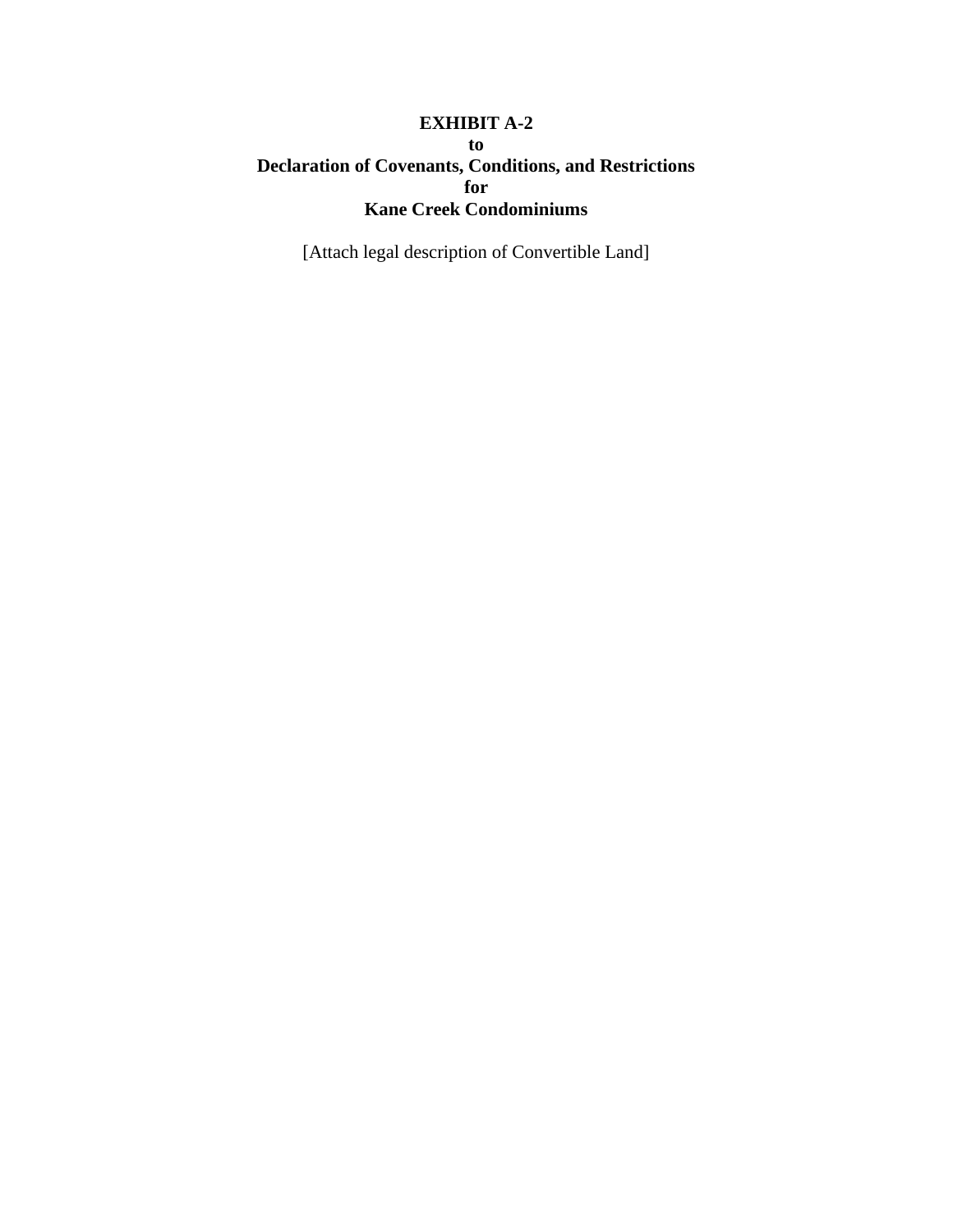**EXHIBIT A-2**
**to**
**Declaration of Covenants, Conditions, and Restrictions**
**for**
**Kane Creek Condominiums**

[Attach legal description of Convertible Land]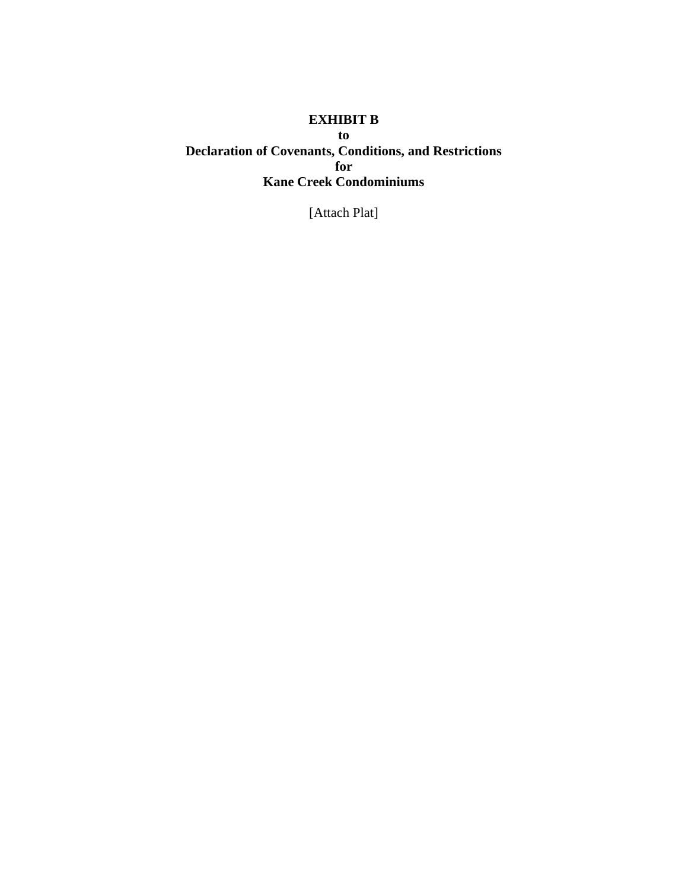**EXHIBIT B**
**to**
**Declaration of Covenants, Conditions, and Restrictions**
**for**
**Kane Creek Condominiums**

[Attach Plat]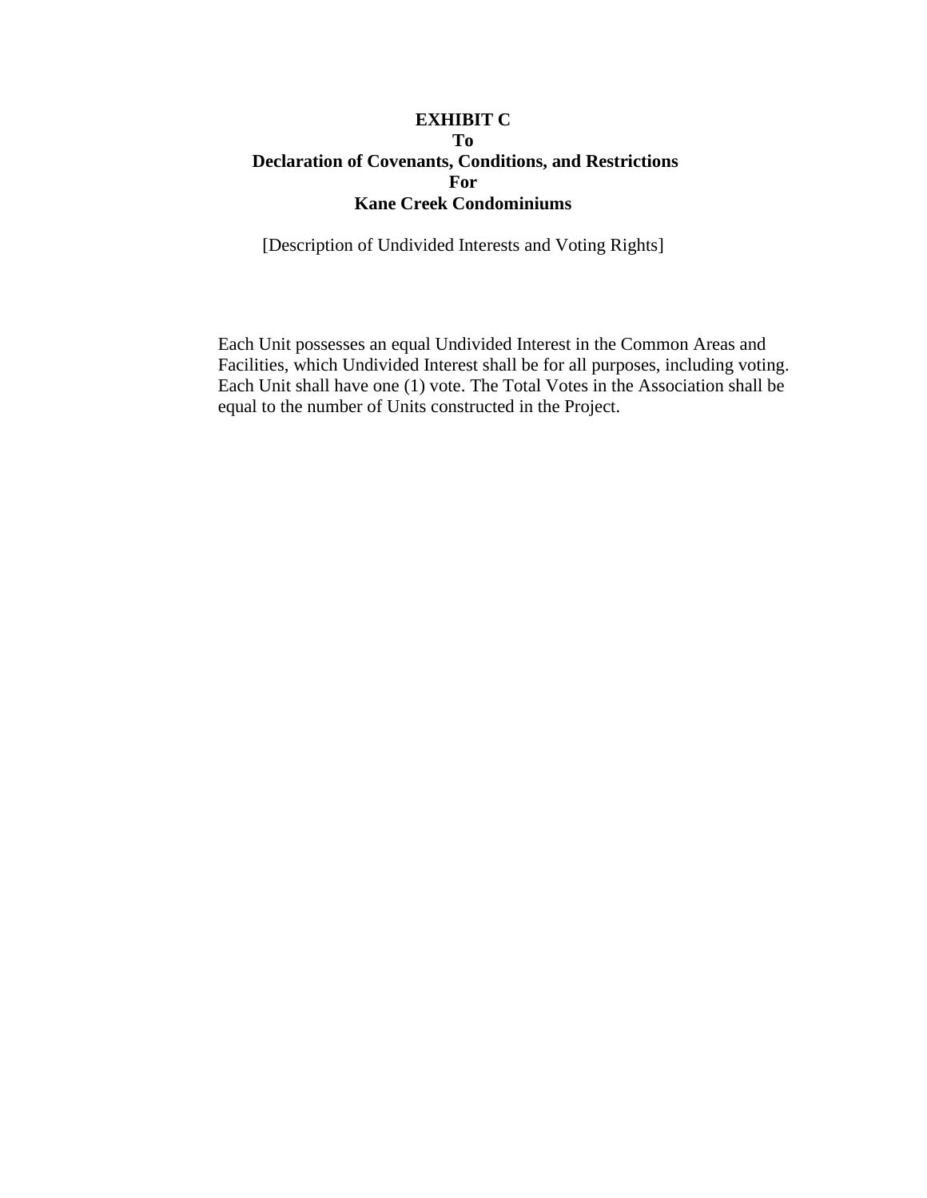**EXHIBIT C**
**To**
**Declaration of Covenants, Conditions, and Restrictions**
**For**
**Kane Creek Condominiums**

[Description of Undivided Interests and Voting Rights]

Each Unit possesses an equal Undivided Interest in the Common Areas and Facilities, which Undivided Interest shall be for all purposes, including voting. Each Unit shall have one (1) vote. The Total Votes in the Association shall be equal to the number of Units constructed in the Project.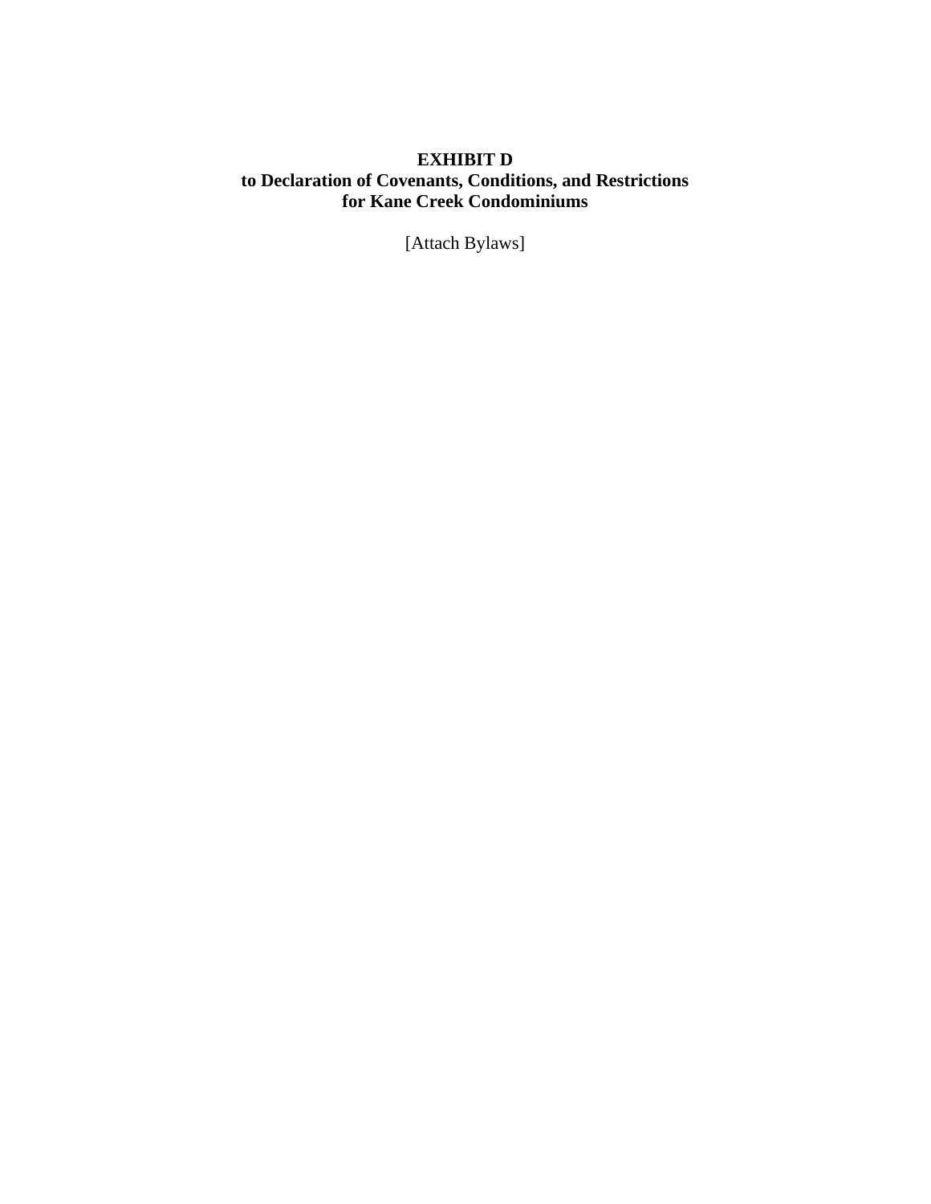**EXHIBIT D**
**to Declaration of Covenants, Conditions, and Restrictions for Kane Creek Condominiums**

[Attach Bylaws]